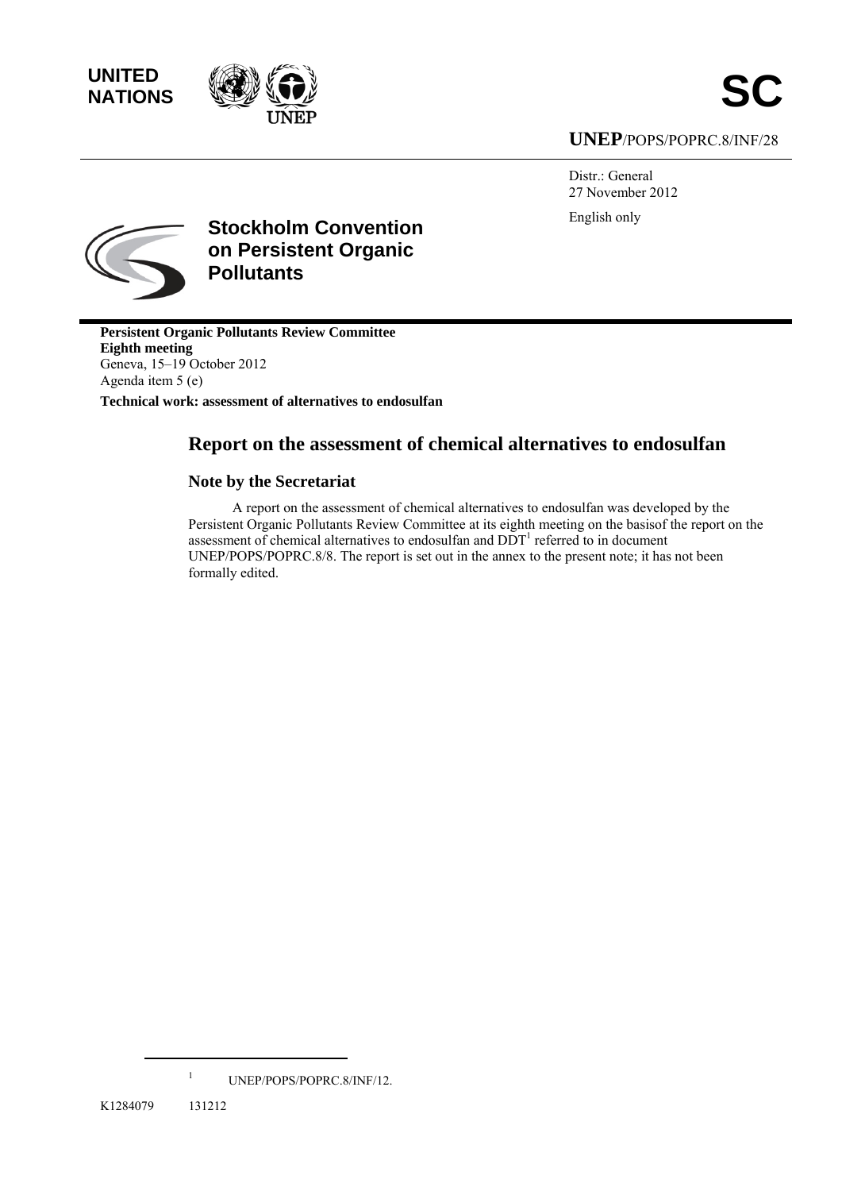UNITED NATIONS

# SC

**UNEP**/POPS/POPRC.8/INF/28

Distr.: General
27 November 2012

English only

**Stockholm Convention on Persistent Organic Pollutants**

**Persistent Organic Pollutants Review Committee**
**Eighth meeting**
Geneva, 15–19 October 2012
Agenda item 5 (e)

**Technical work: assessment of alternatives to endosulfan**

## Report on the assessment of chemical alternatives to endosulfan

### Note by the Secretariat

A report on the assessment of chemical alternatives to endosulfan was developed by the Persistent Organic Pollutants Review Committee at its eighth meeting on the basisof the report on the assessment of chemical alternatives to endosulfan and DDT[1] referred to in document UNEP/POPS/POPRC.8/8. The report is set out in the annex to the present note; it has not been formally edited.

[1] UNEP/POPS/POPRC.8/INF/12.

K1284079 131212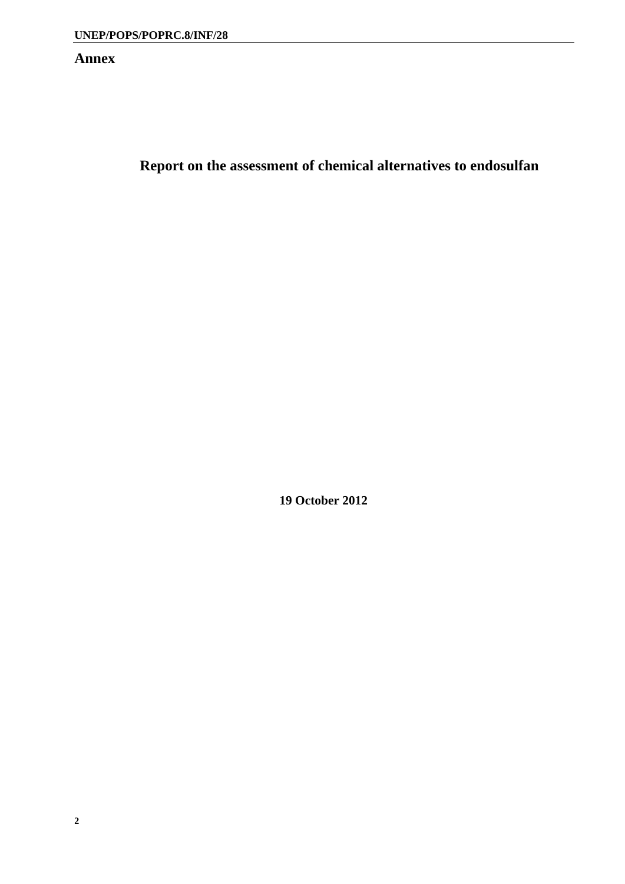# Annex

## Report on the assessment of chemical alternatives to endosulfan

**19 October 2012**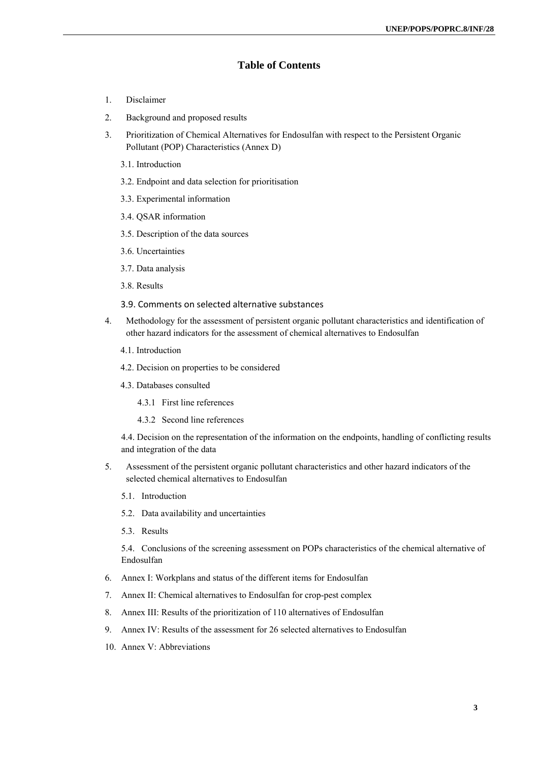# Table of Contents

1. Disclaimer
2. Background and proposed results
3. Prioritization of Chemical Alternatives for Endosulfan with respect to the Persistent Organic Pollutant (POP) Characteristics (Annex D)
    - 3.1. Introduction
    - 3.2. Endpoint and data selection for prioritisation
    - 3.3. Experimental information
    - 3.4. QSAR information
    - 3.5. Description of the data sources
    - 3.6. Uncertainties
    - 3.7. Data analysis
    - 3.8. Results
    - 3.9. Comments on selected alternative substances
4. Methodology for the assessment of persistent organic pollutant characteristics and identification of other hazard indicators for the assessment of chemical alternatives to Endosulfan
    - 4.1. Introduction
    - 4.2. Decision on properties to be considered
    - 4.3. Databases consulted
        - 4.3.1 First line references
        - 4.3.2 Second line references
    - 4.4. Decision on the representation of the information on the endpoints, handling of conflicting results and integration of the data
5. Assessment of the persistent organic pollutant characteristics and other hazard indicators of the selected chemical alternatives to Endosulfan
    - 5.1. Introduction
    - 5.2. Data availability and uncertainties
    - 5.3. Results
    - 5.4. Conclusions of the screening assessment on POPs characteristics of the chemical alternative of Endosulfan
6. Annex I: Workplans and status of the different items for Endosulfan
7. Annex II: Chemical alternatives to Endosulfan for crop-pest complex
8. Annex III: Results of the prioritization of 110 alternatives of Endosulfan
9. Annex IV: Results of the assessment for 26 selected alternatives to Endosulfan
10. Annex V: Abbreviations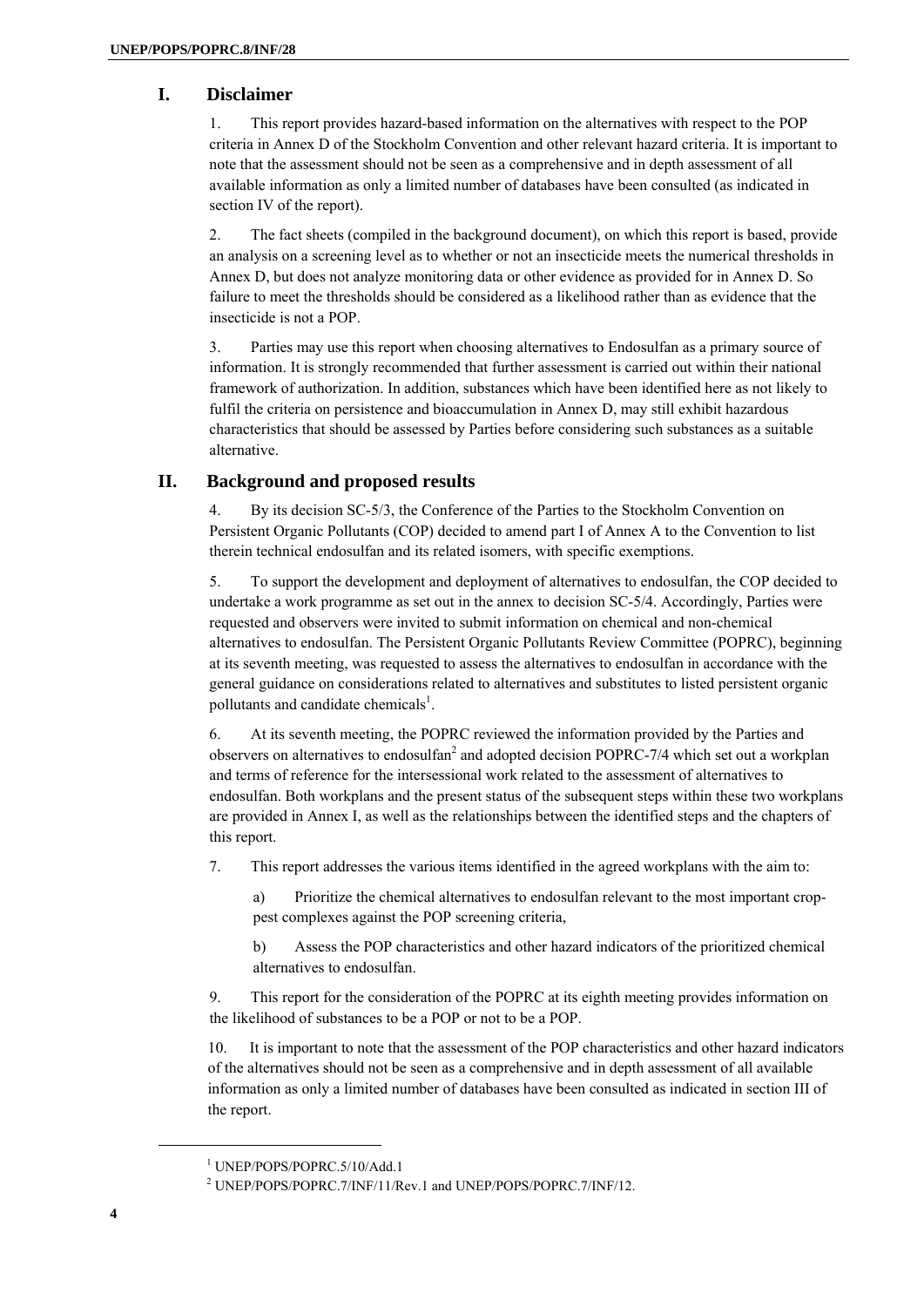## I. Disclaimer

1. This report provides hazard-based information on the alternatives with respect to the POP criteria in Annex D of the Stockholm Convention and other relevant hazard criteria. It is important to note that the assessment should not be seen as a comprehensive and in depth assessment of all available information as only a limited number of databases have been consulted (as indicated in section IV of the report).

2. The fact sheets (compiled in the background document), on which this report is based, provide an analysis on a screening level as to whether or not an insecticide meets the numerical thresholds in Annex D, but does not analyze monitoring data or other evidence as provided for in Annex D. So failure to meet the thresholds should be considered as a likelihood rather than as evidence that the insecticide is not a POP.

3. Parties may use this report when choosing alternatives to Endosulfan as a primary source of information. It is strongly recommended that further assessment is carried out within their national framework of authorization. In addition, substances which have been identified here as not likely to fulfil the criteria on persistence and bioaccumulation in Annex D, may still exhibit hazardous characteristics that should be assessed by Parties before considering such substances as a suitable alternative.

## II. Background and proposed results

4. By its decision SC-5/3, the Conference of the Parties to the Stockholm Convention on Persistent Organic Pollutants (COP) decided to amend part I of Annex A to the Convention to list therein technical endosulfan and its related isomers, with specific exemptions.

5. To support the development and deployment of alternatives to endosulfan, the COP decided to undertake a work programme as set out in the annex to decision SC-5/4. Accordingly, Parties were requested and observers were invited to submit information on chemical and non-chemical alternatives to endosulfan. The Persistent Organic Pollutants Review Committee (POPRC), beginning at its seventh meeting, was requested to assess the alternatives to endosulfan in accordance with the general guidance on considerations related to alternatives and substitutes to listed persistent organic pollutants and candidate chemicals[1].

6. At its seventh meeting, the POPRC reviewed the information provided by the Parties and observers on alternatives to endosulfan[2] and adopted decision POPRC-7/4 which set out a workplan and terms of reference for the intersessional work related to the assessment of alternatives to endosulfan. Both workplans and the present status of the subsequent steps within these two workplans are provided in Annex I, as well as the relationships between the identified steps and the chapters of this report.

7. This report addresses the various items identified in the agreed workplans with the aim to:

a) Prioritize the chemical alternatives to endosulfan relevant to the most important crop-pest complexes against the POP screening criteria,

b) Assess the POP characteristics and other hazard indicators of the prioritized chemical alternatives to endosulfan.

9. This report for the consideration of the POPRC at its eighth meeting provides information on the likelihood of substances to be a POP or not to be a POP.

10. It is important to note that the assessment of the POP characteristics and other hazard indicators of the alternatives should not be seen as a comprehensive and in depth assessment of all available information as only a limited number of databases have been consulted as indicated in section III of the report.

---

[1] UNEP/POPS/POPRC.5/10/Add.1

[2] UNEP/POPS/POPRC.7/INF/11/Rev.1 and UNEP/POPS/POPRC.7/INF/12.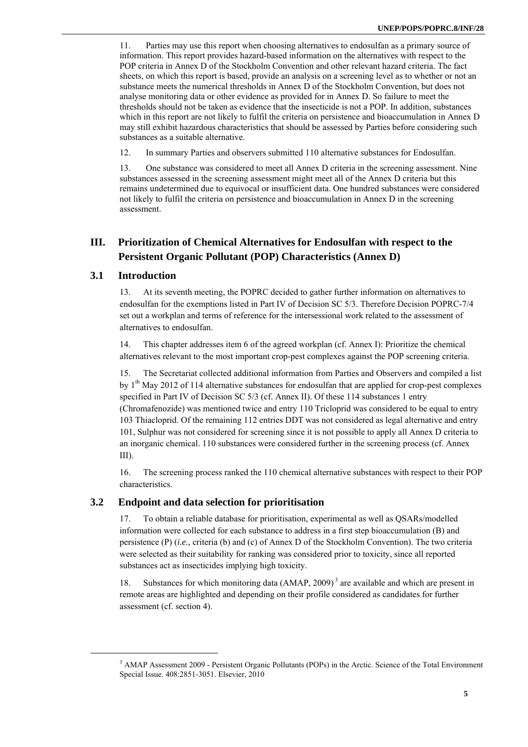11. Parties may use this report when choosing alternatives to endosulfan as a primary source of information. This report provides hazard-based information on the alternatives with respect to the POP criteria in Annex D of the Stockholm Convention and other relevant hazard criteria. The fact sheets, on which this report is based, provide an analysis on a screening level as to whether or not an substance meets the numerical thresholds in Annex D of the Stockholm Convention, but does not analyse monitoring data or other evidence as provided for in Annex D. So failure to meet the thresholds should not be taken as evidence that the insecticide is not a POP. In addition, substances which in this report are not likely to fulfil the criteria on persistence and bioaccumulation in Annex D may still exhibit hazardous characteristics that should be assessed by Parties before considering such substances as a suitable alternative.

12. In summary Parties and observers submitted 110 alternative substances for Endosulfan.

13. One substance was considered to meet all Annex D criteria in the screening assessment. Nine substances assessed in the screening assessment might meet all of the Annex D criteria but this remains undetermined due to equivocal or insufficient data. One hundred substances were considered not likely to fulfil the criteria on persistence and bioaccumulation in Annex D in the screening assessment.

## III. Prioritization of Chemical Alternatives for Endosulfan with respect to the Persistent Organic Pollutant (POP) Characteristics (Annex D)

### 3.1 Introduction

13. At its seventh meeting, the POPRC decided to gather further information on alternatives to endosulfan for the exemptions listed in Part IV of Decision SC 5/3. Therefore Decision POPRC-7/4 set out a workplan and terms of reference for the intersessional work related to the assessment of alternatives to endosulfan.

14. This chapter addresses item 6 of the agreed workplan (cf. Annex I): Prioritize the chemical alternatives relevant to the most important crop-pest complexes against the POP screening criteria.

15. The Secretariat collected additional information from Parties and Observers and compiled a list by 1[th] May 2012 of 114 alternative substances for endosulfan that are applied for crop-pest complexes specified in Part IV of Decision SC 5/3 (cf. Annex II). Of these 114 substances 1 entry (Chromafenozide) was mentioned twice and entry 110 Tricloprid was considered to be equal to entry 103 Thiacloprid. Of the remaining 112 entries DDT was not considered as legal alternative and entry 101, Sulphur was not considered for screening since it is not possible to apply all Annex D criteria to an inorganic chemical. 110 substances were considered further in the screening process (cf. Annex III).

16. The screening process ranked the 110 chemical alternative substances with respect to their POP characteristics.

### 3.2 Endpoint and data selection for prioritisation

17. To obtain a reliable database for prioritisation, experimental as well as QSARs/modelled information were collected for each substance to address in a first step bioaccumulation (B) and persistence (P) (*i.e.,* criteria (b) and (c) of Annex D of the Stockholm Convention). The two criteria were selected as their suitability for ranking was considered prior to toxicity, since all reported substances act as insecticides implying high toxicity.

18. Substances for which monitoring data (AMAP, 2009)[3] are available and which are present in remote areas are highlighted and depending on their profile considered as candidates for further assessment (cf. section 4).

[3] AMAP Assessment 2009 - Persistent Organic Pollutants (POPs) in the Arctic. Science of the Total Environment Special Issue. 408:2851-3051. Elsevier, 2010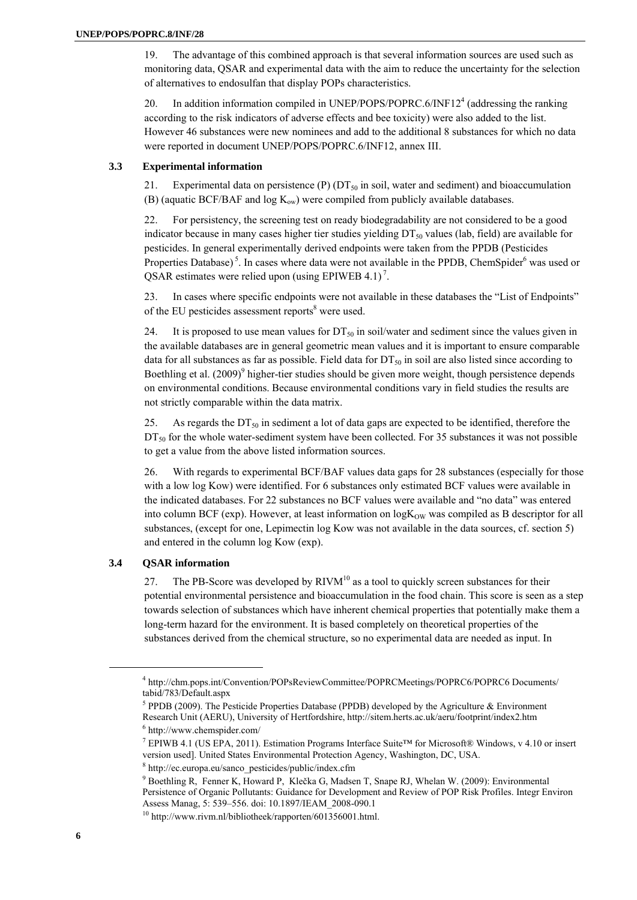19. The advantage of this combined approach is that several information sources are used such as monitoring data, QSAR and experimental data with the aim to reduce the uncertainty for the selection of alternatives to endosulfan that display POPs characteristics.

20. In addition information compiled in UNEP/POPS/POPRC.6/INF12[4] (addressing the ranking according to the risk indicators of adverse effects and bee toxicity) were also added to the list. However 46 substances were new nominees and add to the additional 8 substances for which no data were reported in document UNEP/POPS/POPRC.6/INF12, annex III.

### 3.3 Experimental information

21. Experimental data on persistence (P) ($DT_{50}$ in soil, water and sediment) and bioaccumulation (B) (aquatic BCF/BAF and log $K_{ow}$) were compiled from publicly available databases.

22. For persistency, the screening test on ready biodegradability are not considered to be a good indicator because in many cases higher tier studies yielding $DT_{50}$ values (lab, field) are available for pesticides. In general experimentally derived endpoints were taken from the PPDB (Pesticides Properties Database)[5]. In cases where data were not available in the PPDB, ChemSpider[6] was used or QSAR estimates were relied upon (using EPIWEB 4.1)[7].

23. In cases where specific endpoints were not available in these databases the "List of Endpoints" of the EU pesticides assessment reports[8] were used.

24. It is proposed to use mean values for $DT_{50}$ in soil/water and sediment since the values given in the available databases are in general geometric mean values and it is important to ensure comparable data for all substances as far as possible. Field data for $DT_{50}$ in soil are also listed since according to Boethling et al. (2009)[9] higher-tier studies should be given more weight, though persistence depends on environmental conditions. Because environmental conditions vary in field studies the results are not strictly comparable within the data matrix.

25. As regards the $DT_{50}$ in sediment a lot of data gaps are expected to be identified, therefore the $DT_{50}$ for the whole water-sediment system have been collected. For 35 substances it was not possible to get a value from the above listed information sources.

26. With regards to experimental BCF/BAF values data gaps for 28 substances (especially for those with a low log Kow) were identified. For 6 substances only estimated BCF values were available in the indicated databases. For 22 substances no BCF values were available and "no data" was entered into column BCF (exp). However, at least information on $\log K_{OW}$ was compiled as B descriptor for all substances, (except for one, Lepimectin log Kow was not available in the data sources, cf. section 5) and entered in the column log Kow (exp).

### 3.4 QSAR information

27. The PB-Score was developed by RIVM[10] as a tool to quickly screen substances for their potential environmental persistence and bioaccumulation in the food chain. This score is seen as a step towards selection of substances which have inherent chemical properties that potentially make them a long-term hazard for the environment. It is based completely on theoretical properties of the substances derived from the chemical structure, so no experimental data are needed as input. In

---

[4] http://chm.pops.int/Convention/POPsReviewCommittee/POPRCMeetings/POPRC6/POPRC6 Documents/tabid/783/Default.aspx

[5] PPDB (2009). The Pesticide Properties Database (PPDB) developed by the Agriculture & Environment Research Unit (AERU), University of Hertfordshire, http://sitem.herts.ac.uk/aeru/footprint/index2.htm

[6] http://www.chemspider.com/

[7] EPIWB 4.1 (US EPA, 2011). Estimation Programs Interface Suite™ for Microsoft® Windows, v 4.10 or insert version used]. United States Environmental Protection Agency, Washington, DC, USA.

[8] http://ec.europa.eu/sanco_pesticides/public/index.cfm

[9] Boethling R, Fenner K, Howard P, Klečka G, Madsen T, Snape RJ, Whelan W. (2009): Environmental Persistence of Organic Pollutants: Guidance for Development and Review of POP Risk Profiles. Integr Environ Assess Manag, 5: 539–556. doi: 10.1897/IEAM_2008-090.1

[10] http://www.rivm.nl/bibliotheek/rapporten/601356001.html.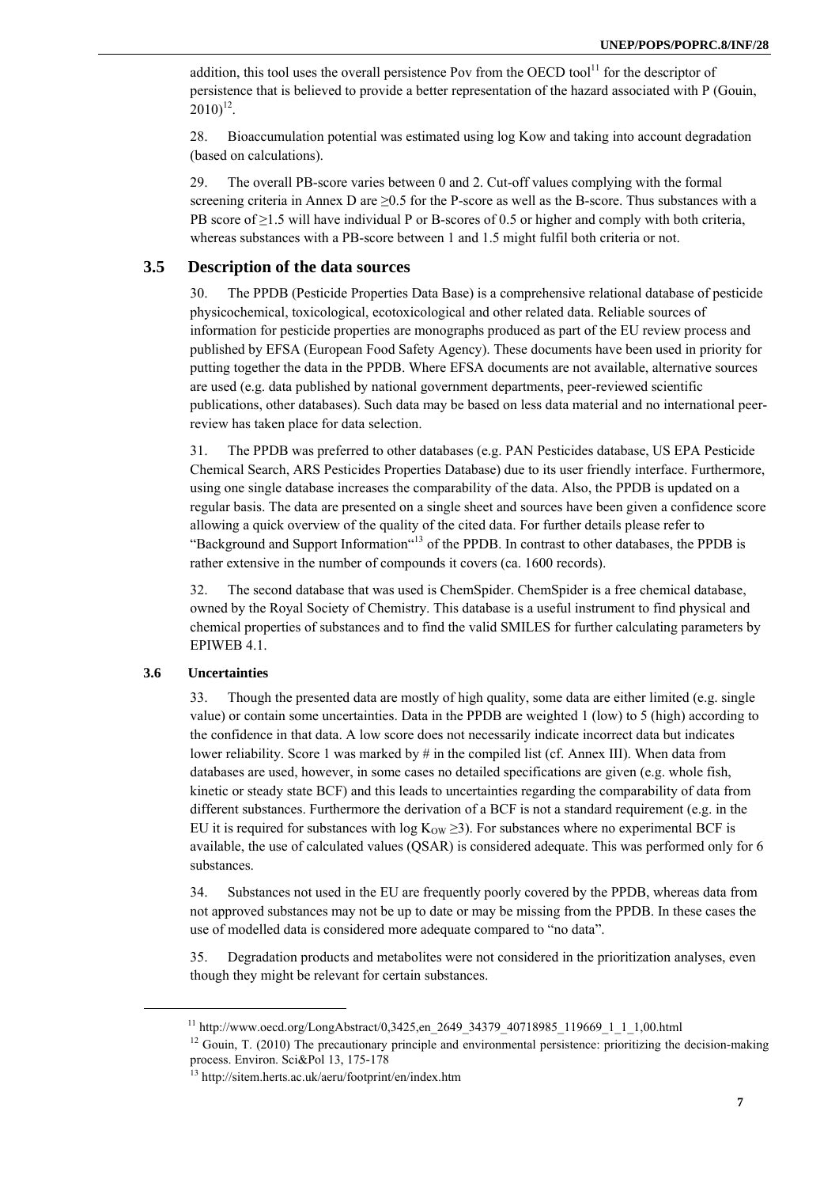addition, this tool uses the overall persistence Pov from the OECD tool[11] for the descriptor of persistence that is believed to provide a better representation of the hazard associated with P (Gouin, 2010)[12].

28. Bioaccumulation potential was estimated using log Kow and taking into account degradation (based on calculations).

29. The overall PB-score varies between 0 and 2. Cut-off values complying with the formal screening criteria in Annex D are ≥0.5 for the P-score as well as the B-score. Thus substances with a PB score of ≥1.5 will have individual P or B-scores of 0.5 or higher and comply with both criteria, whereas substances with a PB-score between 1 and 1.5 might fulfil both criteria or not.

## 3.5 Description of the data sources

30. The PPDB (Pesticide Properties Data Base) is a comprehensive relational database of pesticide physicochemical, toxicological, ecotoxicological and other related data. Reliable sources of information for pesticide properties are monographs produced as part of the EU review process and published by EFSA (European Food Safety Agency). These documents have been used in priority for putting together the data in the PPDB. Where EFSA documents are not available, alternative sources are used (e.g. data published by national government departments, peer-reviewed scientific publications, other databases). Such data may be based on less data material and no international peer-review has taken place for data selection.

31. The PPDB was preferred to other databases (e.g. PAN Pesticides database, US EPA Pesticide Chemical Search, ARS Pesticides Properties Database) due to its user friendly interface. Furthermore, using one single database increases the comparability of the data. Also, the PPDB is updated on a regular basis. The data are presented on a single sheet and sources have been given a confidence score allowing a quick overview of the quality of the cited data. For further details please refer to "Background and Support Information"[13] of the PPDB. In contrast to other databases, the PPDB is rather extensive in the number of compounds it covers (ca. 1600 records).

32. The second database that was used is ChemSpider. ChemSpider is a free chemical database, owned by the Royal Society of Chemistry. This database is a useful instrument to find physical and chemical properties of substances and to find the valid SMILES for further calculating parameters by EPIWEB 4.1.

### 3.6 Uncertainties

33. Though the presented data are mostly of high quality, some data are either limited (e.g. single value) or contain some uncertainties. Data in the PPDB are weighted 1 (low) to 5 (high) according to the confidence in that data. A low score does not necessarily indicate incorrect data but indicates lower reliability. Score 1 was marked by # in the compiled list (cf. Annex III). When data from databases are used, however, in some cases no detailed specifications are given (e.g. whole fish, kinetic or steady state BCF) and this leads to uncertainties regarding the comparability of data from different substances. Furthermore the derivation of a BCF is not a standard requirement (e.g. in the EU it is required for substances with log $K_{OW} \geq 3$). For substances where no experimental BCF is available, the use of calculated values (QSAR) is considered adequate. This was performed only for 6 substances.

34. Substances not used in the EU are frequently poorly covered by the PPDB, whereas data from not approved substances may not be up to date or may be missing from the PPDB. In these cases the use of modelled data is considered more adequate compared to "no data".

35. Degradation products and metabolites were not considered in the prioritization analyses, even though they might be relevant for certain substances.

---

[11] http://www.oecd.org/LongAbstract/0,3425,en_2649_34379_40718985_119669_1_1_1,00.html

[12] Gouin, T. (2010) The precautionary principle and environmental persistence: prioritizing the decision-making process. Environ. Sci&Pol 13, 175-178

[13] http://sitem.herts.ac.uk/aeru/footprint/en/index.htm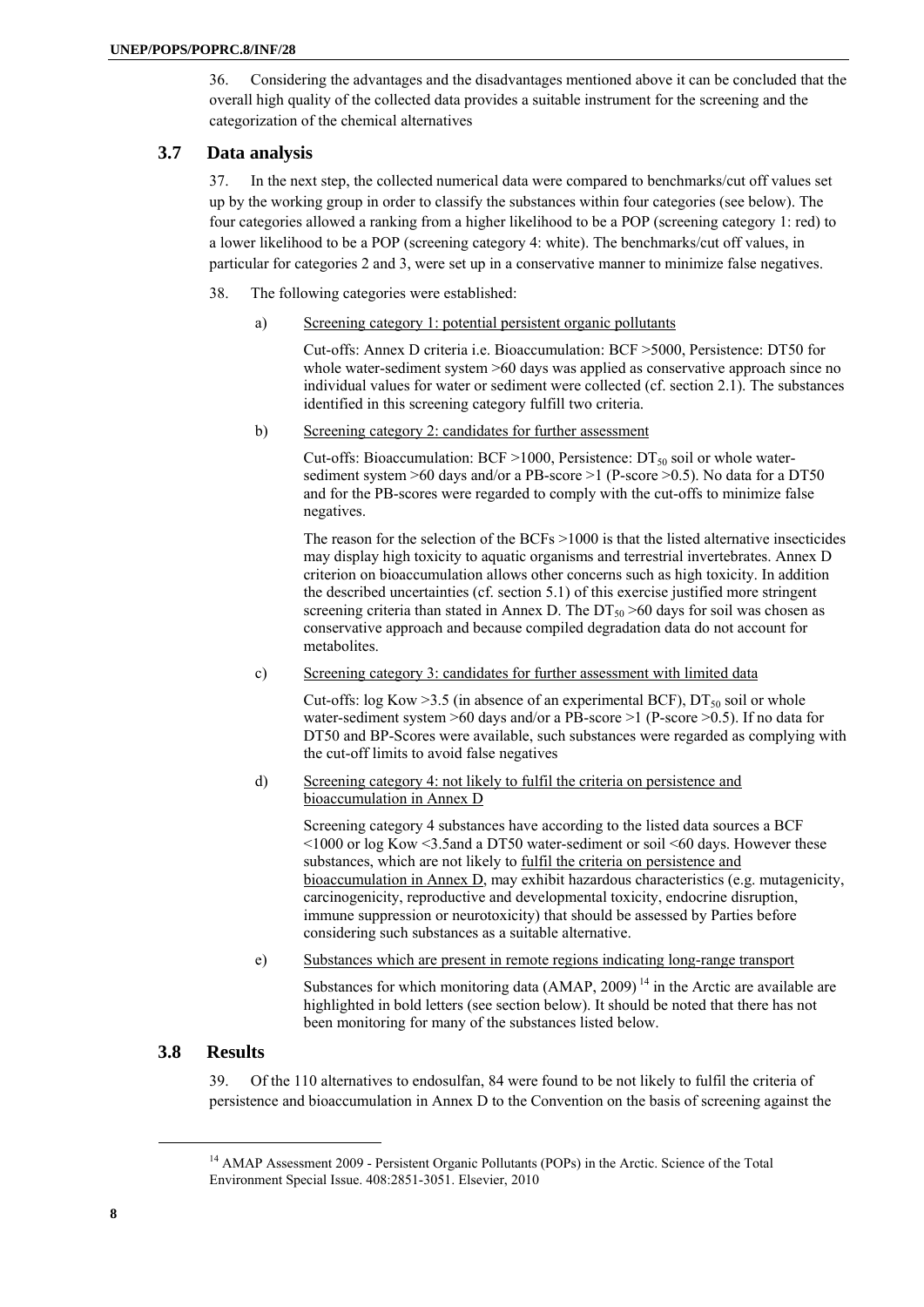36. Considering the advantages and the disadvantages mentioned above it can be concluded that the overall high quality of the collected data provides a suitable instrument for the screening and the categorization of the chemical alternatives

## 3.7 Data analysis

37. In the next step, the collected numerical data were compared to benchmarks/cut off values set up by the working group in order to classify the substances within four categories (see below). The four categories allowed a ranking from a higher likelihood to be a POP (screening category 1: red) to a lower likelihood to be a POP (screening category 4: white). The benchmarks/cut off values, in particular for categories 2 and 3, were set up in a conservative manner to minimize false negatives.

38. The following categories were established:

a) Screening category 1: potential persistent organic pollutants

Cut-offs: Annex D criteria i.e. Bioaccumulation: BCF >5000, Persistence: DT50 for whole water-sediment system >60 days was applied as conservative approach since no individual values for water or sediment were collected (cf. section 2.1). The substances identified in this screening category fulfill two criteria.

b) Screening category 2: candidates for further assessment

Cut-offs: Bioaccumulation: BCF >1000, Persistence: $DT_{50}$ soil or whole water-sediment system >60 days and/or a PB-score >1 (P-score >0.5). No data for a DT50 and for the PB-scores were regarded to comply with the cut-offs to minimize false negatives.

The reason for the selection of the BCFs >1000 is that the listed alternative insecticides may display high toxicity to aquatic organisms and terrestrial invertebrates. Annex D criterion on bioaccumulation allows other concerns such as high toxicity. In addition the described uncertainties (cf. section 5.1) of this exercise justified more stringent screening criteria than stated in Annex D. The $DT_{50}$ >60 days for soil was chosen as conservative approach and because compiled degradation data do not account for metabolites.

c) Screening category 3: candidates for further assessment with limited data

Cut-offs: log Kow >3.5 (in absence of an experimental BCF), $DT_{50}$ soil or whole water-sediment system >60 days and/or a PB-score >1 (P-score >0.5). If no data for DT50 and BP-Scores were available, such substances were regarded as complying with the cut-off limits to avoid false negatives

d) Screening category 4: not likely to fulfil the criteria on persistence and bioaccumulation in Annex D

Screening category 4 substances have according to the listed data sources a BCF <1000 or log Kow <3.5and a DT50 water-sediment or soil <60 days. However these substances, which are not likely to fulfil the criteria on persistence and bioaccumulation in Annex D, may exhibit hazardous characteristics (e.g. mutagenicity, carcinogenicity, reproductive and developmental toxicity, endocrine disruption, immune suppression or neurotoxicity) that should be assessed by Parties before considering such substances as a suitable alternative.

e) Substances which are present in remote regions indicating long-range transport

Substances for which monitoring data (AMAP, 2009) [14] in the Arctic are available are highlighted in bold letters (see section below). It should be noted that there has not been monitoring for many of the substances listed below.

## 3.8 Results

39. Of the 110 alternatives to endosulfan, 84 were found to be not likely to fulfil the criteria of persistence and bioaccumulation in Annex D to the Convention on the basis of screening against the

---

[14] AMAP Assessment 2009 - Persistent Organic Pollutants (POPs) in the Arctic. Science of the Total Environment Special Issue. 408:2851-3051. Elsevier, 2010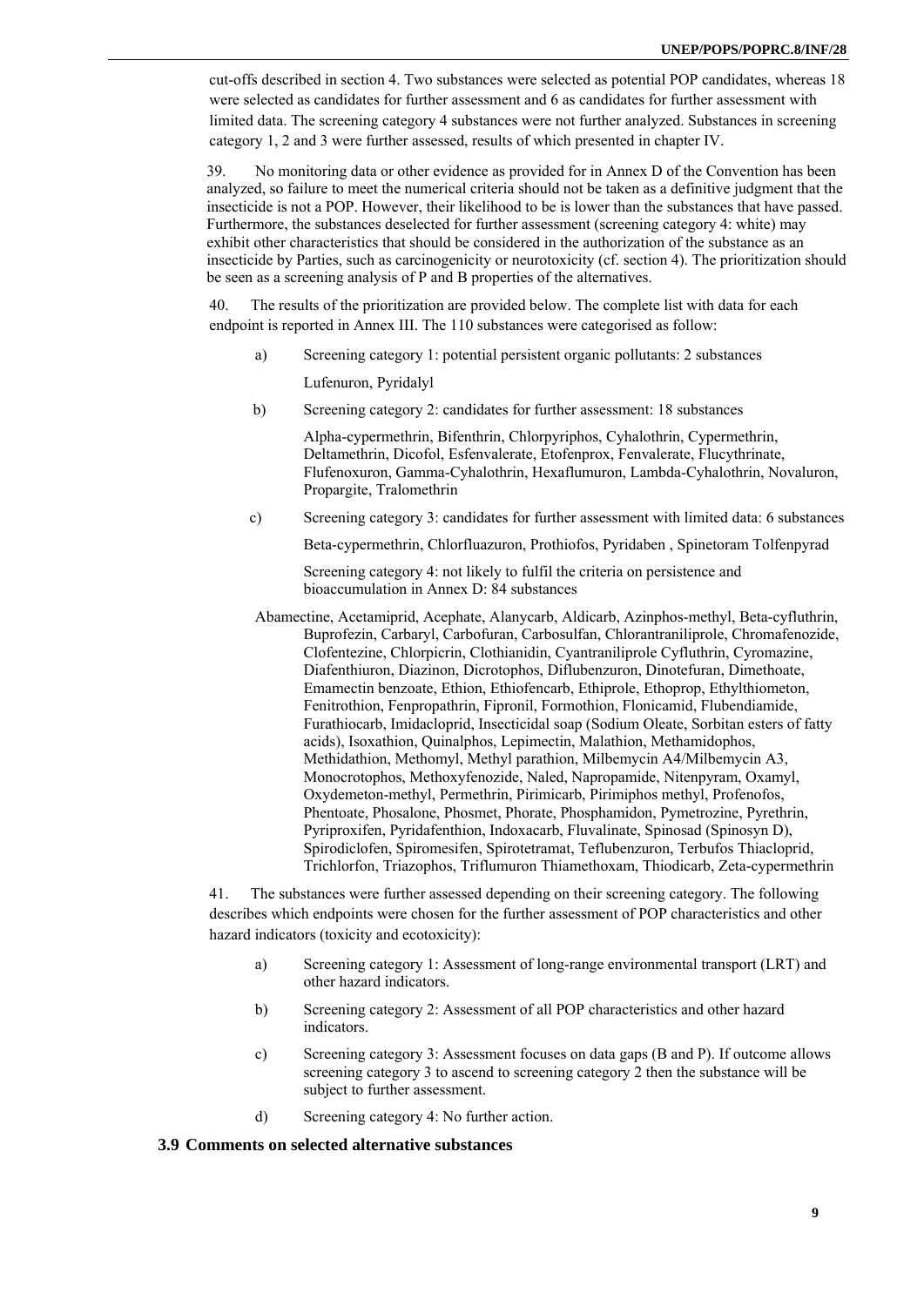cut-offs described in section 4. Two substances were selected as potential POP candidates, whereas 18 were selected as candidates for further assessment and 6 as candidates for further assessment with limited data. The screening category 4 substances were not further analyzed. Substances in screening category 1, 2 and 3 were further assessed, results of which presented in chapter IV.

39. No monitoring data or other evidence as provided for in Annex D of the Convention has been analyzed, so failure to meet the numerical criteria should not be taken as a definitive judgment that the insecticide is not a POP. However, their likelihood to be is lower than the substances that have passed. Furthermore, the substances deselected for further assessment (screening category 4: white) may exhibit other characteristics that should be considered in the authorization of the substance as an insecticide by Parties, such as carcinogenicity or neurotoxicity (cf. section 4). The prioritization should be seen as a screening analysis of P and B properties of the alternatives.

40. The results of the prioritization are provided below. The complete list with data for each endpoint is reported in Annex III. The 110 substances were categorised as follow:

a) Screening category 1: potential persistent organic pollutants: 2 substances

Lufenuron, Pyridalyl

b) Screening category 2: candidates for further assessment: 18 substances

Alpha-cypermethrin, Bifenthrin, Chlorpyriphos, Cyhalothrin, Cypermethrin, Deltamethrin, Dicofol, Esfenvalerate, Etofenprox, Fenvalerate, Flucythrinate, Flufenoxuron, Gamma-Cyhalothrin, Hexaflumuron, Lambda-Cyhalothrin, Novaluron, Propargite, Tralomethrin

c) Screening category 3: candidates for further assessment with limited data: 6 substances

Beta-cypermethrin, Chlorfluazuron, Prothiofos, Pyridaben , Spinetoram Tolfenpyrad

Screening category 4: not likely to fulfil the criteria on persistence and bioaccumulation in Annex D: 84 substances

Abamectine, Acetamiprid, Acephate, Alanycarb, Aldicarb, Azinphos-methyl, Beta-cyfluthrin, Buprofezin, Carbaryl, Carbofuran, Carbosulfan, Chlorantraniliprole, Chromafenozide, Clofentezine, Chlorpicrin, Clothianidin, Cyantraniliprole Cyfluthrin, Cyromazine, Diafenthiuron, Diazinon, Dicrotophos, Diflubenzuron, Dinotefuran, Dimethoate, Emamectin benzoate, Ethion, Ethiofencarb, Ethiprole, Ethoprop, Ethylthiometon, Fenitrothion, Fenpropathrin, Fipronil, Formothion, Flonicamid, Flubendiamide, Furathiocarb, Imidacloprid, Insecticidal soap (Sodium Oleate, Sorbitan esters of fatty acids), Isoxathion, Quinalphos, Lepimectin, Malathion, Methamidophos, Methidathion, Methomyl, Methyl parathion, Milbemycin A4/Milbemycin A3, Monocrotophos, Methoxyfenozide, Naled, Napropamide, Nitenpyram, Oxamyl, Oxydemeton-methyl, Permethrin, Pirimicarb, Pirimiphos methyl, Profenofos, Phentoate, Phosalone, Phosmet, Phorate, Phosphamidon, Pymetrozine, Pyrethrin, Pyriproxifen, Pyridafenthion, Indoxacarb, Fluvalinate, Spinosad (Spinosyn D), Spirodiclofen, Spiromesifen, Spirotetramat, Teflubenzuron, Terbufos Thiacloprid, Trichlorfon, Triazophos, Triflumuron Thiamethoxam, Thiodicarb, Zeta-cypermethrin

41. The substances were further assessed depending on their screening category. The following describes which endpoints were chosen for the further assessment of POP characteristics and other hazard indicators (toxicity and ecotoxicity):

a) Screening category 1: Assessment of long-range environmental transport (LRT) and other hazard indicators.

b) Screening category 2: Assessment of all POP characteristics and other hazard indicators.

c) Screening category 3: Assessment focuses on data gaps (B and P). If outcome allows screening category 3 to ascend to screening category 2 then the substance will be subject to further assessment.

d) Screening category 4: No further action.

### 3.9 Comments on selected alternative substances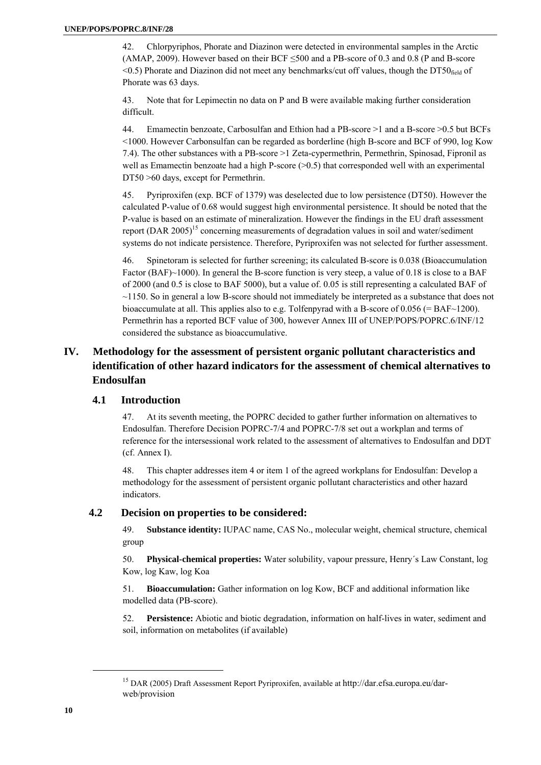42. Chlorpyriphos, Phorate and Diazinon were detected in environmental samples in the Arctic (AMAP, 2009). However based on their BCF ≤500 and a PB-score of 0.3 and 0.8 (P and B-score <0.5) Phorate and Diazinon did not meet any benchmarks/cut off values, though the $DT50_{field}$ of Phorate was 63 days.

43. Note that for Lepimectin no data on P and B were available making further consideration difficult.

44. Emamectin benzoate, Carbosulfan and Ethion had a PB-score >1 and a B-score >0.5 but BCFs <1000. However Carbonsulfan can be regarded as borderline (high B-score and BCF of 990, log Kow 7.4). The other substances with a PB-score >1 Zeta-cypermethrin, Permethrin, Spinosad, Fipronil as well as Emamectin benzoate had a high P-score (>0.5) that corresponded well with an experimental DT50 >60 days, except for Permethrin.

45. Pyriproxifen (exp. BCF of 1379) was deselected due to low persistence (DT50). However the calculated P-value of 0.68 would suggest high environmental persistence. It should be noted that the P-value is based on an estimate of mineralization. However the findings in the EU draft assessment report (DAR 2005)[15] concerning measurements of degradation values in soil and water/sediment systems do not indicate persistence. Therefore, Pyriproxifen was not selected for further assessment.

46. Spinetoram is selected for further screening; its calculated B-score is 0.038 (Bioaccumulation Factor (BAF)~1000). In general the B-score function is very steep, a value of 0.18 is close to a BAF of 2000 (and 0.5 is close to BAF 5000), but a value of. 0.05 is still representing a calculated BAF of ~1150. So in general a low B-score should not immediately be interpreted as a substance that does not bioaccumulate at all. This applies also to e.g. Tolfenpyrad with a B-score of 0.056 (= BAF~1200). Permethrin has a reported BCF value of 300, however Annex III of UNEP/POPS/POPRC.6/INF/12 considered the substance as bioaccumulative.

# IV. Methodology for the assessment of persistent organic pollutant characteristics and identification of other hazard indicators for the assessment of chemical alternatives to Endosulfan

## 4.1 Introduction

47. At its seventh meeting, the POPRC decided to gather further information on alternatives to Endosulfan. Therefore Decision POPRC-7/4 and POPRC-7/8 set out a workplan and terms of reference for the intersessional work related to the assessment of alternatives to Endosulfan and DDT (cf. Annex I).

48. This chapter addresses item 4 or item 1 of the agreed workplans for Endosulfan: Develop a methodology for the assessment of persistent organic pollutant characteristics and other hazard indicators.

## 4.2 Decision on properties to be considered:

49. **Substance identity:** IUPAC name, CAS No., molecular weight, chemical structure, chemical group

50. **Physical-chemical properties:** Water solubility, vapour pressure, Henry´s Law Constant, log Kow, log Kaw, log Koa

51. **Bioaccumulation:** Gather information on log Kow, BCF and additional information like modelled data (PB-score).

52. **Persistence:** Abiotic and biotic degradation, information on half-lives in water, sediment and soil, information on metabolites (if available)

[15] DAR (2005) Draft Assessment Report Pyriproxifen, available at http://dar.efsa.europa.eu/dar-web/provision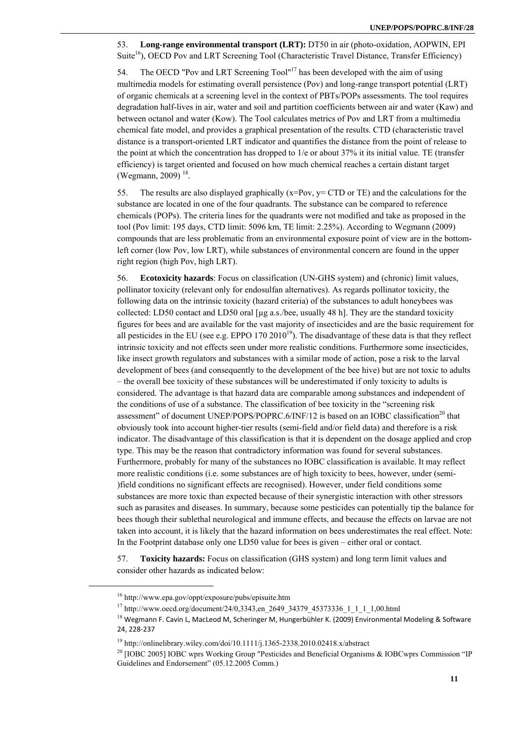53. **Long-range environmental transport (LRT):** DT50 in air (photo-oxidation, AOPWIN, EPI Suite[16]), OECD Pov and LRT Screening Tool (Characteristic Travel Distance, Transfer Efficiency)

54. The OECD "Pov and LRT Screening Tool"[17] has been developed with the aim of using multimedia models for estimating overall persistence (Pov) and long-range transport potential (LRT) of organic chemicals at a screening level in the context of PBTs/POPs assessments. The tool requires degradation half-lives in air, water and soil and partition coefficients between air and water (Kaw) and between octanol and water (Kow). The Tool calculates metrics of Pov and LRT from a multimedia chemical fate model, and provides a graphical presentation of the results. CTD (characteristic travel distance is a transport-oriented LRT indicator and quantifies the distance from the point of release to the point at which the concentration has dropped to 1/e or about 37% it its initial value. TE (transfer efficiency) is target oriented and focused on how much chemical reaches a certain distant target (Wegmann, 2009) [18].

55. The results are also displayed graphically (x=Pov, y= CTD or TE) and the calculations for the substance are located in one of the four quadrants. The substance can be compared to reference chemicals (POPs). The criteria lines for the quadrants were not modified and take as proposed in the tool (Pov limit: 195 days, CTD limit: 5096 km, TE limit: 2.25%). According to Wegmann (2009) compounds that are less problematic from an environmental exposure point of view are in the bottom-left corner (low Pov, low LRT), while substances of environmental concern are found in the upper right region (high Pov, high LRT).

56. **Ecotoxicity hazards**: Focus on classification (UN-GHS system) and (chronic) limit values, pollinator toxicity (relevant only for endosulfan alternatives). As regards pollinator toxicity, the following data on the intrinsic toxicity (hazard criteria) of the substances to adult honeybees was collected: LD50 contact and LD50 oral [µg a.s./bee, usually 48 h]. They are the standard toxicity figures for bees and are available for the vast majority of insecticides and are the basic requirement for all pesticides in the EU (see e.g. EPPO 170 2010[19]). The disadvantage of these data is that they reflect intrinsic toxicity and not effects seen under more realistic conditions. Furthermore some insecticides, like insect growth regulators and substances with a similar mode of action, pose a risk to the larval development of bees (and consequently to the development of the bee hive) but are not toxic to adults – the overall bee toxicity of these substances will be underestimated if only toxicity to adults is considered. The advantage is that hazard data are comparable among substances and independent of the conditions of use of a substance. The classification of bee toxicity in the "screening risk assessment" of document UNEP/POPS/POPRC.6/INF/12 is based on an IOBC classification[20] that obviously took into account higher-tier results (semi-field and/or field data) and therefore is a risk indicator. The disadvantage of this classification is that it is dependent on the dosage applied and crop type. This may be the reason that contradictory information was found for several substances. Furthermore, probably for many of the substances no IOBC classification is available. It may reflect more realistic conditions (i.e. some substances are of high toxicity to bees, however, under (semi-)field conditions no significant effects are recognised). However, under field conditions some substances are more toxic than expected because of their synergistic interaction with other stressors such as parasites and diseases. In summary, because some pesticides can potentially tip the balance for bees though their sublethal neurological and immune effects, and because the effects on larvae are not taken into account, it is likely that the hazard information on bees underestimates the real effect. Note: In the Footprint database only one LD50 value for bees is given – either oral or contact.

57. **Toxicity hazards:** Focus on classification (GHS system) and long term limit values and consider other hazards as indicated below:

---

[16] http://www.epa.gov/oppt/exposure/pubs/episuite.htm

[17] http://www.oecd.org/document/24/0,3343,en_2649_34379_45373336_1_1_1_1,00.html

[18] Wegmann F. Cavin L, MacLeod M, Scheringer M, Hungerbühler K. (2009) Environmental Modeling & Software 24, 228-237

[19] http://onlinelibrary.wiley.com/doi/10.1111/j.1365-2338.2010.02418.x/abstract

[20] [IOBC 2005] IOBC wprs Working Group "Pesticides and Beneficial Organisms & IOBCwprs Commission "IP Guidelines and Endorsement" (05.12.2005 Comm.)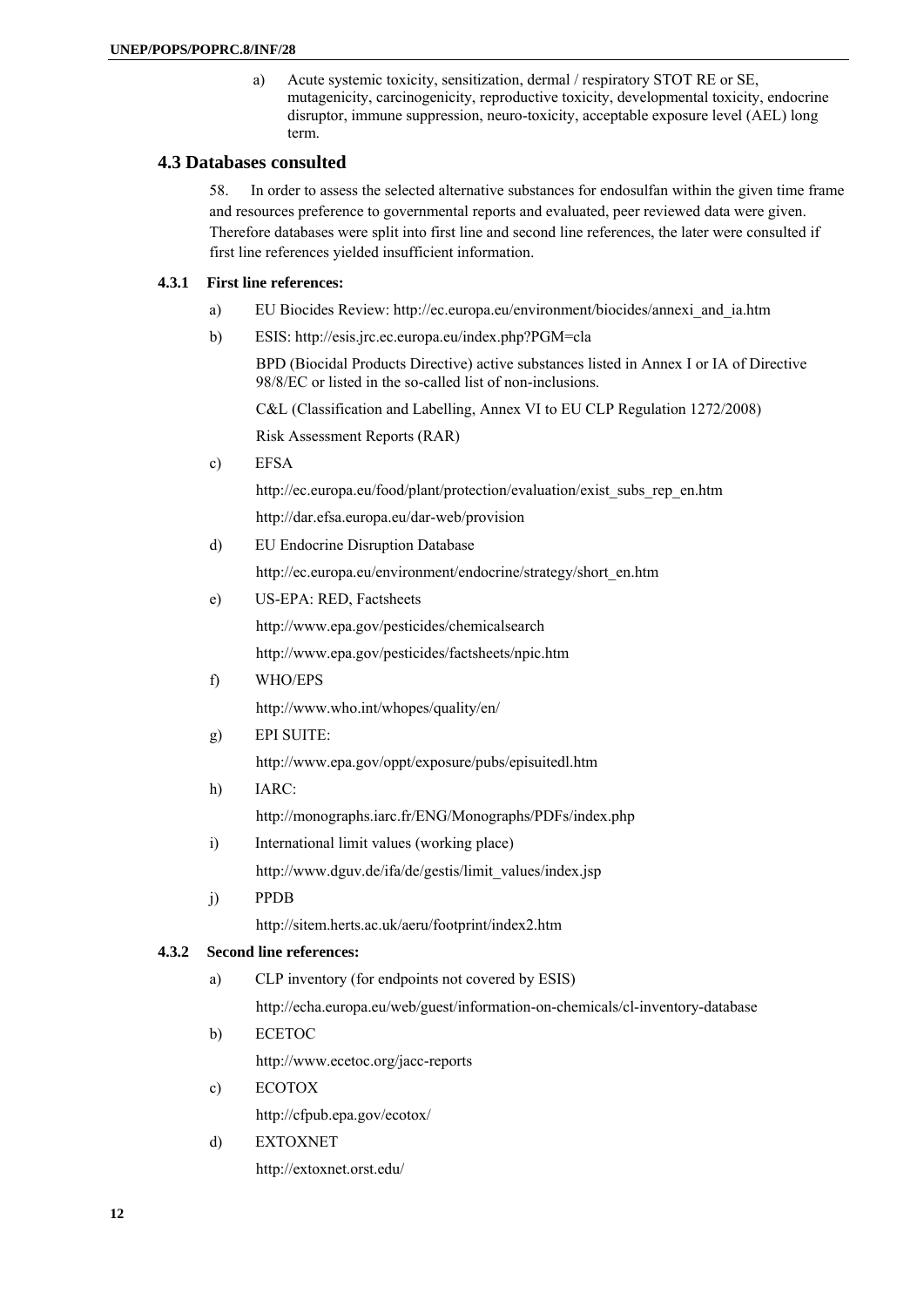a) Acute systemic toxicity, sensitization, dermal / respiratory STOT RE or SE, mutagenicity, carcinogenicity, reproductive toxicity, developmental toxicity, endocrine disruptor, immune suppression, neuro-toxicity, acceptable exposure level (AEL) long term.

## 4.3 Databases consulted

58. In order to assess the selected alternative substances for endosulfan within the given time frame and resources preference to governmental reports and evaluated, peer reviewed data were given. Therefore databases were split into first line and second line references, the later were consulted if first line references yielded insufficient information.

### 4.3.1 First line references:

a) EU Biocides Review: http://ec.europa.eu/environment/biocides/annexi_and_ia.htm

b) ESIS: http://esis.jrc.ec.europa.eu/index.php?PGM=cla

BPD (Biocidal Products Directive) active substances listed in Annex I or IA of Directive 98/8/EC or listed in the so-called list of non-inclusions.

C&L (Classification and Labelling, Annex VI to EU CLP Regulation 1272/2008)

Risk Assessment Reports (RAR)

c) EFSA

http://ec.europa.eu/food/plant/protection/evaluation/exist_subs_rep_en.htm

http://dar.efsa.europa.eu/dar-web/provision

d) EU Endocrine Disruption Database

http://ec.europa.eu/environment/endocrine/strategy/short_en.htm

e) US-EPA: RED, Factsheets

http://www.epa.gov/pesticides/chemicalsearch

http://www.epa.gov/pesticides/factsheets/npic.htm

f) WHO/EPS

http://www.who.int/whopes/quality/en/

g) EPI SUITE:

http://www.epa.gov/oppt/exposure/pubs/episuitedl.htm

h) IARC:

http://monographs.iarc.fr/ENG/Monographs/PDFs/index.php

i) International limit values (working place)

http://www.dguv.de/ifa/de/gestis/limit_values/index.jsp

j) PPDB

http://sitem.herts.ac.uk/aeru/footprint/index2.htm

### 4.3.2 Second line references:

a) CLP inventory (for endpoints not covered by ESIS)

http://echa.europa.eu/web/guest/information-on-chemicals/cl-inventory-database

b) ECETOC

http://www.ecetoc.org/jacc-reports

c) ECOTOX

http://cfpub.epa.gov/ecotox/

d) EXTOXNET

http://extoxnet.orst.edu/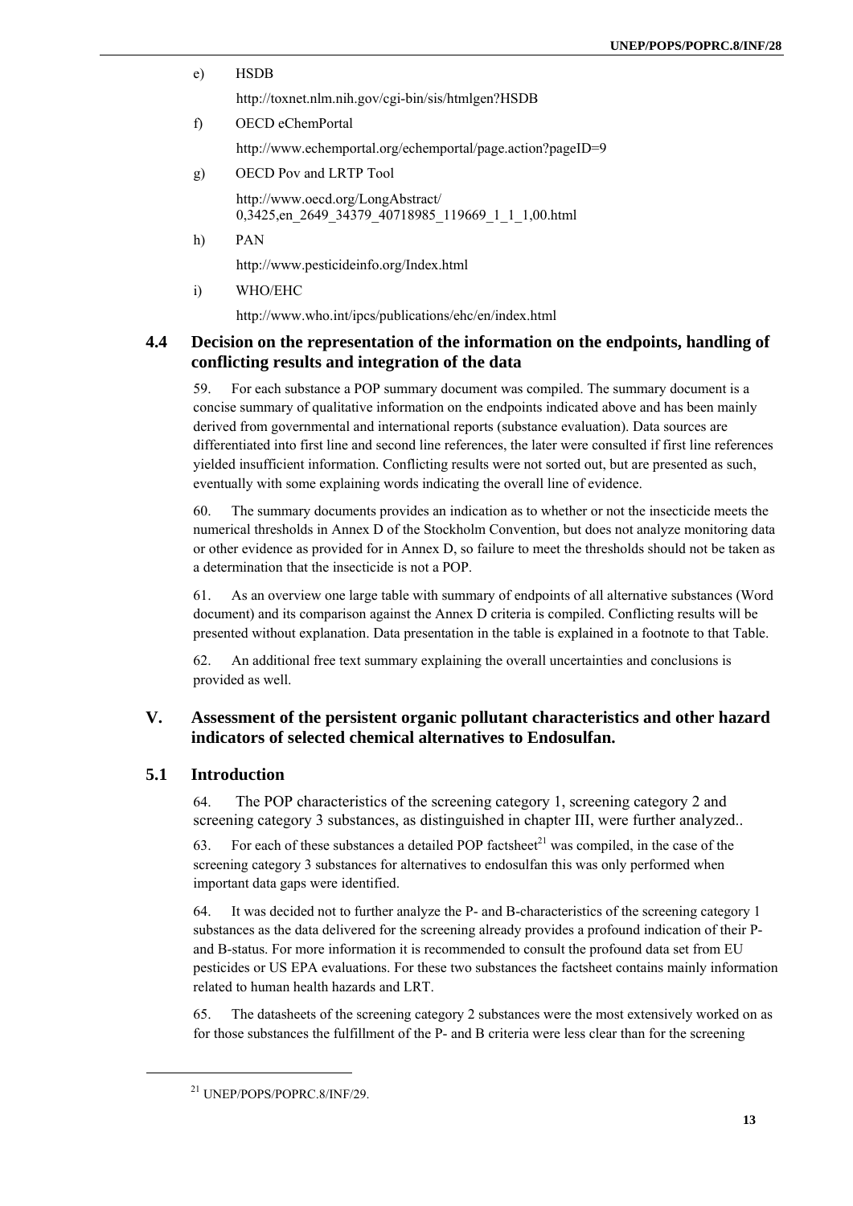e) HSDB

   http://toxnet.nlm.nih.gov/cgi-bin/sis/htmlgen?HSDB

f) OECD eChemPortal

   http://www.echemportal.org/echemportal/page.action?pageID=9

g) OECD Pov and LRTP Tool

   http://www.oecd.org/LongAbstract/0,3425,en_2649_34379_40718985_119669_1_1_1,00.html

h) PAN

   http://www.pesticideinfo.org/Index.html

i) WHO/EHC

   http://www.who.int/ipcs/publications/ehc/en/index.html

### 4.4 Decision on the representation of the information on the endpoints, handling of conflicting results and integration of the data

59. For each substance a POP summary document was compiled. The summary document is a concise summary of qualitative information on the endpoints indicated above and has been mainly derived from governmental and international reports (substance evaluation). Data sources are differentiated into first line and second line references, the later were consulted if first line references yielded insufficient information. Conflicting results were not sorted out, but are presented as such, eventually with some explaining words indicating the overall line of evidence.

60. The summary documents provides an indication as to whether or not the insecticide meets the numerical thresholds in Annex D of the Stockholm Convention, but does not analyze monitoring data or other evidence as provided for in Annex D, so failure to meet the thresholds should not be taken as a determination that the insecticide is not a POP.

61. As an overview one large table with summary of endpoints of all alternative substances (Word document) and its comparison against the Annex D criteria is compiled. Conflicting results will be presented without explanation. Data presentation in the table is explained in a footnote to that Table.

62. An additional free text summary explaining the overall uncertainties and conclusions is provided as well.

## V. Assessment of the persistent organic pollutant characteristics and other hazard indicators of selected chemical alternatives to Endosulfan.

### 5.1 Introduction

64. The POP characteristics of the screening category 1, screening category 2 and screening category 3 substances, as distinguished in chapter III, were further analyzed..

63. For each of these substances a detailed POP factsheet[21] was compiled, in the case of the screening category 3 substances for alternatives to endosulfan this was only performed when important data gaps were identified.

64. It was decided not to further analyze the P- and B-characteristics of the screening category 1 substances as the data delivered for the screening already provides a profound indication of their P- and B-status. For more information it is recommended to consult the profound data set from EU pesticides or US EPA evaluations. For these two substances the factsheet contains mainly information related to human health hazards and LRT.

65. The datasheets of the screening category 2 substances were the most extensively worked on as for those substances the fulfillment of the P- and B criteria were less clear than for the screening

[21] UNEP/POPS/POPRC.8/INF/29.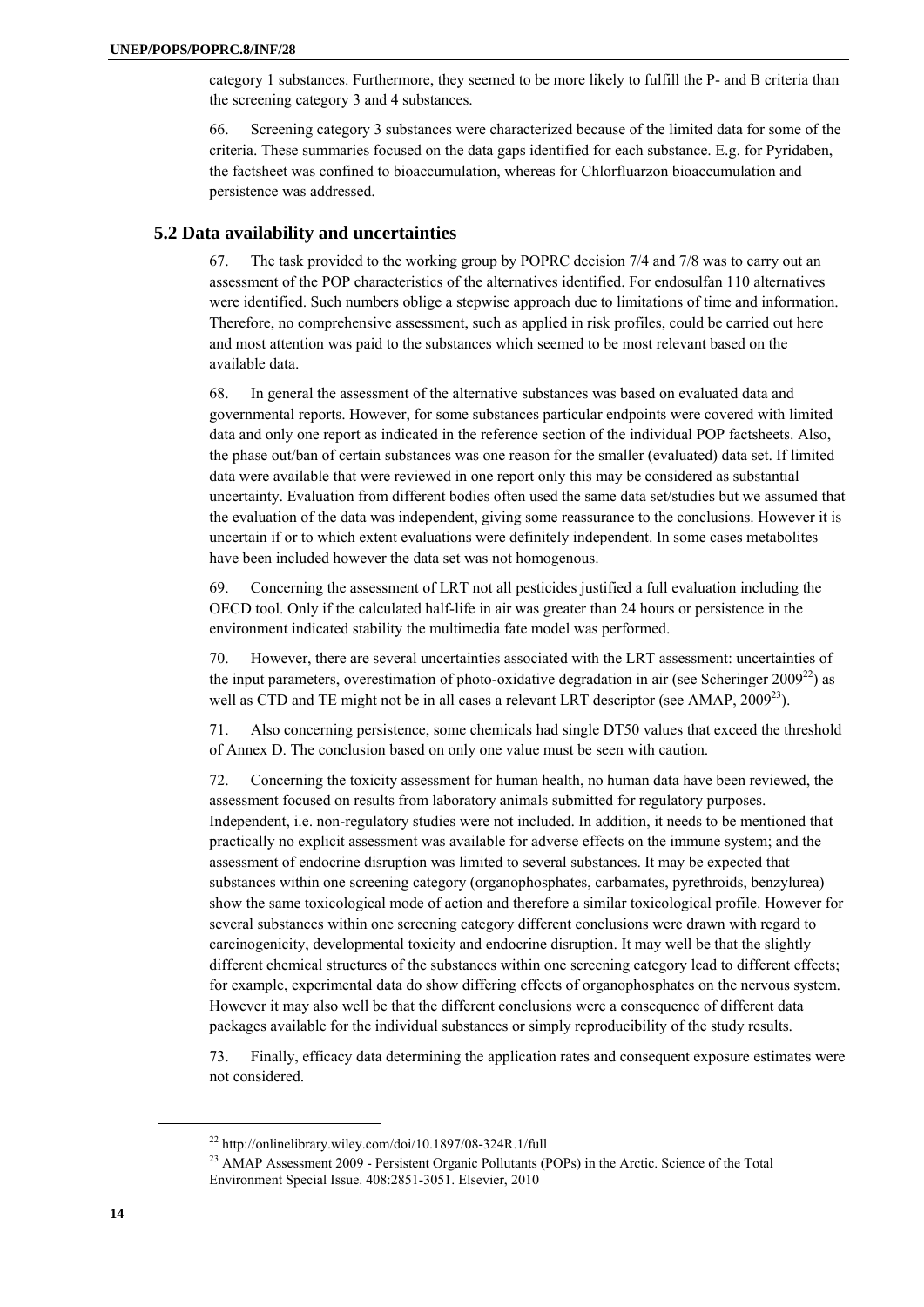category 1 substances. Furthermore, they seemed to be more likely to fulfill the P- and B criteria than the screening category 3 and 4 substances.

66. Screening category 3 substances were characterized because of the limited data for some of the criteria. These summaries focused on the data gaps identified for each substance. E.g. for Pyridaben, the factsheet was confined to bioaccumulation, whereas for Chlorfluarzon bioaccumulation and persistence was addressed.

## 5.2 Data availability and uncertainties

67. The task provided to the working group by POPRC decision 7/4 and 7/8 was to carry out an assessment of the POP characteristics of the alternatives identified. For endosulfan 110 alternatives were identified. Such numbers oblige a stepwise approach due to limitations of time and information. Therefore, no comprehensive assessment, such as applied in risk profiles, could be carried out here and most attention was paid to the substances which seemed to be most relevant based on the available data.

68. In general the assessment of the alternative substances was based on evaluated data and governmental reports. However, for some substances particular endpoints were covered with limited data and only one report as indicated in the reference section of the individual POP factsheets. Also, the phase out/ban of certain substances was one reason for the smaller (evaluated) data set. If limited data were available that were reviewed in one report only this may be considered as substantial uncertainty. Evaluation from different bodies often used the same data set/studies but we assumed that the evaluation of the data was independent, giving some reassurance to the conclusions. However it is uncertain if or to which extent evaluations were definitely independent. In some cases metabolites have been included however the data set was not homogenous.

69. Concerning the assessment of LRT not all pesticides justified a full evaluation including the OECD tool. Only if the calculated half-life in air was greater than 24 hours or persistence in the environment indicated stability the multimedia fate model was performed.

70. However, there are several uncertainties associated with the LRT assessment: uncertainties of the input parameters, overestimation of photo-oxidative degradation in air (see Scheringer 2009[22]) as well as CTD and TE might not be in all cases a relevant LRT descriptor (see AMAP, 2009[23]).

71. Also concerning persistence, some chemicals had single DT50 values that exceed the threshold of Annex D. The conclusion based on only one value must be seen with caution.

72. Concerning the toxicity assessment for human health, no human data have been reviewed, the assessment focused on results from laboratory animals submitted for regulatory purposes. Independent, i.e. non-regulatory studies were not included. In addition, it needs to be mentioned that practically no explicit assessment was available for adverse effects on the immune system; and the assessment of endocrine disruption was limited to several substances. It may be expected that substances within one screening category (organophosphates, carbamates, pyrethroids, benzylurea) show the same toxicological mode of action and therefore a similar toxicological profile. However for several substances within one screening category different conclusions were drawn with regard to carcinogenicity, developmental toxicity and endocrine disruption. It may well be that the slightly different chemical structures of the substances within one screening category lead to different effects; for example, experimental data do show differing effects of organophosphates on the nervous system. However it may also well be that the different conclusions were a consequence of different data packages available for the individual substances or simply reproducibility of the study results.

73. Finally, efficacy data determining the application rates and consequent exposure estimates were not considered.

[22] http://onlinelibrary.wiley.com/doi/10.1897/08-324R.1/full

[23] AMAP Assessment 2009 - Persistent Organic Pollutants (POPs) in the Arctic. Science of the Total Environment Special Issue. 408:2851-3051. Elsevier, 2010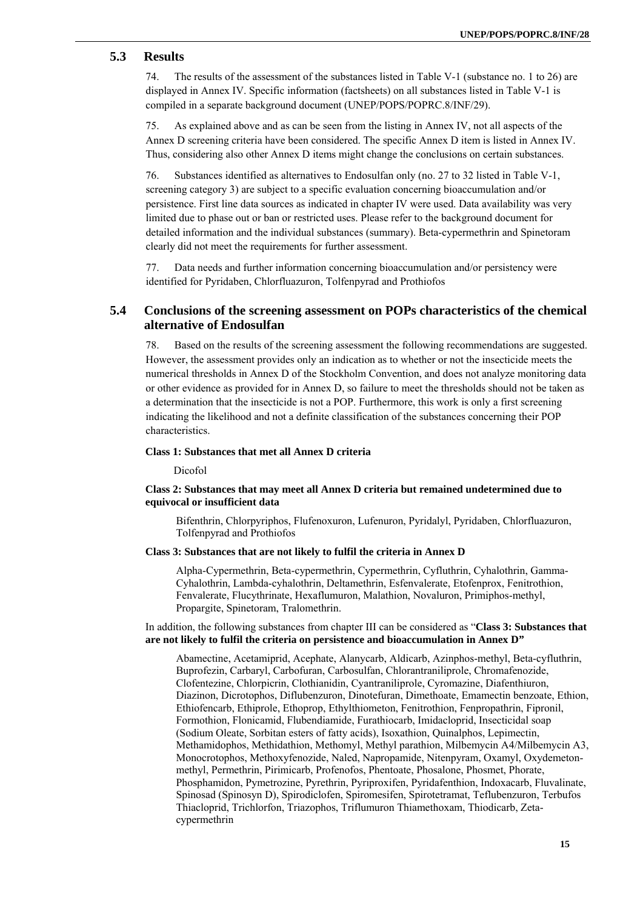## 5.3 Results

74. The results of the assessment of the substances listed in Table V-1 (substance no. 1 to 26) are displayed in Annex IV. Specific information (factsheets) on all substances listed in Table V-1 is compiled in a separate background document (UNEP/POPS/POPRC.8/INF/29).

75. As explained above and as can be seen from the listing in Annex IV, not all aspects of the Annex D screening criteria have been considered. The specific Annex D item is listed in Annex IV. Thus, considering also other Annex D items might change the conclusions on certain substances.

76. Substances identified as alternatives to Endosulfan only (no. 27 to 32 listed in Table V-1, screening category 3) are subject to a specific evaluation concerning bioaccumulation and/or persistence. First line data sources as indicated in chapter IV were used. Data availability was very limited due to phase out or ban or restricted uses. Please refer to the background document for detailed information and the individual substances (summary). Beta-cypermethrin and Spinetoram clearly did not meet the requirements for further assessment.

77. Data needs and further information concerning bioaccumulation and/or persistency were identified for Pyridaben, Chlorfluazuron, Tolfenpyrad and Prothiofos

## 5.4 Conclusions of the screening assessment on POPs characteristics of the chemical alternative of Endosulfan

78. Based on the results of the screening assessment the following recommendations are suggested. However, the assessment provides only an indication as to whether or not the insecticide meets the numerical thresholds in Annex D of the Stockholm Convention, and does not analyze monitoring data or other evidence as provided for in Annex D, so failure to meet the thresholds should not be taken as a determination that the insecticide is not a POP. Furthermore, this work is only a first screening indicating the likelihood and not a definite classification of the substances concerning their POP characteristics.

**Class 1: Substances that met all Annex D criteria**

Dicofol

**Class 2: Substances that may meet all Annex D criteria but remained undetermined due to equivocal or insufficient data**

Bifenthrin, Chlorpyriphos, Flufenoxuron, Lufenuron, Pyridalyl, Pyridaben, Chlorfluazuron, Tolfenpyrad and Prothiofos

**Class 3: Substances that are not likely to fulfil the criteria in Annex D**

Alpha-Cypermethrin, Beta-cypermethrin, Cypermethrin, Cyfluthrin, Cyhalothrin, Gamma-Cyhalothrin, Lambda-cyhalothrin, Deltamethrin, Esfenvalerate, Etofenprox, Fenitrothion, Fenvalerate, Flucythrinate, Hexaflumuron, Malathion, Novaluron, Primiphos-methyl, Propargite, Spinetoram, Tralomethrin.

In addition, the following substances from chapter III can be considered as "**Class 3: Substances that are not likely to fulfil the criteria on persistence and bioaccumulation in Annex D"**

Abamectine, Acetamiprid, Acephate, Alanycarb, Aldicarb, Azinphos-methyl, Beta-cyfluthrin, Buprofezin, Carbaryl, Carbofuran, Carbosulfan, Chlorantraniliprole, Chromafenozide, Clofentezine, Chlorpicrin, Clothianidin, Cyantraniliprole, Cyromazine, Diafenthiuron, Diazinon, Dicrotophos, Diflubenzuron, Dinotefuran, Dimethoate, Emamectin benzoate, Ethion, Ethiofencarb, Ethiprole, Ethoprop, Ethylthiometon, Fenitrothion, Fenpropathrin, Fipronil, Formothion, Flonicamid, Flubendiamide, Furathiocarb, Imidacloprid, Insecticidal soap (Sodium Oleate, Sorbitan esters of fatty acids), Isoxathion, Quinalphos, Lepimectin, Methamidophos, Methidathion, Methomyl, Methyl parathion, Milbemycin A4/Milbemycin A3, Monocrotophos, Methoxyfenozide, Naled, Napropamide, Nitenpyram, Oxamyl, Oxydemeton-methyl, Permethrin, Pirimicarb, Profenofos, Phentoate, Phosalone, Phosmet, Phorate, Phosphamidon, Pymetrozine, Pyrethrin, Pyriproxifen, Pyridafenthion, Indoxacarb, Fluvalinate, Spinosad (Spinosyn D), Spirodiclofen, Spiromesifen, Spirotetramat, Teflubenzuron, Terbufos Thiacloprid, Trichlorfon, Triazophos, Triflumuron Thiamethoxam, Thiodicarb, Zeta-cypermethrin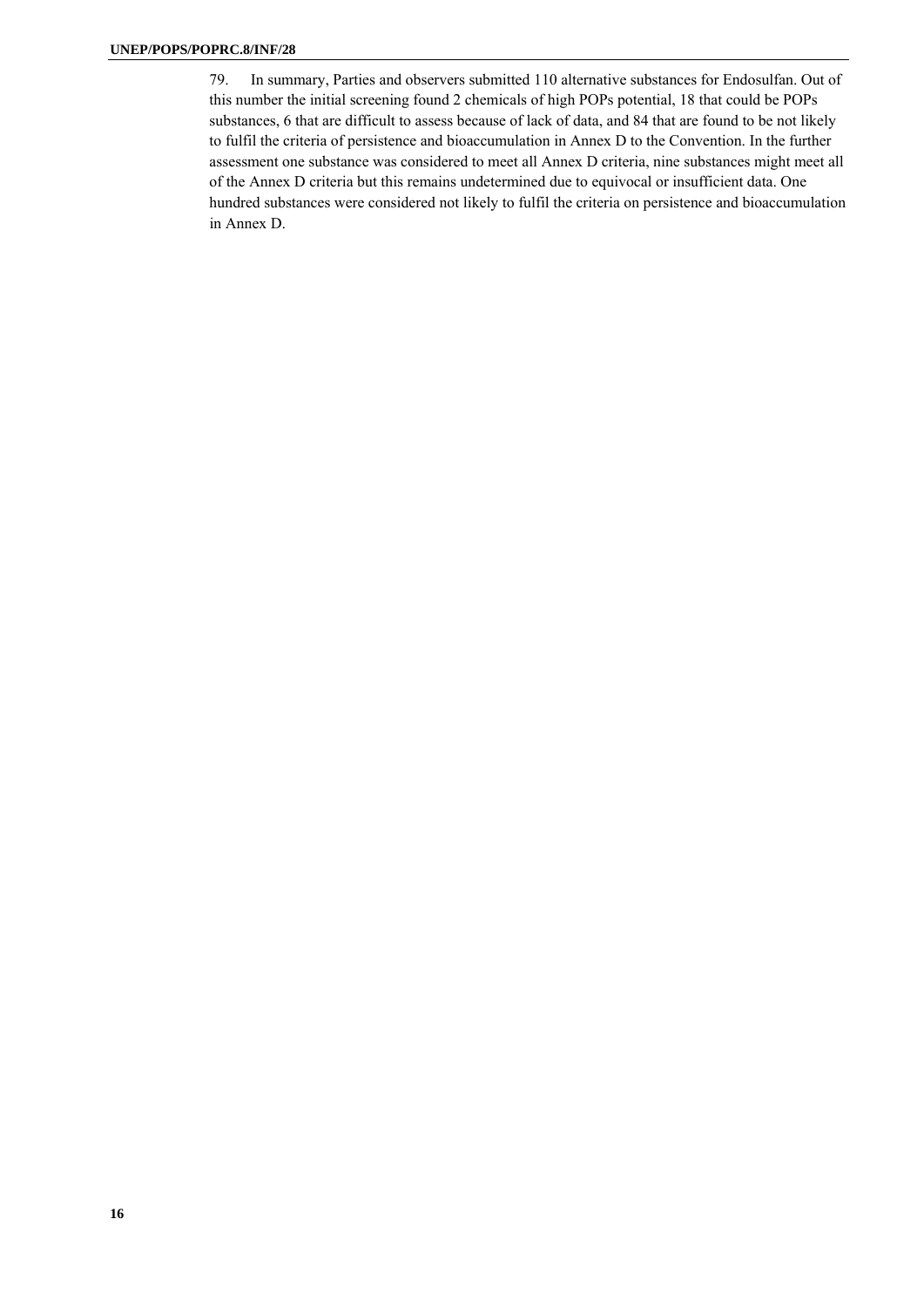79. In summary, Parties and observers submitted 110 alternative substances for Endosulfan. Out of this number the initial screening found 2 chemicals of high POPs potential, 18 that could be POPs substances, 6 that are difficult to assess because of lack of data, and 84 that are found to be not likely to fulfil the criteria of persistence and bioaccumulation in Annex D to the Convention. In the further assessment one substance was considered to meet all Annex D criteria, nine substances might meet all of the Annex D criteria but this remains undetermined due to equivocal or insufficient data. One hundred substances were considered not likely to fulfil the criteria on persistence and bioaccumulation in Annex D.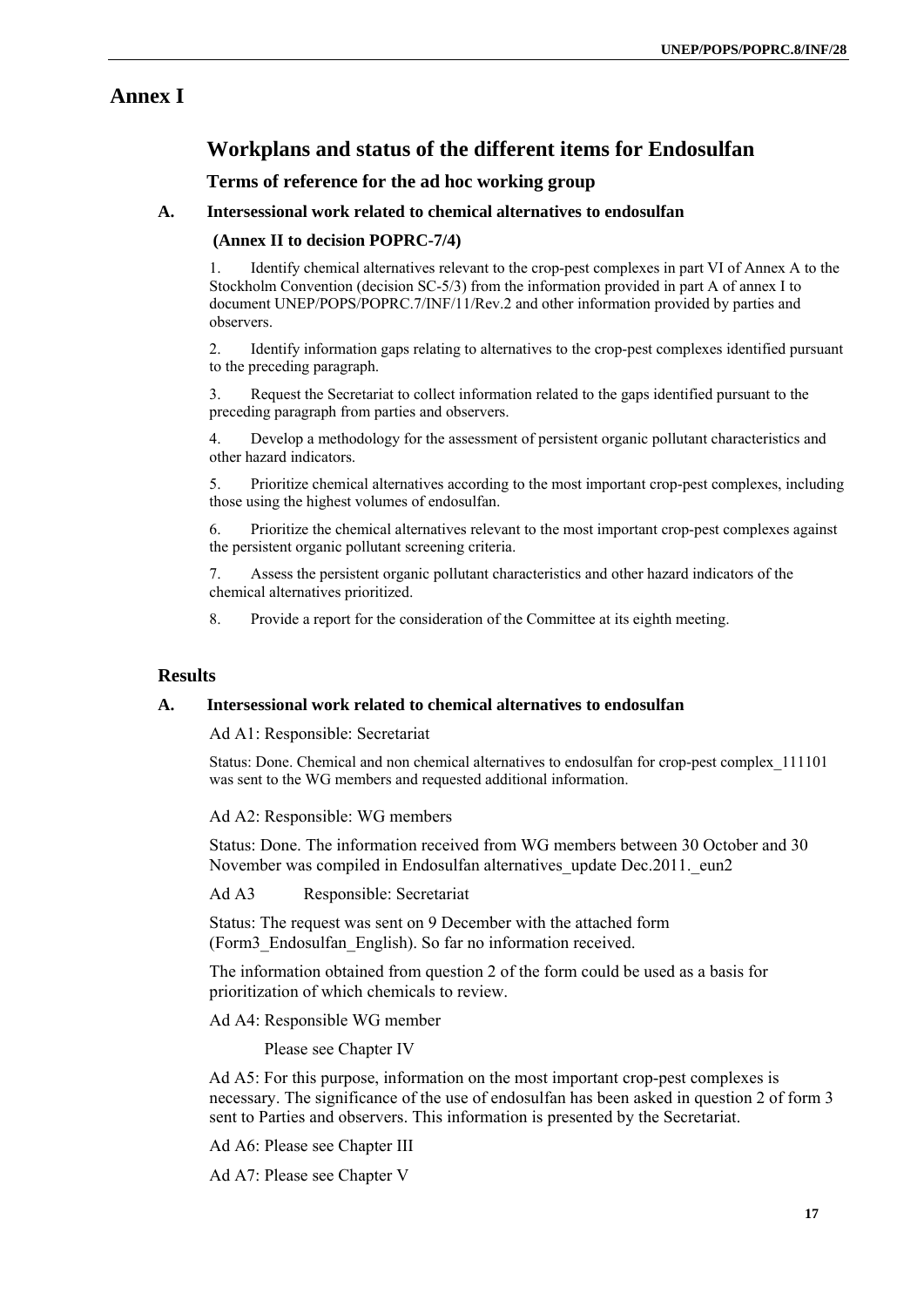# Annex I

## Workplans and status of the different items for Endosulfan

### Terms of reference for the ad hoc working group

#### A. Intersessional work related to chemical alternatives to endosulfan

**(Annex II to decision POPRC-7/4)**

1. Identify chemical alternatives relevant to the crop-pest complexes in part VI of Annex A to the Stockholm Convention (decision SC-5/3) from the information provided in part A of annex I to document UNEP/POPS/POPRC.7/INF/11/Rev.2 and other information provided by parties and observers.

2. Identify information gaps relating to alternatives to the crop-pest complexes identified pursuant to the preceding paragraph.

3. Request the Secretariat to collect information related to the gaps identified pursuant to the preceding paragraph from parties and observers.

4. Develop a methodology for the assessment of persistent organic pollutant characteristics and other hazard indicators.

5. Prioritize chemical alternatives according to the most important crop-pest complexes, including those using the highest volumes of endosulfan.

6. Prioritize the chemical alternatives relevant to the most important crop-pest complexes against the persistent organic pollutant screening criteria.

7. Assess the persistent organic pollutant characteristics and other hazard indicators of the chemical alternatives prioritized.

8. Provide a report for the consideration of the Committee at its eighth meeting.

### Results

#### A. Intersessional work related to chemical alternatives to endosulfan

Ad A1: Responsible: Secretariat

Status: Done. Chemical and non chemical alternatives to endosulfan for crop-pest complex_111101 was sent to the WG members and requested additional information.

Ad A2: Responsible: WG members

Status: Done. The information received from WG members between 30 October and 30 November was compiled in Endosulfan alternatives_update Dec.2011._eun2

Ad A3 Responsible: Secretariat

Status: The request was sent on 9 December with the attached form (Form3_Endosulfan_English). So far no information received.

The information obtained from question 2 of the form could be used as a basis for prioritization of which chemicals to review.

Ad A4: Responsible WG member

Please see Chapter IV

Ad A5: For this purpose, information on the most important crop-pest complexes is necessary. The significance of the use of endosulfan has been asked in question 2 of form 3 sent to Parties and observers. This information is presented by the Secretariat.

Ad A6: Please see Chapter III

Ad A7: Please see Chapter V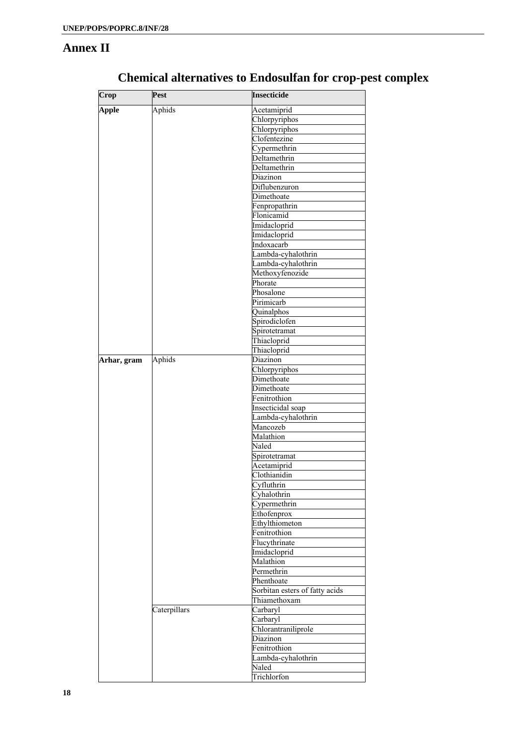## Annex II

# Chemical alternatives to Endosulfan for crop-pest complex

| Crop | Pest | Insecticide |
|---|---|---|
| **Apple** | Aphids | Acetamiprid |
| | | Chlorpyriphos |
| | | Chlorpyriphos |
| | | Clofentezine |
| | | Cypermethrin |
| | | Deltamethrin |
| | | Deltamethrin |
| | | Diazinon |
| | | Diflubenzuron |
| | | Dimethoate |
| | | Fenpropathrin |
| | | Flonicamid |
| | | Imidacloprid |
| | | Imidacloprid |
| | | Indoxacarb |
| | | Lambda-cyhalothrin |
| | | Lambda-cyhalothrin |
| | | Methoxyfenozide |
| | | Phorate |
| | | Phosalone |
| | | Pirimicarb |
| | | Quinalphos |
| | | Spirodiclofen |
| | | Spirotetramat |
| | | Thiacloprid |
| | | Thiacloprid |
| **Arhar, gram** | Aphids | Diazinon |
| | | Chlorpyriphos |
| | | Dimethoate |
| | | Dimethoate |
| | | Fenitrothion |
| | | Insecticidal soap |
| | | Lambda-cyhalothrin |
| | | Mancozeb |
| | | Malathion |
| | | Naled |
| | | Spirotetramat |
| | | Acetamiprid |
| | | Clothianidin |
| | | Cyfluthrin |
| | | Cyhalothrin |
| | | Cypermethrin |
| | | Ethofenprox |
| | | Ethylthiometon |
| | | Fenitrothion |
| | | Flucythrinate |
| | | Imidacloprid |
| | | Malathion |
| | | Permethrin |
| | | Phenthoate |
| | | Sorbitan esters of fatty acids |
| | | Thiamethoxam |
| | Caterpillars | Carbaryl |
| | | Carbaryl |
| | | Chlorantraniliprole |
| | | Diazinon |
| | | Fenitrothion |
| | | Lambda-cyhalothrin |
| | | Naled |
| | | Trichlorfon |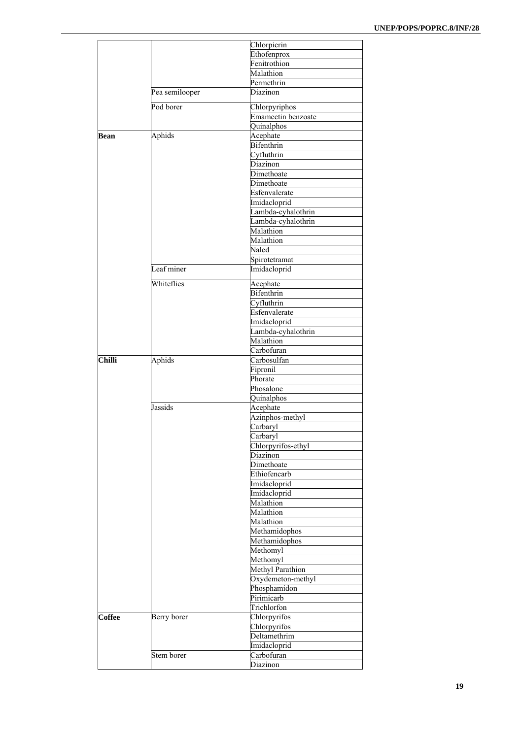| | | |
|---|---|---|
| | | Chlorpicrin |
| | | Ethofenprox |
| | | Fenitrothion |
| | | Malathion |
| | | Permethrin |
| | Pea semilooper | Diazinon |
| | Pod borer | Chlorpyriphos |
| | | Emamectin benzoate |
| | | Quinalphos |
| **Bean** | Aphids | Acephate |
| | | Bifenthrin |
| | | Cyfluthrin |
| | | Diazinon |
| | | Dimethoate |
| | | Dimethoate |
| | | Esfenvalerate |
| | | Imidacloprid |
| | | Lambda-cyhalothrin |
| | | Lambda-cyhalothrin |
| | | Malathion |
| | | Malathion |
| | | Naled |
| | | Spirotetramat |
| | Leaf miner | Imidacloprid |
| | Whiteflies | Acephate |
| | | Bifenthrin |
| | | Cyfluthrin |
| | | Esfenvalerate |
| | | Imidacloprid |
| | | Lambda-cyhalothrin |
| | | Malathion |
| | | Carbofuran |
| **Chilli** | Aphids | Carbosulfan |
| | | Fipronil |
| | | Phorate |
| | | Phosalone |
| | | Quinalphos |
| | Jassids | Acephate |
| | | Azinphos-methyl |
| | | Carbaryl |
| | | Carbaryl |
| | | Chlorpyrifos-ethyl |
| | | Diazinon |
| | | Dimethoate |
| | | Ethiofencarb |
| | | Imidacloprid |
| | | Imidacloprid |
| | | Malathion |
| | | Malathion |
| | | Malathion |
| | | Methamidophos |
| | | Methamidophos |
| | | Methomyl |
| | | Methomyl |
| | | Methyl Parathion |
| | | Oxydemeton-methyl |
| | | Phosphamidon |
| | | Pirimicarb |
| | | Trichlorfon |
| **Coffee** | Berry borer | Chlorpyrifos |
| | | Chlorpyrifos |
| | | Deltamethrim |
| | | Imidacloprid |
| | Stem borer | Carbofuran |
| | | Diazinon |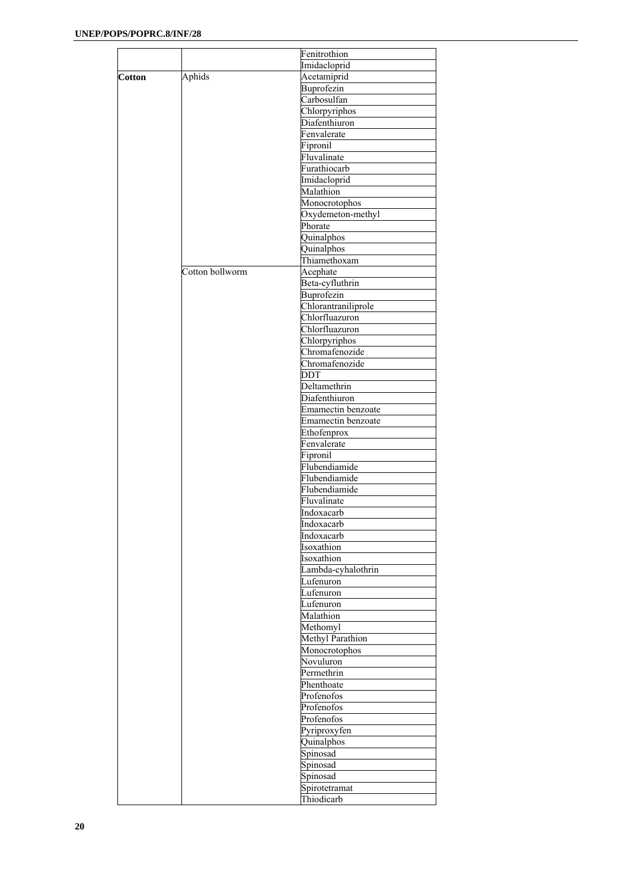| | | |
|---|---|---|
| | | Fenitrothion |
| | | Imidacloprid |
| **Cotton** | Aphids | Acetamiprid |
| | | Buprofezin |
| | | Carbosulfan |
| | | Chlorpyriphos |
| | | Diafenthiuron |
| | | Fenvalerate |
| | | Fipronil |
| | | Fluvalinate |
| | | Furathiocarb |
| | | Imidacloprid |
| | | Malathion |
| | | Monocrotophos |
| | | Oxydemeton-methyl |
| | | Phorate |
| | | Quinalphos |
| | | Quinalphos |
| | | Thiamethoxam |
| | Cotton bollworm | Acephate |
| | | Beta-cyfluthrin |
| | | Buprofezin |
| | | Chlorantraniliprole |
| | | Chlorfluazuron |
| | | Chlorfluazuron |
| | | Chlorpyriphos |
| | | Chromafenozide |
| | | Chromafenozide |
| | | DDT |
| | | Deltamethrin |
| | | Diafenthiuron |
| | | Emamectin benzoate |
| | | Emamectin benzoate |
| | | Ethofenprox |
| | | Fenvalerate |
| | | Fipronil |
| | | Flubendiamide |
| | | Flubendiamide |
| | | Flubendiamide |
| | | Fluvalinate |
| | | Indoxacarb |
| | | Indoxacarb |
| | | Indoxacarb |
| | | Isoxathion |
| | | Isoxathion |
| | | Lambda-cyhalothrin |
| | | Lufenuron |
| | | Lufenuron |
| | | Lufenuron |
| | | Malathion |
| | | Methomyl |
| | | Methyl Parathion |
| | | Monocrotophos |
| | | Novuluron |
| | | Permethrin |
| | | Phenthoate |
| | | Profenofos |
| | | Profenofos |
| | | Profenofos |
| | | Pyriproxyfen |
| | | Quinalphos |
| | | Spinosad |
| | | Spinosad |
| | | Spinosad |
| | | Spirotetramat |
| | | Thiodicarb |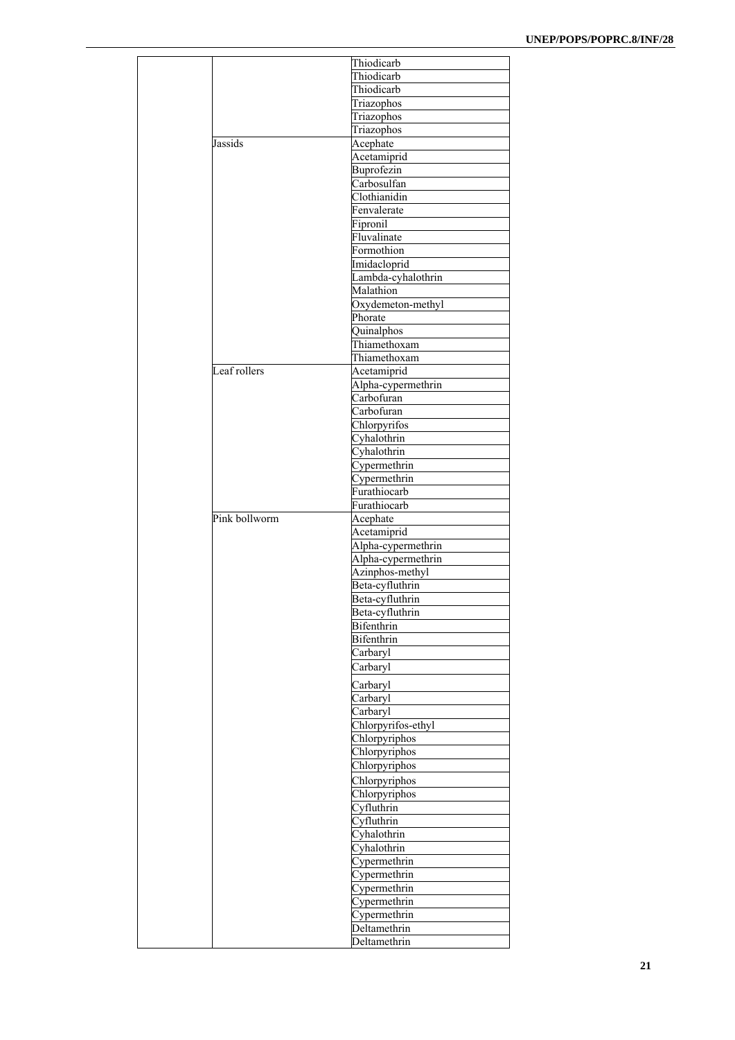| | | |
|---|---|---|
| | | Thiodicarb |
| | | Thiodicarb |
| | | Thiodicarb |
| | | Triazophos |
| | | Triazophos |
| | | Triazophos |
| | Jassids | Acephate |
| | | Acetamiprid |
| | | Buprofezin |
| | | Carbosulfan |
| | | Clothianidin |
| | | Fenvalerate |
| | | Fipronil |
| | | Fluvalinate |
| | | Formothion |
| | | Imidacloprid |
| | | Lambda-cyhalothrin |
| | | Malathion |
| | | Oxydemeton-methyl |
| | | Phorate |
| | | Quinalphos |
| | | Thiamethoxam |
| | | Thiamethoxam |
| | Leaf rollers | Acetamiprid |
| | | Alpha-cypermethrin |
| | | Carbofuran |
| | | Carbofuran |
| | | Chlorpyrifos |
| | | Cyhalothrin |
| | | Cyhalothrin |
| | | Cypermethrin |
| | | Cypermethrin |
| | | Furathiocarb |
| | | Furathiocarb |
| | Pink bollworm | Acephate |
| | | Acetamiprid |
| | | Alpha-cypermethrin |
| | | Alpha-cypermethrin |
| | | Azinphos-methyl |
| | | Beta-cyfluthrin |
| | | Beta-cyfluthrin |
| | | Beta-cyfluthrin |
| | | Bifenthrin |
| | | Bifenthrin |
| | | Carbaryl |
| | | Carbaryl |
| | | Carbaryl |
| | | Carbaryl |
| | | Carbaryl |
| | | Chlorpyrifos-ethyl |
| | | Chlorpyriphos |
| | | Chlorpyriphos |
| | | Chlorpyriphos |
| | | Chlorpyriphos |
| | | Chlorpyriphos |
| | | Cyfluthrin |
| | | Cyfluthrin |
| | | Cyhalothrin |
| | | Cyhalothrin |
| | | Cypermethrin |
| | | Cypermethrin |
| | | Cypermethrin |
| | | Cypermethrin |
| | | Cypermethrin |
| | | Deltamethrin |
| | | Deltamethrin |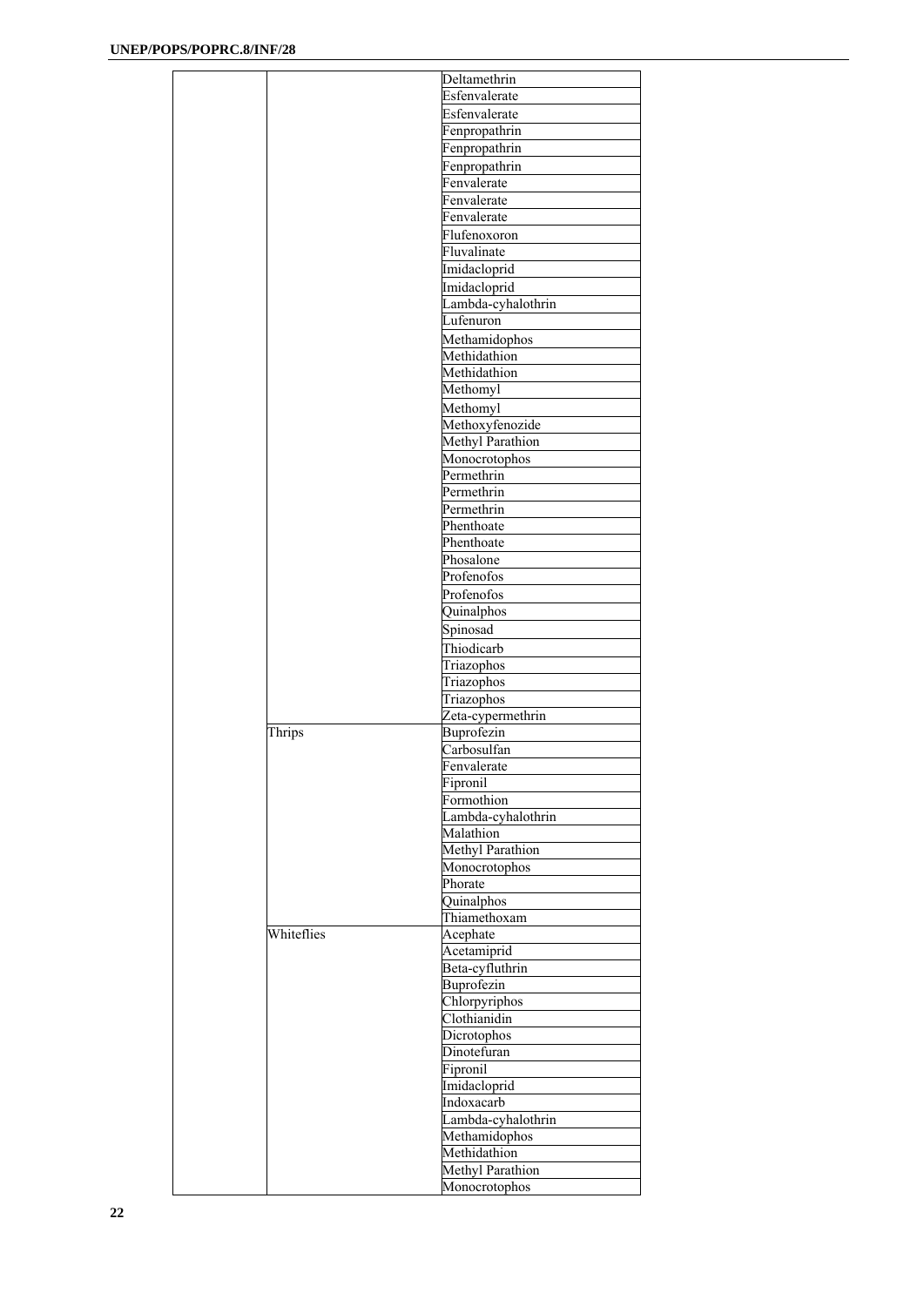|  |  |  |
|---|---|---|
|  |  | Deltamethrin |
|  |  | Esfenvalerate |
|  |  | Esfenvalerate |
|  |  | Fenpropathrin |
|  |  | Fenpropathrin |
|  |  | Fenpropathrin |
|  |  | Fenvalerate |
|  |  | Fenvalerate |
|  |  | Fenvalerate |
|  |  | Flufenoxoron |
|  |  | Fluvalinate |
|  |  | Imidacloprid |
|  |  | Imidacloprid |
|  |  | Lambda-cyhalothrin |
|  |  | Lufenuron |
|  |  | Methamidophos |
|  |  | Methidathion |
|  |  | Methidathion |
|  |  | Methomyl |
|  |  | Methomyl |
|  |  | Methoxyfenozide |
|  |  | Methyl Parathion |
|  |  | Monocrotophos |
|  |  | Permethrin |
|  |  | Permethrin |
|  |  | Permethrin |
|  |  | Phenthoate |
|  |  | Phenthoate |
|  |  | Phosalone |
|  |  | Profenofos |
|  |  | Profenofos |
|  |  | Quinalphos |
|  |  | Spinosad |
|  |  | Thiodicarb |
|  |  | Triazophos |
|  |  | Triazophos |
|  |  | Triazophos |
|  |  | Zeta-cypermethrin |
|  | Thrips | Buprofezin |
|  |  | Carbosulfan |
|  |  | Fenvalerate |
|  |  | Fipronil |
|  |  | Formothion |
|  |  | Lambda-cyhalothrin |
|  |  | Malathion |
|  |  | Methyl Parathion |
|  |  | Monocrotophos |
|  |  | Phorate |
|  |  | Quinalphos |
|  |  | Thiamethoxam |
|  | Whiteflies | Acephate |
|  |  | Acetamiprid |
|  |  | Beta-cyfluthrin |
|  |  | Buprofezin |
|  |  | Chlorpyriphos |
|  |  | Clothianidin |
|  |  | Dicrotophos |
|  |  | Dinotefuran |
|  |  | Fipronil |
|  |  | Imidacloprid |
|  |  | Indoxacarb |
|  |  | Lambda-cyhalothrin |
|  |  | Methamidophos |
|  |  | Methidathion |
|  |  | Methyl Parathion |
|  |  | Monocrotophos |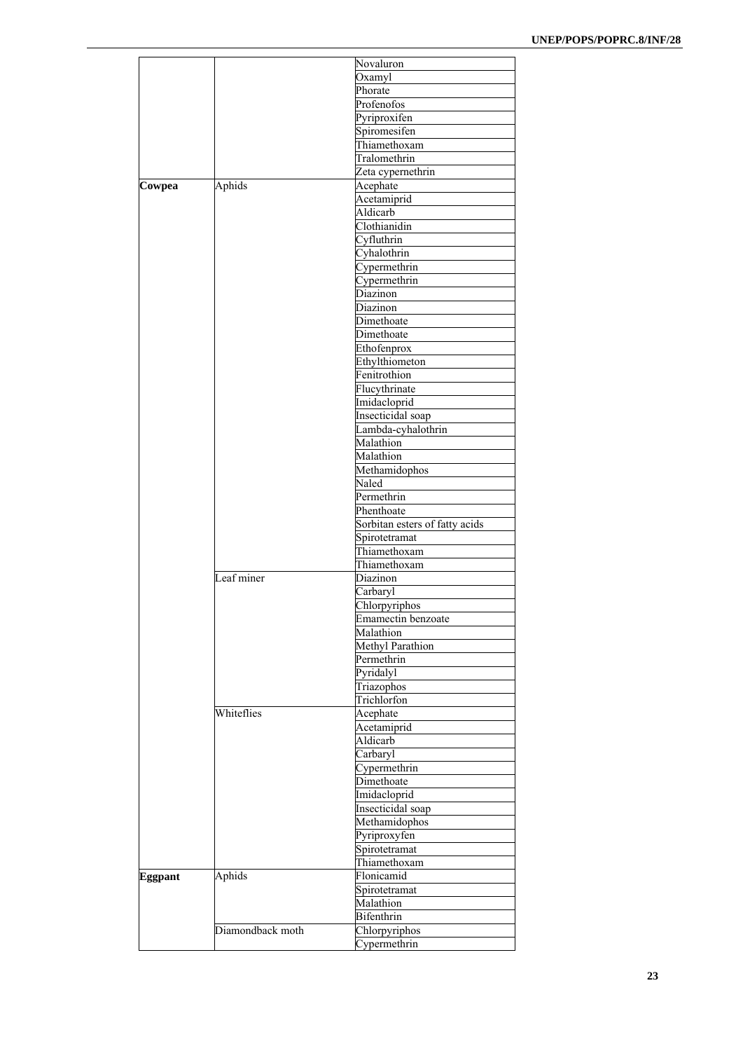| | | |
|---|---|---|
| | | Novaluron |
| | | Oxamyl |
| | | Phorate |
| | | Profenofos |
| | | Pyriproxifen |
| | | Spiromesifen |
| | | Thiamethoxam |
| | | Tralomethrin |
| | | Zeta cypernethrin |
| **Cowpea** | Aphids | Acephate |
| | | Acetamiprid |
| | | Aldicarb |
| | | Clothianidin |
| | | Cyfluthrin |
| | | Cyhalothrin |
| | | Cypermethrin |
| | | Cypermethrin |
| | | Diazinon |
| | | Diazinon |
| | | Dimethoate |
| | | Dimethoate |
| | | Ethofenprox |
| | | Ethylthiometon |
| | | Fenitrothion |
| | | Flucythrinate |
| | | Imidacloprid |
| | | Insecticidal soap |
| | | Lambda-cyhalothrin |
| | | Malathion |
| | | Malathion |
| | | Methamidophos |
| | | Naled |
| | | Permethrin |
| | | Phenthoate |
| | | Sorbitan esters of fatty acids |
| | | Spirotetramat |
| | | Thiamethoxam |
| | | Thiamethoxam |
| | Leaf miner | Diazinon |
| | | Carbaryl |
| | | Chlorpyriphos |
| | | Emamectin benzoate |
| | | Malathion |
| | | Methyl Parathion |
| | | Permethrin |
| | | Pyridalyl |
| | | Triazophos |
| | | Trichlorfon |
| | Whiteflies | Acephate |
| | | Acetamiprid |
| | | Aldicarb |
| | | Carbaryl |
| | | Cypermethrin |
| | | Dimethoate |
| | | Imidacloprid |
| | | Insecticidal soap |
| | | Methamidophos |
| | | Pyriproxyfen |
| | | Spirotetramat |
| | | Thiamethoxam |
| **Eggpant** | Aphids | Flonicamid |
| | | Spirotetramat |
| | | Malathion |
| | | Bifenthrin |
| | Diamondback moth | Chlorpyriphos |
| | | Cypermethrin |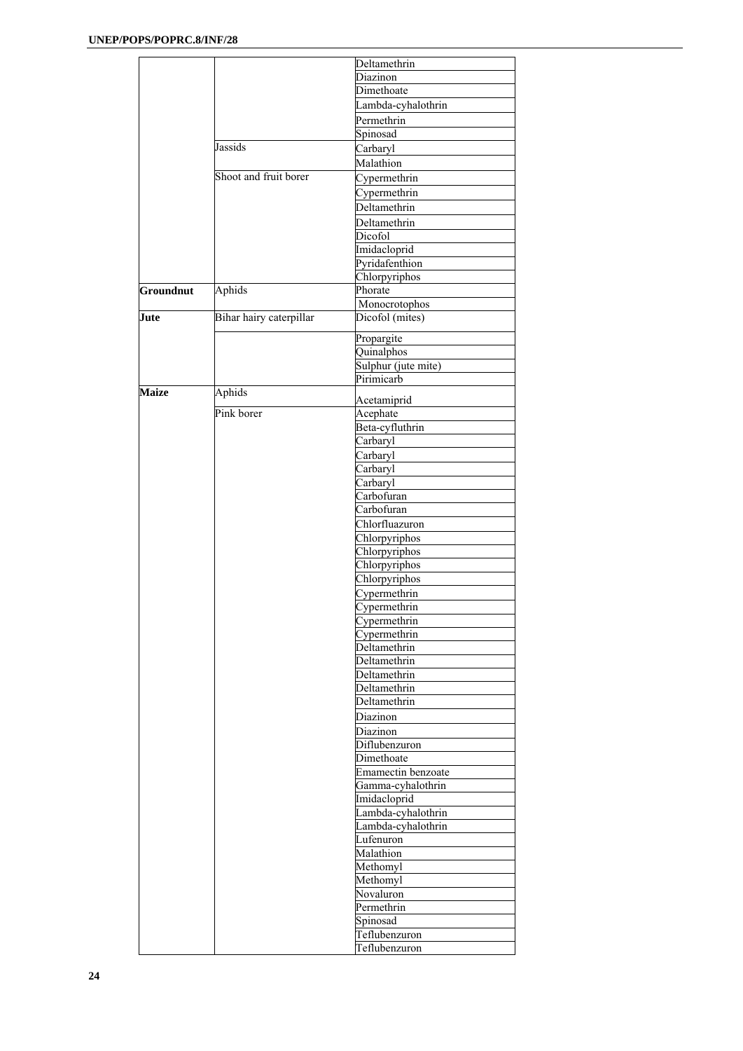| | | |
|---|---|---|
| | | Deltamethrin |
| | | Diazinon |
| | | Dimethoate |
| | | Lambda-cyhalothrin |
| | | Permethrin |
| | | Spinosad |
| | Jassids | Carbaryl |
| | | Malathion |
| | Shoot and fruit borer | Cypermethrin |
| | | Cypermethrin |
| | | Deltamethrin |
| | | Deltamethrin |
| | | Dicofol |
| | | Imidacloprid |
| | | Pyridafenthion |
| | | Chlorpyriphos |
| **Groundnut** | Aphids | Phorate |
| | | Monocrotophos |
| **Jute** | Bihar hairy caterpillar | Dicofol (mites) |
| | | Propargite |
| | | Quinalphos |
| | | Sulphur (jute mite) |
| | | Pirimicarb |
| **Maize** | Aphids | Acetamiprid |
| | Pink borer | Acephate |
| | | Beta-cyfluthrin |
| | | Carbaryl |
| | | Carbaryl |
| | | Carbaryl |
| | | Carbaryl |
| | | Carbofuran |
| | | Carbofuran |
| | | Chlorfluazuron |
| | | Chlorpyriphos |
| | | Chlorpyriphos |
| | | Chlorpyriphos |
| | | Chlorpyriphos |
| | | Cypermethrin |
| | | Cypermethrin |
| | | Cypermethrin |
| | | Cypermethrin |
| | | Deltamethrin |
| | | Deltamethrin |
| | | Deltamethrin |
| | | Deltamethrin |
| | | Deltamethrin |
| | | Diazinon |
| | | Diazinon |
| | | Diflubenzuron |
| | | Dimethoate |
| | | Emamectin benzoate |
| | | Gamma-cyhalothrin |
| | | Imidacloprid |
| | | Lambda-cyhalothrin |
| | | Lambda-cyhalothrin |
| | | Lufenuron |
| | | Malathion |
| | | Methomyl |
| | | Methomyl |
| | | Novaluron |
| | | Permethrin |
| | | Spinosad |
| | | Teflubenzuron |
| | | Teflubenzuron |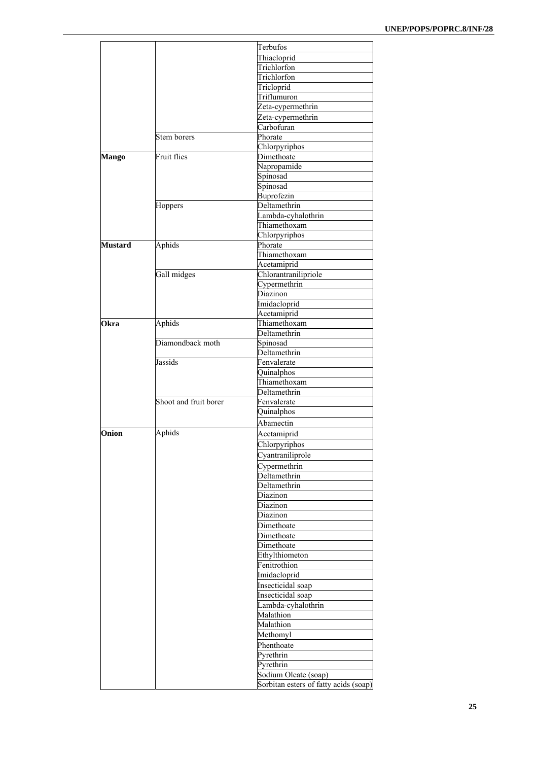| | | |
|---|---|---|
| | | Terbufos |
| | | Thiacloprid |
| | | Trichlorfon |
| | | Trichlorfon |
| | | Tricloprid |
| | | Triflumuron |
| | | Zeta-cypermethrin |
| | | Zeta-cypermethrin |
| | | Carbofuran |
| | Stem borers | Phorate |
| | | Chlorpyriphos |
| **Mango** | Fruit flies | Dimethoate |
| | | Napropamide |
| | | Spinosad |
| | | Spinosad |
| | | Buprofezin |
| | Hoppers | Deltamethrin |
| | | Lambda-cyhalothrin |
| | | Thiamethoxam |
| | | Chlorpyriphos |
| **Mustard** | Aphids | Phorate |
| | | Thiamethoxam |
| | | Acetamiprid |
| | Gall midges | Chlorantranilipriole |
| | | Cypermethrin |
| | | Diazinon |
| | | Imidacloprid |
| | | Acetamiprid |
| **Okra** | Aphids | Thiamethoxam |
| | | Deltamethrin |
| | Diamondback moth | Spinosad |
| | | Deltamethrin |
| | Jassids | Fenvalerate |
| | | Quinalphos |
| | | Thiamethoxam |
| | | Deltamethrin |
| | Shoot and fruit borer | Fenvalerate |
| | | Quinalphos |
| | | Abamectin |
| **Onion** | Aphids | Acetamiprid |
| | | Chlorpyriphos |
| | | Cyantraniliprole |
| | | Cypermethrin |
| | | Deltamethrin |
| | | Deltamethrin |
| | | Diazinon |
| | | Diazinon |
| | | Diazinon |
| | | Dimethoate |
| | | Dimethoate |
| | | Dimethoate |
| | | Ethylthiometon |
| | | Fenitrothion |
| | | Imidacloprid |
| | | Insecticidal soap |
| | | Insecticidal soap |
| | | Lambda-cyhalothrin |
| | | Malathion |
| | | Malathion |
| | | Methomyl |
| | | Phenthoate |
| | | Pyrethrin |
| | | Pyrethrin |
| | | Sodium Oleate (soap) |
| | | Sorbitan esters of fatty acids (soap) |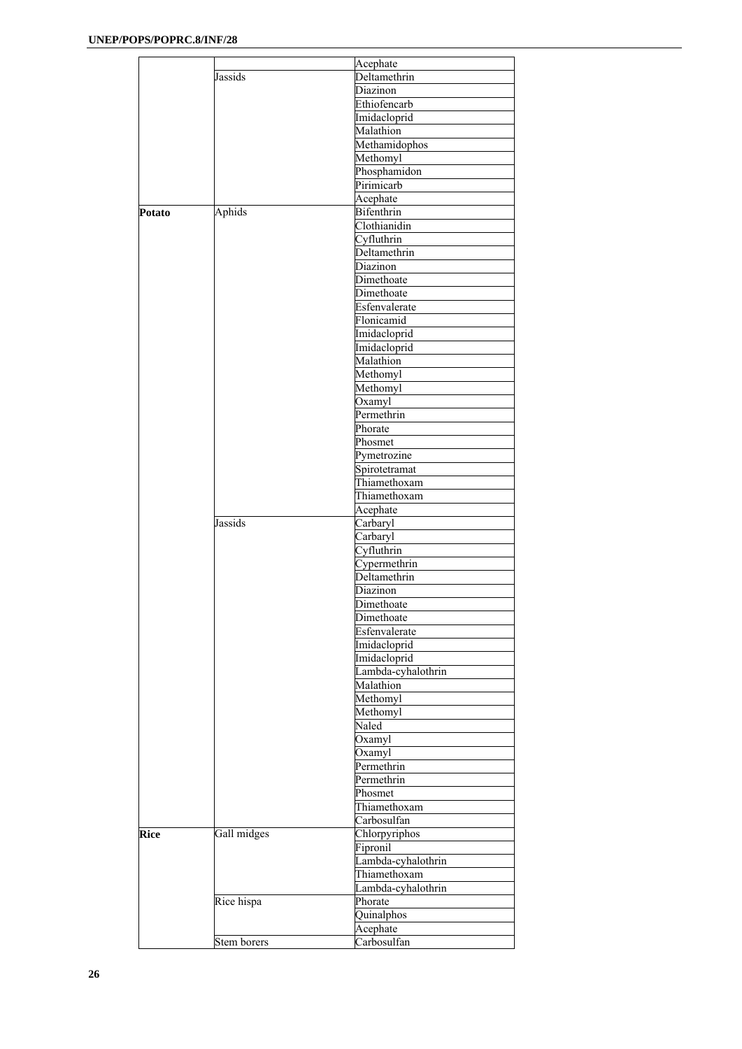| | | |
|---|---|---|
| | | Acephate |
| | Jassids | Deltamethrin |
| | | Diazinon |
| | | Ethiofencarb |
| | | Imidacloprid |
| | | Malathion |
| | | Methamidophos |
| | | Methomyl |
| | | Phosphamidon |
| | | Pirimicarb |
| | | Acephate |
| **Potato** | Aphids | Bifenthrin |
| | | Clothianidin |
| | | Cyfluthrin |
| | | Deltamethrin |
| | | Diazinon |
| | | Dimethoate |
| | | Dimethoate |
| | | Esfenvalerate |
| | | Flonicamid |
| | | Imidacloprid |
| | | Imidacloprid |
| | | Malathion |
| | | Methomyl |
| | | Methomyl |
| | | Oxamyl |
| | | Permethrin |
| | | Phorate |
| | | Phosmet |
| | | Pymetrozine |
| | | Spirotetramat |
| | | Thiamethoxam |
| | | Thiamethoxam |
| | | Acephate |
| | Jassids | Carbaryl |
| | | Carbaryl |
| | | Cyfluthrin |
| | | Cypermethrin |
| | | Deltamethrin |
| | | Diazinon |
| | | Dimethoate |
| | | Dimethoate |
| | | Esfenvalerate |
| | | Imidacloprid |
| | | Imidacloprid |
| | | Lambda-cyhalothrin |
| | | Malathion |
| | | Methomyl |
| | | Methomyl |
| | | Naled |
| | | Oxamyl |
| | | Oxamyl |
| | | Permethrin |
| | | Permethrin |
| | | Phosmet |
| | | Thiamethoxam |
| | | Carbosulfan |
| **Rice** | Gall midges | Chlorpyriphos |
| | | Fipronil |
| | | Lambda-cyhalothrin |
| | | Thiamethoxam |
| | | Lambda-cyhalothrin |
| | Rice hispa | Phorate |
| | | Quinalphos |
| | | Acephate |
| | Stem borers | Carbosulfan |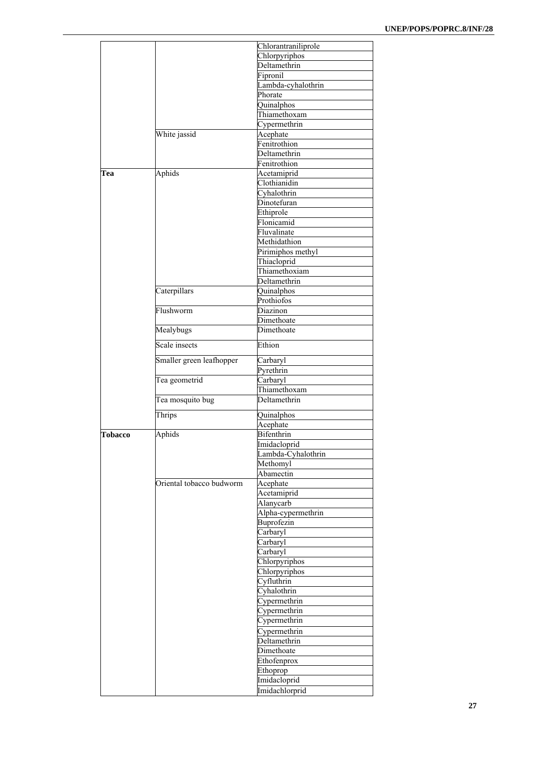| | | |
|---|---|---|
| | | Chlorantraniliprole |
| | | Chlorpyriphos |
| | | Deltamethrin |
| | | Fipronil |
| | | Lambda-cyhalothrin |
| | | Phorate |
| | | Quinalphos |
| | | Thiamethoxam |
| | | Cypermethrin |
| | White jassid | Acephate |
| | | Fenitrothion |
| | | Deltamethrin |
| | | Fenitrothion |
| **Tea** | Aphids | Acetamiprid |
| | | Clothianidin |
| | | Cyhalothrin |
| | | Dinotefuran |
| | | Ethiprole |
| | | Flonicamid |
| | | Fluvalinate |
| | | Methidathion |
| | | Pirimiphos methyl |
| | | Thiacloprid |
| | | Thiamethoxiam |
| | | Deltamethrin |
| | Caterpillars | Quinalphos |
| | | Prothiofos |
| | Flushworm | Diazinon |
| | | Dimethoate |
| | Mealybugs | Dimethoate |
| | Scale insects | Ethion |
| | Smaller green leafhopper | Carbaryl |
| | | Pyrethrin |
| | Tea geometrid | Carbaryl |
| | | Thiamethoxam |
| | Tea mosquito bug | Deltamethrin |
| | Thrips | Quinalphos |
| | | Acephate |
| **Tobacco** | Aphids | Bifenthrin |
| | | Imidacloprid |
| | | Lambda-Cyhalothrin |
| | | Methomyl |
| | | Abamectin |
| | Oriental tobacco budworm | Acephate |
| | | Acetamiprid |
| | | Alanycarb |
| | | Alpha-cypermethrin |
| | | Buprofezin |
| | | Carbaryl |
| | | Carbaryl |
| | | Carbaryl |
| | | Chlorpyriphos |
| | | Chlorpyriphos |
| | | Cyfluthrin |
| | | Cyhalothrin |
| | | Cypermethrin |
| | | Cypermethrin |
| | | Cypermethrin |
| | | Cypermethrin |
| | | Deltamethrin |
| | | Dimethoate |
| | | Ethofenprox |
| | | Ethoprop |
| | | Imidacloprid |
| | | Imidachlorprid |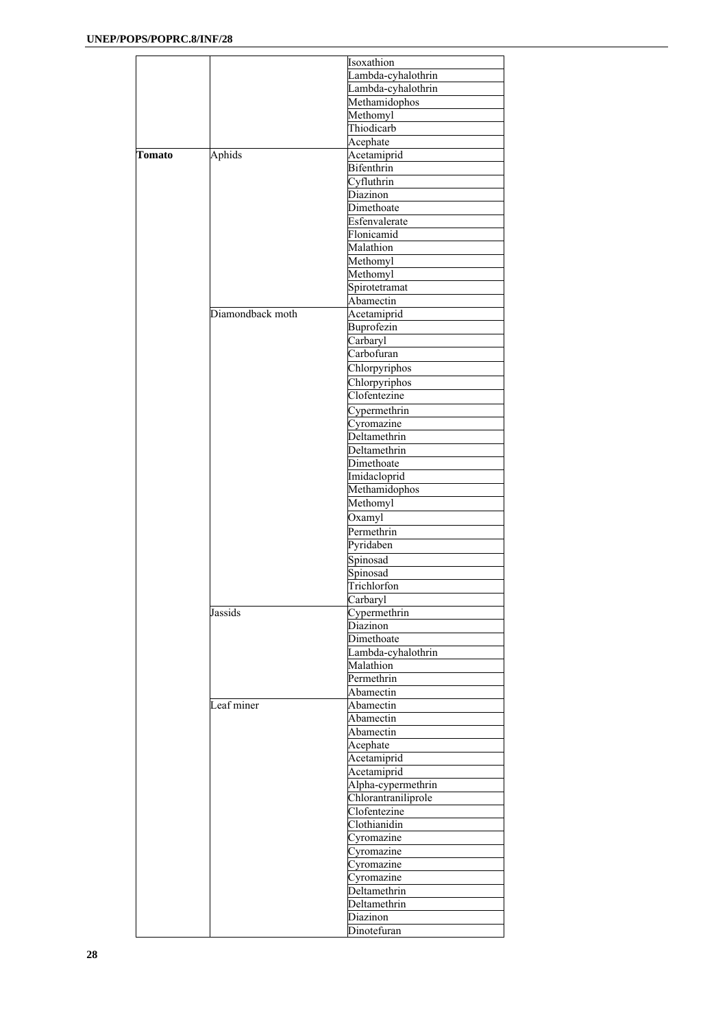| | | |
|---|---|---|
| | | Isoxathion |
| | | Lambda-cyhalothrin |
| | | Lambda-cyhalothrin |
| | | Methamidophos |
| | | Methomyl |
| | | Thiodicarb |
| | | Acephate |
| **Tomato** | Aphids | Acetamiprid |
| | | Bifenthrin |
| | | Cyfluthrin |
| | | Diazinon |
| | | Dimethoate |
| | | Esfenvalerate |
| | | Flonicamid |
| | | Malathion |
| | | Methomyl |
| | | Methomyl |
| | | Spirotetramat |
| | | Abamectin |
| | Diamondback moth | Acetamiprid |
| | | Buprofezin |
| | | Carbaryl |
| | | Carbofuran |
| | | Chlorpyriphos |
| | | Chlorpyriphos |
| | | Clofentezine |
| | | Cypermethrin |
| | | Cyromazine |
| | | Deltamethrin |
| | | Deltamethrin |
| | | Dimethoate |
| | | Imidacloprid |
| | | Methamidophos |
| | | Methomyl |
| | | Oxamyl |
| | | Permethrin |
| | | Pyridaben |
| | | Spinosad |
| | | Spinosad |
| | | Trichlorfon |
| | | Carbaryl |
| | Jassids | Cypermethrin |
| | | Diazinon |
| | | Dimethoate |
| | | Lambda-cyhalothrin |
| | | Malathion |
| | | Permethrin |
| | | Abamectin |
| | Leaf miner | Abamectin |
| | | Abamectin |
| | | Abamectin |
| | | Acephate |
| | | Acetamiprid |
| | | Acetamiprid |
| | | Alpha-cypermethrin |
| | | Chlorantraniliprole |
| | | Clofentezine |
| | | Clothianidin |
| | | Cyromazine |
| | | Cyromazine |
| | | Cyromazine |
| | | Cyromazine |
| | | Deltamethrin |
| | | Deltamethrin |
| | | Diazinon |
| | | Dinotefuran |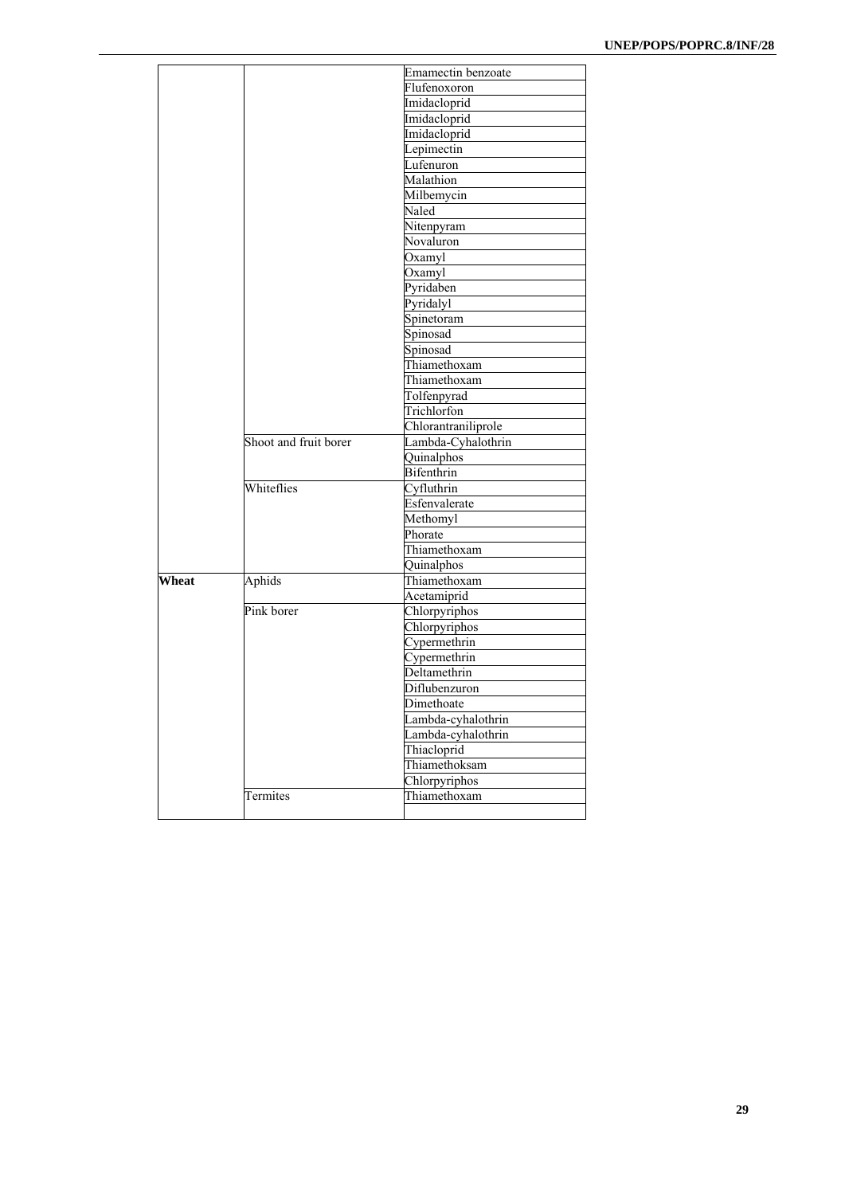| | | |
|---|---|---|
| | | Emamectin benzoate |
| | | Flufenoxoron |
| | | Imidacloprid |
| | | Imidacloprid |
| | | Imidacloprid |
| | | Lepimectin |
| | | Lufenuron |
| | | Malathion |
| | | Milbemycin |
| | | Naled |
| | | Nitenpyram |
| | | Novaluron |
| | | Oxamyl |
| | | Oxamyl |
| | | Pyridaben |
| | | Pyridalyl |
| | | Spinetoram |
| | | Spinosad |
| | | Spinosad |
| | | Thiamethoxam |
| | | Thiamethoxam |
| | | Tolfenpyrad |
| | | Trichlorfon |
| | | Chlorantraniliprole |
| | Shoot and fruit borer | Lambda-Cyhalothrin |
| | | Quinalphos |
| | | Bifenthrin |
| | Whiteflies | Cyfluthrin |
| | | Esfenvalerate |
| | | Methomyl |
| | | Phorate |
| | | Thiamethoxam |
| | | Quinalphos |
| **Wheat** | Aphids | Thiamethoxam |
| | | Acetamiprid |
| | Pink borer | Chlorpyriphos |
| | | Chlorpyriphos |
| | | Cypermethrin |
| | | Cypermethrin |
| | | Deltamethrin |
| | | Diflubenzuron |
| | | Dimethoate |
| | | Lambda-cyhalothrin |
| | | Lambda-cyhalothrin |
| | | Thiacloprid |
| | | Thiamethoksam |
| | | Chlorpyriphos |
| | Termites | Thiamethoxam |
| | | |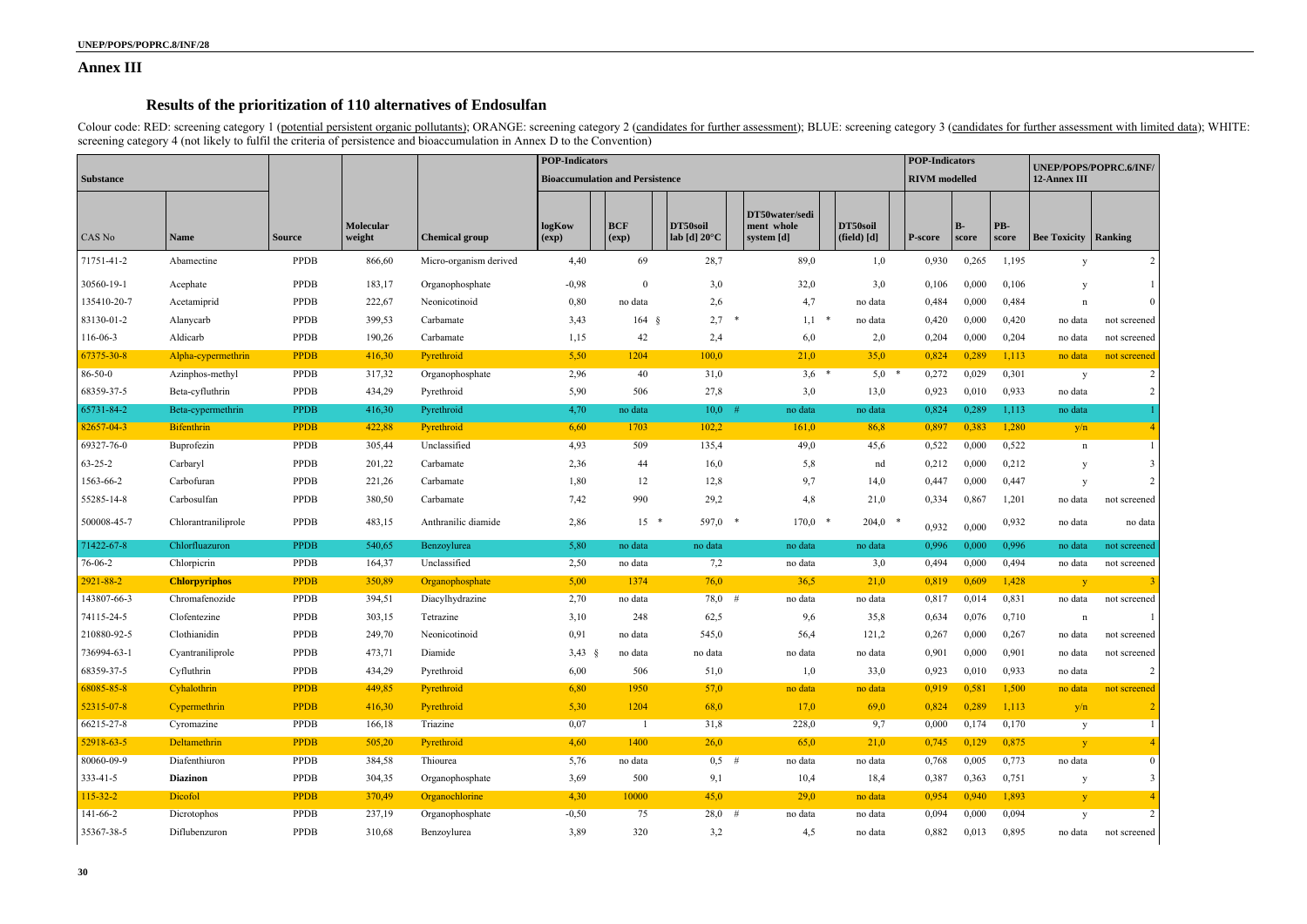## Annex III

### Results of the prioritization of 110 alternatives of Endosulfan

Colour code: RED: screening category 1 (potential persistent organic pollutants); ORANGE: screening category 2 (candidates for further assessment); BLUE: screening category 3 (candidates for further assessment with limited data); WHITE: screening category 4 (not likely to fulfil the criteria of persistence and bioaccumulation in Annex D to the Convention)

| Substance | | | | | POP-Indicators Bioaccumulation and Persistence | | | | | POP-Indicators RIVM modelled | | | UNEP/POPS/POPRC.6/INF/ 12-Annex III | |
|---|---|---|---|---|---|---|---|---|---|---|---|---|---|---|
| CAS No | Name | Source | Molecular weight | Chemical group | logKow (exp) | BCF (exp) | DT50soil lab [d] 20°C | DT50water/sediment whole system [d] | DT50soil (field) [d] | P-score | B-score | PB-score | Bee Toxicity | Ranking |
| 71751-41-2 | Abamectine | PPDB | 866,60 | Micro-organism derived | 4,40 | 69 | 28,7 | 89,0 | 1,0 | 0,930 | 0,265 | 1,195 | y | 2 |
| 30560-19-1 | Acephate | PPDB | 183,17 | Organophosphate | -0,98 | 0 | 3,0 | 32,0 | 3,0 | 0,106 | 0,000 | 0,106 | y | 1 |
| 135410-20-7 | Acetamiprid | PPDB | 222,67 | Neonicotinoid | 0,80 | no data | 2,6 | 4,7 | no data | 0,484 | 0,000 | 0,484 | n | 0 |
| 83130-01-2 | Alanycarb | PPDB | 399,53 | Carbamate | 3,43 | 164 § | 2,7 * | 1,1 * | no data | 0,420 | 0,000 | 0,420 | no data | not screened |
| 116-06-3 | Aldicarb | PPDB | 190,26 | Carbamate | 1,15 | 42 | 2,4 | 6,0 | 2,0 | 0,204 | 0,000 | 0,204 | no data | not screened |
| 67375-30-8 | Alpha-cypermethrin | PPDB | 416,30 | Pyrethroid | 5,50 | 1204 | 100,0 | 21,0 | 35,0 | 0,824 | 0,289 | 1,113 | no data | not screened |
| 86-50-0 | Azinphos-methyl | PPDB | 317,32 | Organophosphate | 2,96 | 40 | 31,0 | 3,6 * | 5,0 * | 0,272 | 0,029 | 0,301 | y | 2 |
| 68359-37-5 | Beta-cyfluthrin | PPDB | 434,29 | Pyrethroid | 5,90 | 506 | 27,8 | 3,0 | 13,0 | 0,923 | 0,010 | 0,933 | no data | 2 |
| 65731-84-2 | Beta-cypermethrin | PPDB | 416,30 | Pyrethroid | 4,70 | no data | 10,0 # | no data | no data | 0,824 | 0,289 | 1,113 | no data | 1 |
| 82657-04-3 | Bifenthrin | PPDB | 422,88 | Pyrethroid | 6,60 | 1703 | 102,2 | 161,0 | 86,8 | 0,897 | 0,383 | 1,280 | y/n | 4 |
| 69327-76-0 | Buprofezin | PPDB | 305,44 | Unclassified | 4,93 | 509 | 135,4 | 49,0 | 45,6 | 0,522 | 0,000 | 0,522 | n | 1 |
| 63-25-2 | Carbaryl | PPDB | 201,22 | Carbamate | 2,36 | 44 | 16,0 | 5,8 | nd | 0,212 | 0,000 | 0,212 | y | 3 |
| 1563-66-2 | Carbofuran | PPDB | 221,26 | Carbamate | 1,80 | 12 | 12,8 | 9,7 | 14,0 | 0,447 | 0,000 | 0,447 | y | 2 |
| 55285-14-8 | Carbosulfan | PPDB | 380,50 | Carbamate | 7,42 | 990 | 29,2 | 4,8 | 21,0 | 0,334 | 0,867 | 1,201 | no data | not screened |
| 500008-45-7 | Chlorantraniliprole | PPDB | 483,15 | Anthranilic diamide | 2,86 | 15 * | 597,0 * | 170,0 * | 204,0 * | 0,932 | 0,000 | 0,932 | no data | no data |
| 71422-67-8 | Chlorfluazuron | PPDB | 540,65 | Benzoylurea | 5,80 | no data | no data | no data | no data | 0,996 | 0,000 | 0,996 | no data | not screened |
| 76-06-2 | Chlorpicrin | PPDB | 164,37 | Unclassified | 2,50 | no data | 7,2 | no data | 3,0 | 0,494 | 0,000 | 0,494 | no data | not screened |
| 2921-88-2 | **Chlorpyriphos** | PPDB | 350,89 | Organophosphate | 5,00 | 1374 | 76,0 | 36,5 | 21,0 | 0,819 | 0,609 | 1,428 | y | 3 |
| 143807-66-3 | Chromafenozide | PPDB | 394,51 | Diacylhydrazine | 2,70 | no data | 78,0 # | no data | no data | 0,817 | 0,014 | 0,831 | no data | not screened |
| 74115-24-5 | Clofentezine | PPDB | 303,15 | Tetrazine | 3,10 | 248 | 62,5 | 9,6 | 35,8 | 0,634 | 0,076 | 0,710 | n | 1 |
| 210880-92-5 | Clothianidin | PPDB | 249,70 | Neonicotinoid | 0,91 | no data | 545,0 | 56,4 | 121,2 | 0,267 | 0,000 | 0,267 | no data | not screened |
| 736994-63-1 | Cyantraniliprole | PPDB | 473,71 | Diamide | 3,43 § | no data | no data | no data | no data | 0,901 | 0,000 | 0,901 | no data | not screened |
| 68359-37-5 | Cyfluthrin | PPDB | 434,29 | Pyrethroid | 6,00 | 506 | 51,0 | 1,0 | 33,0 | 0,923 | 0,010 | 0,933 | no data | 2 |
| 68085-85-8 | Cyhalothrin | PPDB | 449,85 | Pyrethroid | 6,80 | 1950 | 57,0 | no data | no data | 0,919 | 0,581 | 1,500 | no data | not screened |
| 52315-07-8 | Cypermethrin | PPDB | 416,30 | Pyrethroid | 5,30 | 1204 | 68,0 | 17,0 | 69,0 | 0,824 | 0,289 | 1,113 | y/n | 2 |
| 66215-27-8 | Cyromazine | PPDB | 166,18 | Triazine | 0,07 | 1 | 31,8 | 228,0 | 9,7 | 0,000 | 0,174 | 0,170 | y | 1 |
| 52918-63-5 | Deltamethrin | PPDB | 505,20 | Pyrethroid | 4,60 | 1400 | 26,0 | 65,0 | 21,0 | 0,745 | 0,129 | 0,875 | y | 4 |
| 80060-09-9 | Diafenthiuron | PPDB | 384,58 | Thiourea | 5,76 | no data | 0,5 # | no data | no data | 0,768 | 0,005 | 0,773 | no data | 0 |
| 333-41-5 | **Diazinon** | PPDB | 304,35 | Organophosphate | 3,69 | 500 | 9,1 | 10,4 | 18,4 | 0,387 | 0,363 | 0,751 | y | 3 |
| 115-32-2 | Dicofol | PPDB | 370,49 | Organochlorine | 4,30 | 10000 | 45,0 | 29,0 | no data | 0,954 | 0,940 | 1,893 | y | 4 |
| 141-66-2 | Dicrotophos | PPDB | 237,19 | Organophosphate | -0,50 | 75 | 28,0 # | no data | no data | 0,094 | 0,000 | 0,094 | y | 2 |
| 35367-38-5 | Diflubenzuron | PPDB | 310,68 | Benzoylurea | 3,89 | 320 | 3,2 | 4,5 | no data | 0,882 | 0,013 | 0,895 | no data | not screened |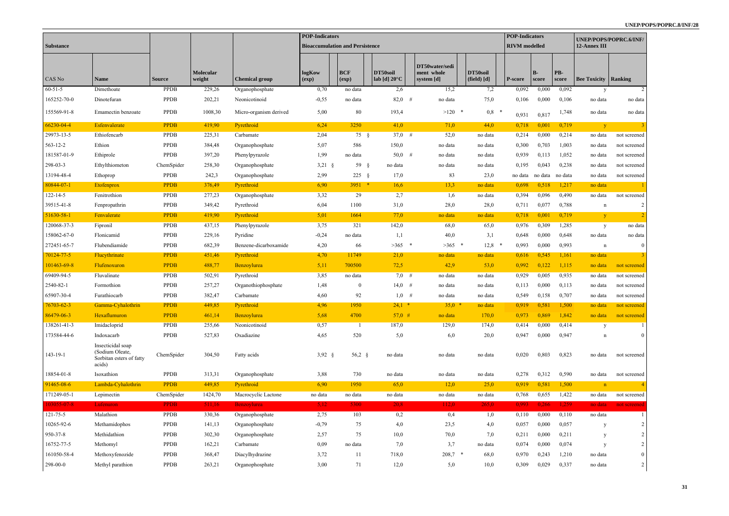| Substance | | | | | POP-Indicators | | | | | POP-Indicators | | | UNEP/POPS/POPRC.6/INF/12-Annex III | |
|---|---|---|---|---|---|---|---|---|---|---|---|---|---|---|
| | | | | | Bioaccumulation and Persistence | | | | | RIVM modelled | | | | |
| CAS No | Name | Source | Molecular weight | Chemical group | logKow (exp) | BCF (exp) | DT50soil lab [d] 20°C | DT50water/sediment whole system [d] | DT50soil (field) [d] | P-score | B-score | PB-score | Bee Toxicity | Ranking |
| 60-51-5 | Dimethoate | PPDB | 229,26 | Organophosphate | 0,70 | no data | 2,6 | 15,2 | 7,2 | 0,092 | 0,000 | 0,092 | y | 2 |
| 165252-70-0 | Dinotefuran | PPDB | 202,21 | Neonicotinoid | -0,55 | no data | 82,0 # | no data | 75,0 | 0,106 | 0,000 | 0,106 | no data | no data |
| 155569-91-8 | Emamectin benzoate | PPDB | 1008,30 | Micro-organism derived | 5,00 | 80 | 193,4 | >120 * | 0,8 * | 0,931 | 0,817 | 1,748 | no data | no data |
| 66230-04-4 | Esfenvalerate | PPDB | 419,90 | Pyrethroid | 6,24 | 3250 | 41,0 | 71,0 | 44,0 | 0,718 | 0,001 | 0,719 | y | 3 |
| 29973-13-5 | Ethiofencarb | PPDB | 225,31 | Carbamate | 2,04 | 75 § | 37,0 # | 52,0 | no data | 0,214 | 0,000 | 0,214 | no data | not screened |
| 563-12-2 | Ethion | PPDB | 384,48 | Organophosphate | 5,07 | 586 | 150,0 | no data | no data | 0,300 | 0,703 | 1,003 | no data | not screened |
| 181587-01-9 | Ethiprole | PPDB | 397,20 | Phenylpyrazole | 1,99 | no data | 50,0 # | no data | no data | 0,939 | 0,113 | 1,052 | no data | not screened |
| 298-03-3 | Ethylthiometon | ChemSpider | 258,30 | Organophosphate | 3,21 § | 59 § | no data | no data | no data | 0,195 | 0,043 | 0,238 | no data | not screened |
| 13194-48-4 | Ethoprop | PPDB | 242,3 | Organophosphate | 2,99 | 225 § | 17,0 | 83 | 23,0 | no data | no data | no data | no data | not screened |
| 80844-07-1 | Etofenprox | PPDB | 376,49 | Pyrethroid | 6,90 | 3951 * | 16,6 | 13,3 | no data | 0,698 | 0,518 | 1,217 | no data | 1 |
| 122-14-5 | Fenitrothion | PPDB | 277,23 | Organophosphate | 3,32 | 29 | 2,7 | 1,6 | no data | 0,394 | 0,096 | 0,490 | no data | not screened |
| 39515-41-8 | Fenpropathrin | PPDB | 349,42 | Pyrethroid | 6,04 | 1100 | 31,0 | 28,0 | 28,0 | 0,711 | 0,077 | 0,788 | n | 2 |
| 51630-58-1 | Fenvalerate | PPDB | 419,90 | Pyrethroid | 5,01 | 1664 | 77,0 | no data | no data | 0,718 | 0,001 | 0,719 | y | 2 |
| 120068-37-3 | Fipronil | PPDB | 437,15 | Phenylpyrazole | 3,75 | 321 | 142,0 | 68,0 | 65,0 | 0,976 | 0,309 | 1,285 | y | no data |
| 158062-67-0 | Flonicamid | PPDB | 229,16 | Pyridine | -0,24 | no data | 1,1 | 40,0 | 3,1 | 0,648 | 0,000 | 0,648 | no data | no data |
| 272451-65-7 | Flubendiamide | PPDB | 682,39 | Benzene-dicarboxamide | 4,20 | 66 | >365 * | >365 * | 12,8 * | 0,993 | 0,000 | 0,993 | n | 0 |
| 70124-77-5 | Flucythrinate | PPDB | 451,46 | Pyrethroid | 4,70 | 11749 | 21,0 | no data | no data | 0,616 | 0,545 | 1,161 | no data | 3 |
| 101463-69-8 | Flufenoxuron | PPDB | 488,77 | Benzoylurea | 5,11 | 700500 | 72,5 | 42,9 | 53,0 | 0,992 | 0,122 | 1,115 | no data | not screened |
| 69409-94-5 | Fluvalinate | PPDB | 502,91 | Pyrethroid | 3,85 | no data | 7,0 # | no data | no data | 0,929 | 0,005 | 0,935 | no data | not screened |
| 2540-82-1 | Formothion | PPDB | 257,27 | Organothiophosphate | 1,48 | 0 | 14,0 # | no data | no data | 0,113 | 0,000 | 0,113 | no data | not screened |
| 65907-30-4 | Furathiocarb | PPDB | 382,47 | Carbamate | 4,60 | 92 | 1,0 # | no data | no data | 0,549 | 0,158 | 0,707 | no data | not screened |
| 76703-62-3 | Gamma-Cyhalothrin | PPDB | 449,85 | Pyrethroid | 4,96 | 1950 | 24,1 * | 35,0 * | no data | 0,919 | 0,581 | 1,500 | no data | not screened |
| 86479-06-3 | Hexaflumuron | PPDB | 461,14 | Benzoylurea | 5,68 | 4700 | 57,0 # | no data | 170,0 | 0,973 | 0,869 | 1,842 | no data | not screened |
| 138261-41-3 | Imidacloprid | PPDB | 255,66 | Neonicotinoid | 0,57 | 1 | 187,0 | 129,0 | 174,0 | 0,414 | 0,000 | 0,414 | y | 1 |
| 173584-44-6 | Indoxacarb | PPDB | 527,83 | Oxadiazine | 4,65 | 520 | 5,0 | 6,0 | 20,0 | 0,947 | 0,000 | 0,947 | n | 0 |
| 143-19-1 | Insecticidal soap (Sodium Oleate, Sorbitan esters of fatty acids) | ChemSpider | 304,50 | Fatty acids | 3,92 § | 56,2 § | no data | no data | no data | 0,020 | 0,803 | 0,823 | no data | not screened |
| 18854-01-8 | Isoxathion | PPDB | 313,31 | Organophosphate | 3,88 | 730 | no data | no data | no data | 0,278 | 0,312 | 0,590 | no data | not screened |
| 91465-08-6 | Lambda-Cyhalothrin | PPDB | 449,85 | Pyrethroid | 6,90 | 1950 | 65,0 | 12,0 | 25,0 | 0,919 | 0,581 | 1,500 | n | 4 |
| 171249-05-1 | Lepimectin | ChemSpider | 1424,70 | Macrocyclic Lactone | no data | no data | no data | no data | no data | 0,768 | 0,655 | 1,422 | no data | not screened |
| 103055-07-8 | Lufenuron | PPDB | 511,16 | Benzoylurea | 5,12 | 5300 | 20,8 | 112,0 | 265,0 | 0,993 | 0,266 | 1,259 | no data | not screened |
| 121-75-5 | Malathion | PPDB | 330,36 | Organophosphate | 2,75 | 103 | 0,2 | 0,4 | 1,0 | 0,110 | 0,000 | 0,110 | no data | 1 |
| 10265-92-6 | Methamidophos | PPDB | 141,13 | Organophosphate | -0,79 | 75 | 4,0 | 23,5 | 4,0 | 0,057 | 0,000 | 0,057 | y | 2 |
| 950-37-8 | Methidathion | PPDB | 302,30 | Organophosphate | 2,57 | 75 | 10,0 | 70,0 | 7,0 | 0,211 | 0,000 | 0,211 | y | 2 |
| 16752-77-5 | Methomyl | PPDB | 162,21 | Carbamate | 0,09 | no data | 7,0 | 3,7 | no data | 0,074 | 0,000 | 0,074 | y | 2 |
| 161050-58-4 | Methoxyfenozide | PPDB | 368,47 | Diacylhydrazine | 3,72 | 11 | 718,0 | 208,7 * | 68,0 | 0,970 | 0,243 | 1,210 | no data | 0 |
| 298-00-0 | Methyl parathion | PPDB | 263,21 | Organophosphate | 3,00 | 71 | 12,0 | 5,0 | 10,0 | 0,309 | 0,029 | 0,337 | no data | 2 |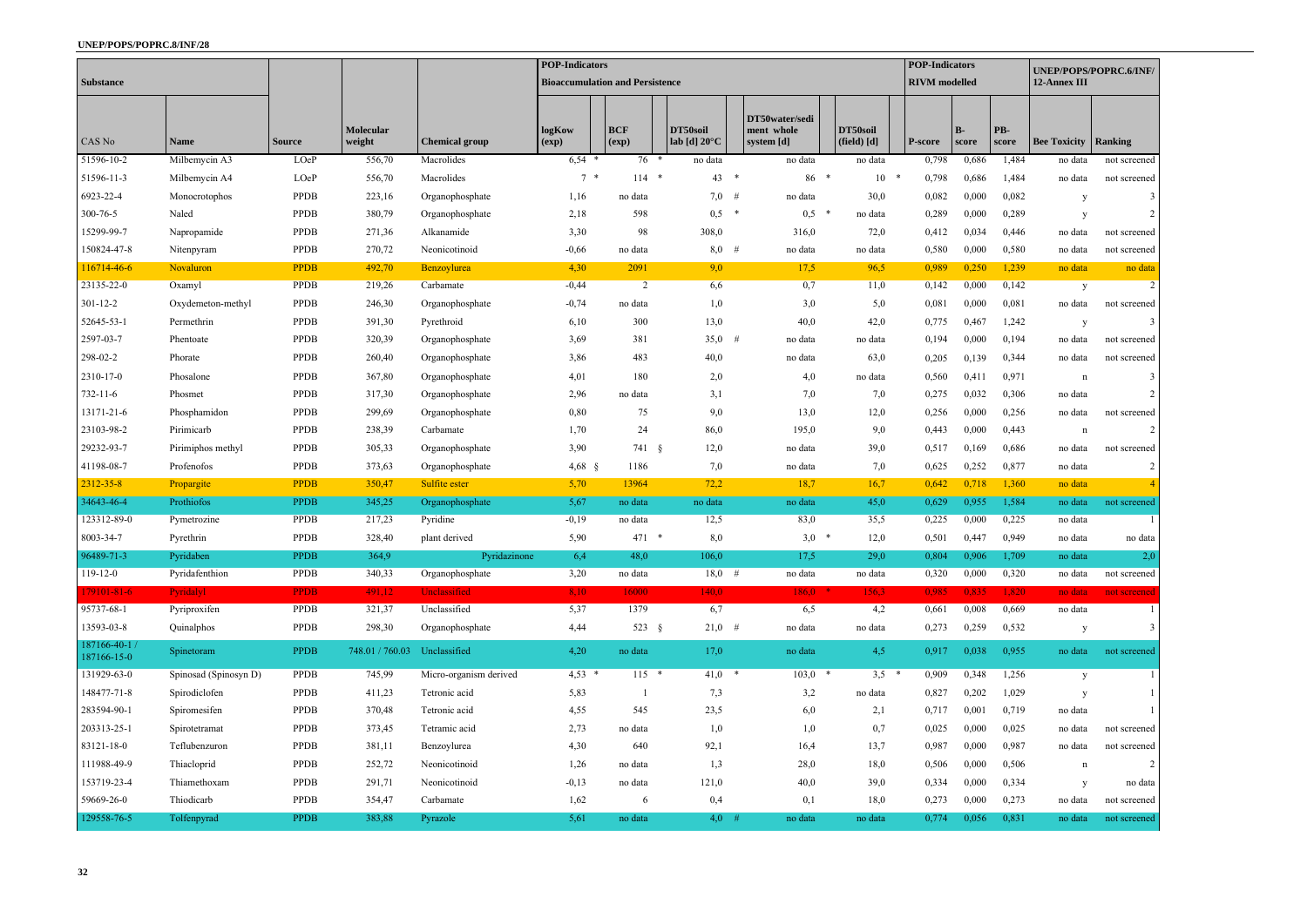| Substance | | | | | POP-Indicators | | | | | POP-Indicators | | | UNEP/POPS/POPRC.6/INF/12-Annex III | |
|---|---|---|---|---|---|---|---|---|---|---|---|---|---|---|
| | | | | | Bioaccumulation and Persistence | | | | | RIVM modelled | | | | |
| CAS No | Name | Source | Molecular weight | Chemical group | logKow (exp) | BCF (exp) | DT50soil lab [d] 20°C | DT50water/sediment whole system [d] | DT50soil (field) [d] | P-score | B-score | PB-score | Bee Toxicity | Ranking |
| 51596-10-2 | Milbemycin A3 | LOeP | 556,70 | Macrolides | 6,54 * | 76 * | no data | no data | no data | 0,798 | 0,686 | 1,484 | no data | not screened |
| 51596-11-3 | Milbemycin A4 | LOeP | 556,70 | Macrolides | 7 * | 114 * | 43 * | 86 * | 10 * | 0,798 | 0,686 | 1,484 | no data | not screened |
| 6923-22-4 | Monocrotophos | PPDB | 223,16 | Organophosphate | 1,16 | no data | 7,0 # | no data | 30,0 | 0,082 | 0,000 | 0,082 | y | 3 |
| 300-76-5 | Naled | PPDB | 380,79 | Organophosphate | 2,18 | 598 | 0,5 * | 0,5 * | no data | 0,289 | 0,000 | 0,289 | y | 2 |
| 15299-99-7 | Napropamide | PPDB | 271,36 | Alkanamide | 3,30 | 98 | 308,0 | 316,0 | 72,0 | 0,412 | 0,034 | 0,446 | no data | not screened |
| 150824-47-8 | Nitenpyram | PPDB | 270,72 | Neonicotinoid | -0,66 | no data | 8,0 # | no data | no data | 0,580 | 0,000 | 0,580 | no data | not screened |
| 116714-46-6 | Novaluron | PPDB | 492,70 | Benzoylurea | 4,30 | 2091 | 9,0 | 17,5 | 96,5 | 0,989 | 0,250 | 1,239 | no data | no data |
| 23135-22-0 | Oxamyl | PPDB | 219,26 | Carbamate | -0,44 | 2 | 6,6 | 0,7 | 11,0 | 0,142 | 0,000 | 0,142 | y | 2 |
| 301-12-2 | Oxydemeton-methyl | PPDB | 246,30 | Organophosphate | -0,74 | no data | 1,0 | 3,0 | 5,0 | 0,081 | 0,000 | 0,081 | no data | not screened |
| 52645-53-1 | Permethrin | PPDB | 391,30 | Pyrethroid | 6,10 | 300 | 13,0 | 40,0 | 42,0 | 0,775 | 0,467 | 1,242 | y | 3 |
| 2597-03-7 | Phentoate | PPDB | 320,39 | Organophosphate | 3,69 | 381 | 35,0 # | no data | no data | 0,194 | 0,000 | 0,194 | no data | not screened |
| 298-02-2 | Phorate | PPDB | 260,40 | Organophosphate | 3,86 | 483 | 40,0 | no data | 63,0 | 0,205 | 0,139 | 0,344 | no data | not screened |
| 2310-17-0 | Phosalone | PPDB | 367,80 | Organophosphate | 4,01 | 180 | 2,0 | 4,0 | no data | 0,560 | 0,411 | 0,971 | n | 3 |
| 732-11-6 | Phosmet | PPDB | 317,30 | Organophosphate | 2,96 | no data | 3,1 | 7,0 | 7,0 | 0,275 | 0,032 | 0,306 | no data | 2 |
| 13171-21-6 | Phosphamidon | PPDB | 299,69 | Organophosphate | 0,80 | 75 | 9,0 | 13,0 | 12,0 | 0,256 | 0,000 | 0,256 | no data | not screened |
| 23103-98-2 | Pirimicarb | PPDB | 238,39 | Carbamate | 1,70 | 24 | 86,0 | 195,0 | 9,0 | 0,443 | 0,000 | 0,443 | n | 2 |
| 29232-93-7 | Pirimiphos methyl | PPDB | 305,33 | Organophosphate | 3,90 | 741 § | 12,0 | no data | 39,0 | 0,517 | 0,169 | 0,686 | no data | not screened |
| 41198-08-7 | Profenofos | PPDB | 373,63 | Organophosphate | 4,68 § | 1186 | 7,0 | no data | 7,0 | 0,625 | 0,252 | 0,877 | no data | 2 |
| 2312-35-8 | Propargite | PPDB | 350,47 | Sulfite ester | 5,70 | 13964 | 72,2 | 18,7 | 16,7 | 0,642 | 0,718 | 1,360 | no data | 4 |
| 34643-46-4 | Prothiofos | PPDB | 345,25 | Organophosphate | 5,67 | no data | no data | no data | 45,0 | 0,629 | 0,955 | 1,584 | no data | not screened |
| 123312-89-0 | Pymetrozine | PPDB | 217,23 | Pyridine | -0,19 | no data | 12,5 | 83,0 | 35,5 | 0,225 | 0,000 | 0,225 | no data | 1 |
| 8003-34-7 | Pyrethrin | PPDB | 328,40 | plant derived | 5,90 | 471 * | 8,0 | 3,0 * | 12,0 | 0,501 | 0,447 | 0,949 | no data | no data |
| 96489-71-3 | Pyridaben | PPDB | 364,9 | Pyridazinone | 6,4 | 48,0 | 106,0 | 17,5 | 29,0 | 0,804 | 0,906 | 1,709 | no data | 2,0 |
| 119-12-0 | Pyridafenthion | PPDB | 340,33 | Organophosphate | 3,20 | no data | 18,0 # | no data | no data | 0,320 | 0,000 | 0,320 | no data | not screened |
| 179101-81-6 | Pyridalyl | PPDB | 491,12 | Unclassified | 8,10 | 16000 | 140,0 | 186,0 * | 156,3 | 0,985 | 0,835 | 1,820 | no data | not screened |
| 95737-68-1 | Pyriproxifen | PPDB | 321,37 | Unclassified | 5,37 | 1379 | 6,7 | 6,5 | 4,2 | 0,661 | 0,008 | 0,669 | no data | 1 |
| 13593-03-8 | Quinalphos | PPDB | 298,30 | Organophosphate | 4,44 | 523 § | 21,0 # | no data | no data | 0,273 | 0,259 | 0,532 | y | 3 |
| 187166-40-1 / 187166-15-0 | Spinetoram | PPDB | 748.01 / 760.03 | Unclassified | 4,20 | no data | 17,0 | no data | 4,5 | 0,917 | 0,038 | 0,955 | no data | not screened |
| 131929-63-0 | Spinosad (Spinosyn D) | PPDB | 745,99 | Micro-organism derived | 4,53 * | 115 * | 41,0 * | 103,0 * | 3,5 * | 0,909 | 0,348 | 1,256 | y | 1 |
| 148477-71-8 | Spirodiclofen | PPDB | 411,23 | Tetronic acid | 5,83 | 1 | 7,3 | 3,2 | no data | 0,827 | 0,202 | 1,029 | y | 1 |
| 283594-90-1 | Spiromesifen | PPDB | 370,48 | Tetronic acid | 4,55 | 545 | 23,5 | 6,0 | 2,1 | 0,717 | 0,001 | 0,719 | no data | 1 |
| 203313-25-1 | Spirotetramat | PPDB | 373,45 | Tetramic acid | 2,73 | no data | 1,0 | 1,0 | 0,7 | 0,025 | 0,000 | 0,025 | no data | not screened |
| 83121-18-0 | Teflubenzuron | PPDB | 381,11 | Benzoylurea | 4,30 | 640 | 92,1 | 16,4 | 13,7 | 0,987 | 0,000 | 0,987 | no data | not screened |
| 111988-49-9 | Thiacloprid | PPDB | 252,72 | Neonicotinoid | 1,26 | no data | 1,3 | 28,0 | 18,0 | 0,506 | 0,000 | 0,506 | n | 2 |
| 153719-23-4 | Thiamethoxam | PPDB | 291,71 | Neonicotinoid | -0,13 | no data | 121,0 | 40,0 | 39,0 | 0,334 | 0,000 | 0,334 | y | no data |
| 59669-26-0 | Thiodicarb | PPDB | 354,47 | Carbamate | 1,62 | 6 | 0,4 | 0,1 | 18,0 | 0,273 | 0,000 | 0,273 | no data | not screened |
| 129558-76-5 | Tolfenpyrad | PPDB | 383,88 | Pyrazole | 5,61 | no data | 4,0 # | no data | no data | 0,774 | 0,056 | 0,831 | no data | not screened |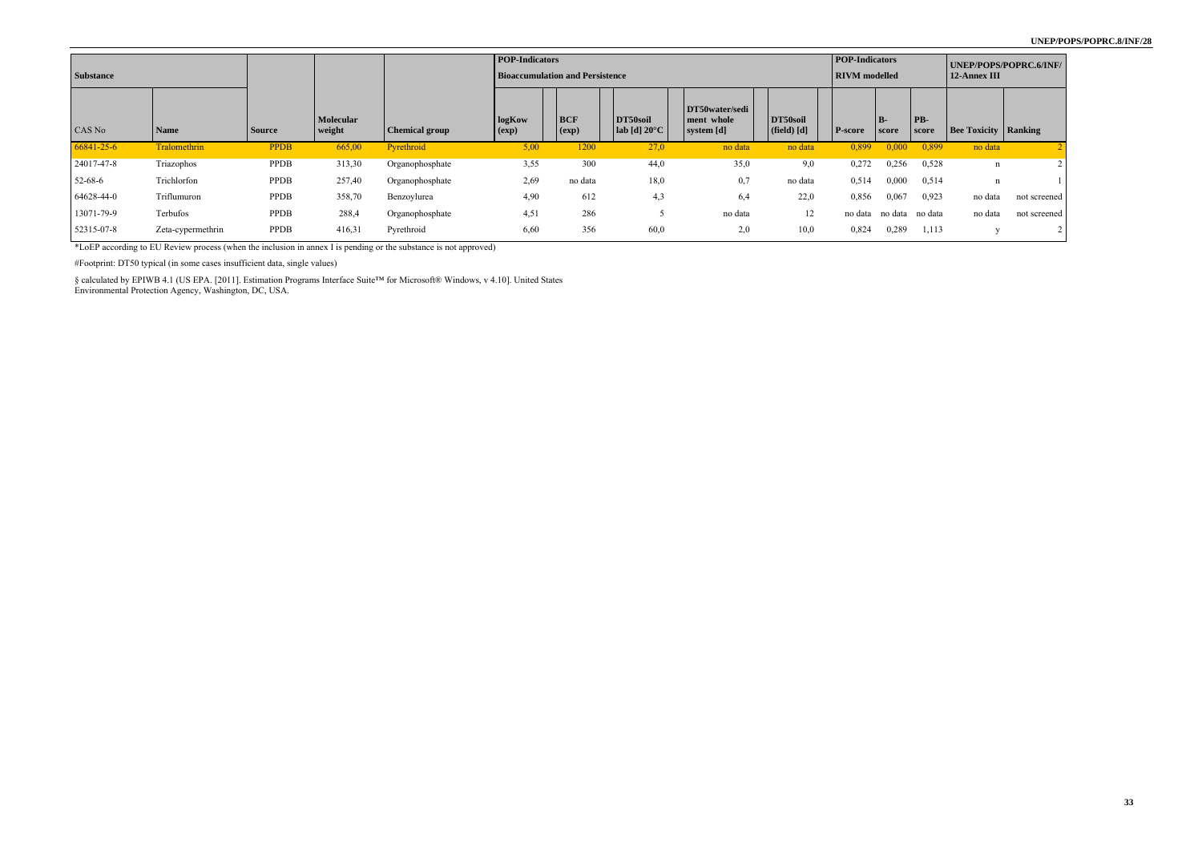| Substance | | | | | POP-Indicators Bioaccumulation and Persistence | | | | | POP-Indicators RIVM modelled | | | UNEP/POPS/POPRC.6/INF/ 12-Annex III | |
|---|---|---|---|---|---|---|---|---|---|---|---|---|---|---|
| CAS No | Name | Source | Molecular weight | Chemical group | logKow (exp) | BCF (exp) | DT50soil lab [d] 20°C | DT50water/sediment whole system [d] | DT50soil (field) [d] | P-score | B-score | PB-score | Bee Toxicity | Ranking |
| 66841-25-6 | Tralomethrin | PPDB | 665,00 | Pyrethroid | 5,00 | 1200 | 27,0 | no data | no data | 0,899 | 0,000 | 0,899 | no data | 2 |
| 24017-47-8 | Triazophos | PPDB | 313,30 | Organophosphate | 3,55 | 300 | 44,0 | 35,0 | 9,0 | 0,272 | 0,256 | 0,528 | n | 2 |
| 52-68-6 | Trichlorfon | PPDB | 257,40 | Organophosphate | 2,69 | no data | 18,0 | 0,7 | no data | 0,514 | 0,000 | 0,514 | n | 1 |
| 64628-44-0 | Triflumuron | PPDB | 358,70 | Benzoylurea | 4,90 | 612 | 4,3 | 6,4 | 22,0 | 0,856 | 0,067 | 0,923 | no data | not screened |
| 13071-79-9 | Terbufos | PPDB | 288,4 | Organophosphate | 4,51 | 286 | 5 | no data | 12 | no data | no data | no data | no data | not screened |
| 52315-07-8 | Zeta-cypermethrin | PPDB | 416,31 | Pyrethroid | 6,60 | 356 | 60,0 | 2,0 | 10,0 | 0,824 | 0,289 | 1,113 | y | 2 |

*LoEP according to EU Review process (when the inclusion in annex I is pending or the substance is not approved)

#Footprint: DT50 typical (in some cases insufficient data, single values)

§ calculated by EPIWB 4.1 (US EPA. [2011]. Estimation Programs Interface Suite™ for Microsoft® Windows, v 4.10]. United States Environmental Protection Agency, Washington, DC, USA.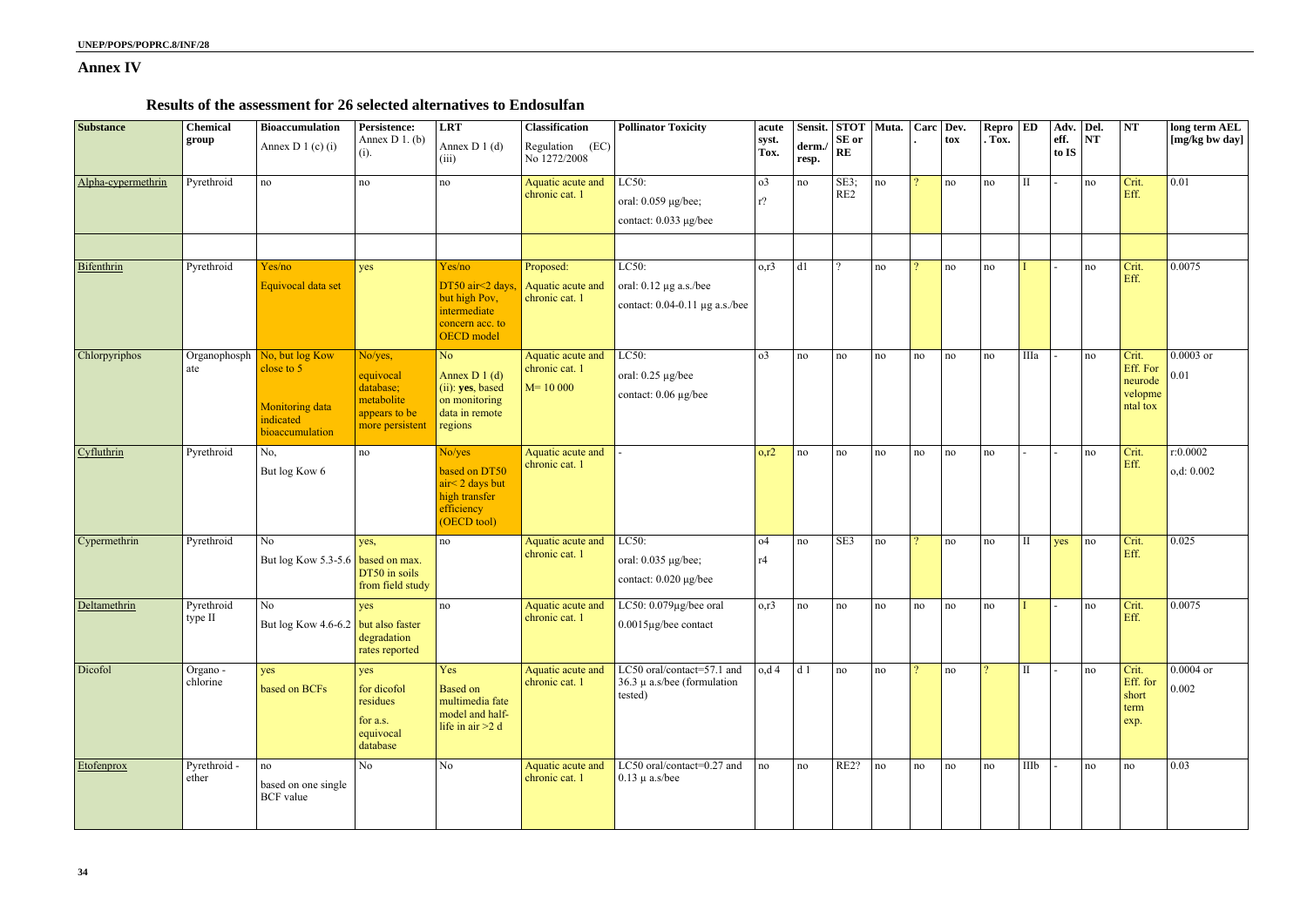## Annex IV

### Results of the assessment for 26 selected alternatives to Endosulfan

| Substance | Chemical group | Bioaccumulation Annex D 1 (c) (i) | Persistence: Annex D 1. (b) (i). | LRT Annex D 1 (d) (iii) | Classification Regulation (EC) No 1272/2008 | Pollinator Toxicity | acute syst. Tox. | Sensit. derm./ resp. | STOT SE or RE | Muta. | Carc. | Dev. tox | Repro. Tox. | ED | Adv. eff. to IS | Del. NT | NT | long term AEL [mg/kg bw day] |
|---|---|---|---|---|---|---|---|---|---|---|---|---|---|---|---|---|---|---|
| Alpha-cypermethrin | Pyrethroid | no | no | no | Aquatic acute and chronic cat. 1 | LC50: oral: 0.059 µg/bee; contact: 0.033 µg/bee | o3 r? | no | SE3; RE2 | no | ? | no | no | II | - | no | Crit. Eff. | 0.01 |
| | | | | | | | | | | | | | | | | | | |
| Bifenthrin | Pyrethroid | Yes/no Equivocal data set | yes | Yes/no DT50 air<2 days, but high Pov, intermediate concern acc. to OECD model | Proposed: Aquatic acute and chronic cat. 1 | LC50: oral: 0.12 µg a.s./bee contact: 0.04-0.11 µg a.s./bee | o,r3 | d1 | ? | no | ? | no | no | I | - | no | Crit. Eff. | 0.0075 |
| Chlorpyriphos | Organophosphate | No, but log Kow close to 5 Monitoring data indicated bioaccumulation | No/yes, equivocal database; metabolite appears to be more persistent | No Annex D 1 (d) (ii): yes, based on monitoring data in remote regions | Aquatic acute and chronic cat. 1 M= 10 000 | LC50: oral: 0.25 µg/bee contact: 0.06 µg/bee | o3 | no | no | no | no | no | no | IIIa | - | no | Crit. Eff. For neurodevelopmental tox | 0.0003 or 0.01 |
| Cyfluthrin | Pyrethroid | No, But log Kow 6 | no | No/yes based on DT50 air< 2 days but high transfer efficiency (OECD tool) | Aquatic acute and chronic cat. 1 | - | o,r2 | no | no | no | no | no | no | - | - | no | Crit. Eff. | r:0.0002 o,d: 0.002 |
| Cypermethrin | Pyrethroid | No But log Kow 5.3-5.6 | yes, based on max. DT50 in soils from field study | no | Aquatic acute and chronic cat. 1 | LC50: oral: 0.035 µg/bee; contact: 0.020 µg/bee | o4 r4 | no | SE3 | no | ? | no | no | II | yes | no | Crit. Eff. | 0.025 |
| Deltamethrin | Pyrethroid type II | No But log Kow 4.6-6.2 | yes but also faster degradation rates reported | no | Aquatic acute and chronic cat. 1 | LC50: 0.079µg/bee oral 0.0015µg/bee contact | o,r3 | no | no | no | no | no | no | I | - | no | Crit. Eff. | 0.0075 |
| Dicofol | Organo - chlorine | yes based on BCFs | yes for dicofol residues for a.s. equivocal database | Yes Based on multimedia fate model and half-life in air >2 d | Aquatic acute and chronic cat. 1 | LC50 oral/contact=57.1 and 36.3 µ a.s/bee (formulation tested) | o,d 4 | d 1 | no | no | ? | no | ? | II | - | no | Crit. Eff. for short term exp. | 0.0004 or 0.002 |
| Etofenprox | Pyrethroid - ether | no based on one single BCF value | No | No | Aquatic acute and chronic cat. 1 | LC50 oral/contact=0.27 and 0.13 µ a.s/bee | no | no | RE2? | no | no | no | no | IIIb | - | no | no | 0.03 |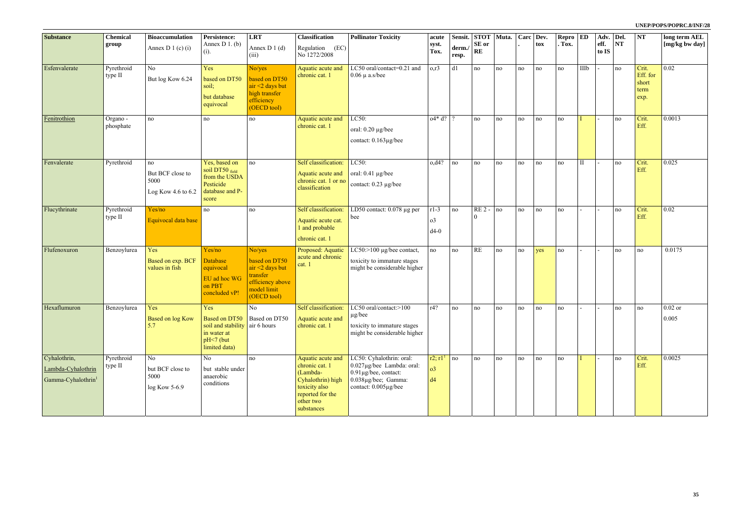| Substance | Chemical group | Bioaccumulation Annex D 1 (c) (i) | Persistence: Annex D 1. (b) (i). | LRT Annex D 1 (d) (iii) | Classification Regulation (EC) No 1272/2008 | Pollinator Toxicity | acute syst. Tox. | Sensit. derm./ resp. | STOT SE or RE | Muta. | Carc. | Dev. tox | Repro. Tox. | ED | Adv. eff. to IS | Del. NT | NT | long term AEL [mg/kg bw day] |
|---|---|---|---|---|---|---|---|---|---|---|---|---|---|---|---|---|---|---|
| Esfenvalerate | Pyrethroid type II | No<br>But log Kow 6.24 | Yes<br>based on DT50 soil;<br>but database equivocal | No/yes<br>based on DT50 air <2 days but high transfer efficiency (OECD tool) | Aquatic acute and chronic cat. 1 | LC50 oral/contact=0.21 and 0.06 µ a.s/bee | o,r3 | d1 | no | no | no | no | no | IIIb | - | no | Crit. Eff. for short term exp. | 0.02 |
| Fenitrothion | Organo - phosphate | no | no | no | Aquatic acute and chronic cat. 1 | LC50:<br>oral: 0.20 µg/bee<br>contact: 0.163µg/bee | o4* d? | ? | no | no | no | no | no | I | - | no | Crit. Eff. | 0.0013 |
| Fenvalerate | Pyrethroid | no<br>But BCF close to 5000<br>Log Kow 4.6 to 6.2 | Yes, based on soil DT50 field from the USDA Pesticide database and P-score | no | Self classification:<br>Aquatic acute and chronic cat. 1 or no classification | LC50:<br>oral: 0.41 µg/bee<br>contact: 0.23 µg/bee | o,d4? | no | no | no | no | no | no | II | - | no | Crit. Eff. | 0.025 |
| Flucythrinate | Pyrethroid type II | Yes/no<br>Equivocal data base | no | no | Self classification:<br>Aquatic acute cat. 1 and probable chronic cat. 1 | LD50 contact: 0.078 µg per bee | r1-3<br>o3<br>d4-0 | no | RE 2 - 0 | no | no | no | no | - | - | no | Crit. Eff. | 0.02 |
| Flufenoxuron | Benzoylurea | Yes<br>Based on exp. BCF values in fish | Yes/no<br>Database equivocal<br>EU ad hoc WG on PBT concluded vP! | No/yes<br>based on DT50 air <2 days but transfer efficiency above model limit (OECD tool) | Proposed: Aquatic acute and chronic cat. 1 | LC50:>100 µg/bee contact,<br>toxicity to immature stages might be considerable higher | no | no | RE | no | no | yes | no | - | - | no | no | 0.0175 |
| Hexaflumuron | Benzoylurea | Yes<br>Based on log Kow 5.7 | Yes<br>Based on DT50 soil and stability in water at pH<7 (but limited data) | No<br>Based on DT50 air 6 hours | Self classification:<br>Aquatic acute and chronic cat. 1 | LC50 oral/contact:>100 µg/bee<br>toxicity to immature stages might be considerable higher | r4? | no | no | no | no | no | no | - | - | no | no | 0.02 or<br>0.005 |
| Cyhalothrin,<br>Lambda-Cyhalothrin<br>Gamma-Cyhalothrin[1] | Pyrethroid type II | No<br>but BCF close to 5000<br>log Kow 5-6.9 | No<br>but stable under anaerobic conditions | no | Aquatic acute and chronic cat. 1 (Lambda-Cyhalothrin) high toxicity also reported for the other two substances | LC50: Cyhalothrin: oral: 0.027µg/bee Lambda: oral: 0.91µg/bee, contact: 0.038µg/bee; Gamma: contact: 0.005µg/bee | r2; r1[1]<br>o3<br>d4 | no | no | no | no | no | no | I | - | no | Crit. Eff. | 0.0025 |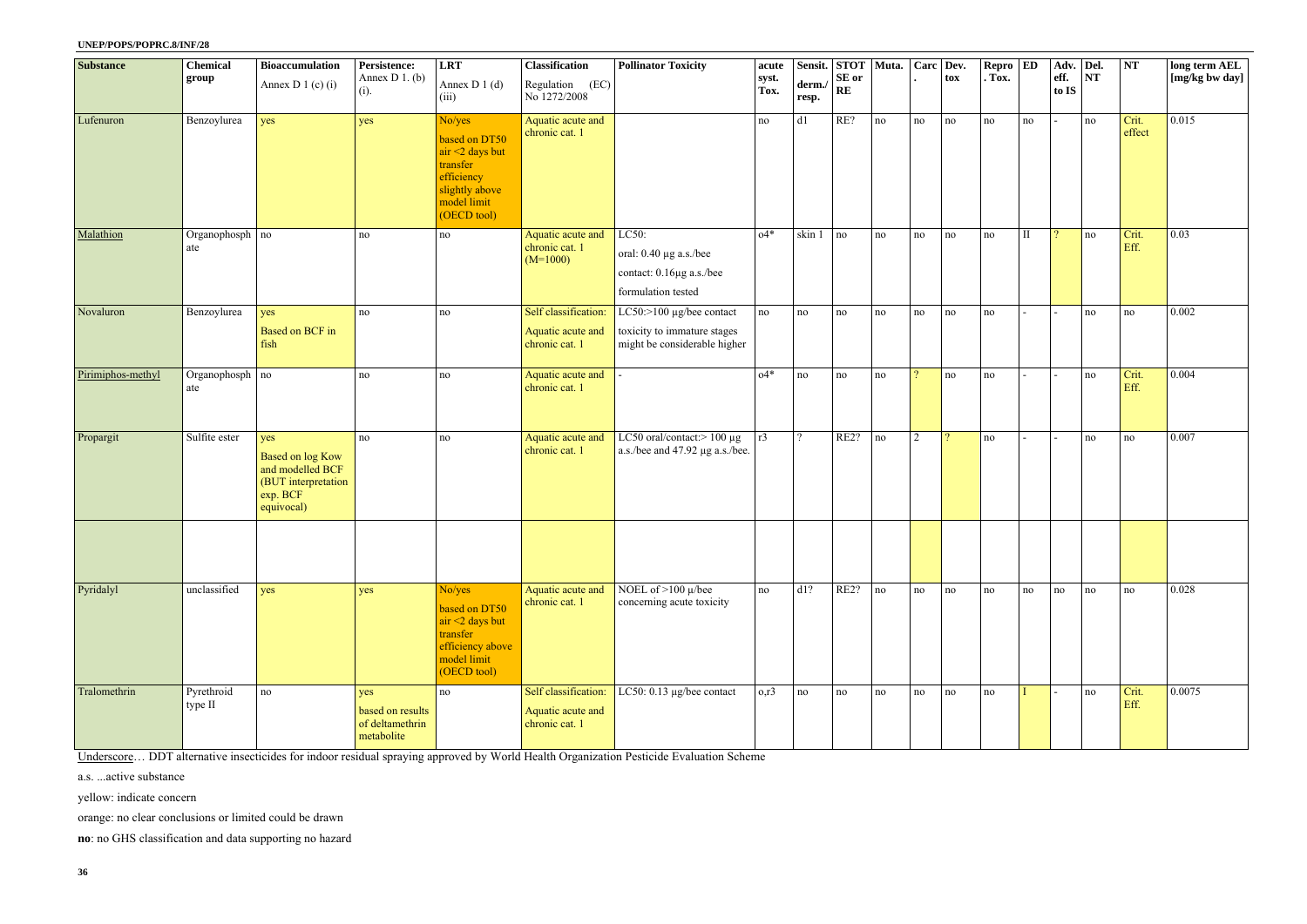| Substance | Chemical group | Bioaccumulation Annex D 1 (c) (i) | Persistence: Annex D 1. (b) (i). | LRT Annex D 1 (d) (iii) | Classification Regulation (EC) No 1272/2008 | Pollinator Toxicity | acute syst. Tox. | Sensit. derm./ resp. | STOT SE or RE | Muta. | Carc. | Dev. tox | Repro. Tox. | ED | Adv. eff. to IS | Del. NT | NT | long term AEL [mg/kg bw day] |
|---|---|---|---|---|---|---|---|---|---|---|---|---|---|---|---|---|---|---|
| Lufenuron | Benzoylurea | yes | yes | No/yes based on DT50 air <2 days but transfer efficiency slightly above model limit (OECD tool) | Aquatic acute and chronic cat. 1 | | no | d1 | RE? | no | no | no | no | no | - | no | Crit. effect | 0.015 |
| Malathion | Organophosphate | no | no | no | Aquatic acute and chronic cat. 1 (M=1000) | LC50: oral: 0.40 µg a.s./bee contact: 0.16µg a.s./bee formulation tested | o4* | skin 1 | no | no | no | no | no | II | ? | no | Crit. Eff. | 0.03 |
| Novaluron | Benzoylurea | yes Based on BCF in fish | no | no | Self classification: Aquatic acute and chronic cat. 1 | LC50:>100 µg/bee contact toxicity to immature stages might be considerable higher | no | no | no | no | no | no | no | - | - | no | no | 0.002 |
| Pirimiphos-methyl | Organophosphate | no | no | no | Aquatic acute and chronic cat. 1 | - | o4* | no | no | no | ? | no | no | - | - | no | Crit. Eff. | 0.004 |
| Propargit | Sulfite ester | yes Based on log Kow and modelled BCF (BUT interpretation exp. BCF equivocal) | no | no | Aquatic acute and chronic cat. 1 | LC50 oral/contact:> 100 µg a.s./bee and 47.92 µg a.s./bee. | r3 | ? | RE2? | no | 2 | ? | no | - | - | no | no | 0.007 |
| | | | | | | | | | | | | | | | | | | |
| Pyridalyl | unclassified | yes | yes | No/yes based on DT50 air <2 days but transfer efficiency above model limit (OECD tool) | Aquatic acute and chronic cat. 1 | NOEL of >100 µ/bee concerning acute toxicity | no | d1? | RE2? | no | no | no | no | no | no | no | no | 0.028 |
| Tralomethrin | Pyrethroid type II | no | yes based on results of deltamethrin metabolite | no | Self classification: Aquatic acute and chronic cat. 1 | LC50: 0.13 µg/bee contact | o,r3 | no | no | no | no | no | no | I | - | no | Crit. Eff. | 0.0075 |

Underscore… DDT alternative insecticides for indoor residual spraying approved by World Health Organization Pesticide Evaluation Scheme

a.s. ...active substance

yellow: indicate concern

orange: no clear conclusions or limited could be drawn

**no**: no GHS classification and data supporting no hazard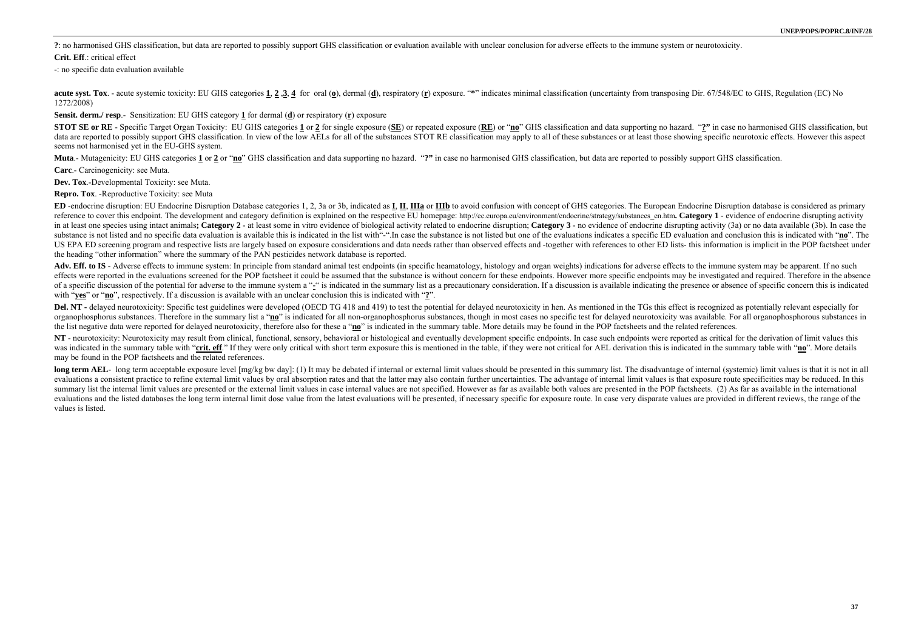**?**: no harmonised GHS classification, but data are reported to possibly support GHS classification or evaluation available with unclear conclusion for adverse effects to the immune system or neurotoxicity.

**Crit. Eff**.: critical effect

-: no specific data evaluation available

**acute syst. Tox**. - acute systemic toxicity: EU GHS categories **1**, **2** ,**3**, **4** for oral (**o**), dermal (**d**), respiratory (**r**) exposure. "**\***" indicates minimal classification (uncertainty from transposing Dir. 67/548/EC to GHS, Regulation (EC) No 1272/2008)

**Sensit. derm./ resp**.- Sensitization: EU GHS category **1** for dermal (**d**) or respiratory (**r**) exposure

**STOT SE or RE** - Specific Target Organ Toxicity: EU GHS categories **1** or **2** for single exposure (**SE**) or repeated exposure (**RE**) or "**no**" GHS classification and data supporting no hazard. "**?"** in case no harmonised GHS classification, but data are reported to possibly support GHS classification. In view of the low AELs for all of the substances STOT RE classification may apply to all of these substances or at least those showing specific neurotoxic effects. However this aspect seems not harmonised yet in the EU-GHS system.

**Muta**.- Mutagenicity: EU GHS categories **1** or **2** or "**no**" GHS classification and data supporting no hazard. "**?"** in case no harmonised GHS classification, but data are reported to possibly support GHS classification.

**Carc**.- Carcinogenicity: see Muta.

**Dev. Tox**.-Developmental Toxicity: see Muta.

**Repro. Tox**. -Reproductive Toxicity: see Muta

**ED** -endocrine disruption: EU Endocrine Disruption Database categories 1, 2, 3a or 3b, indicated as **I**, **II**, **IIIa** or **IIIb** to avoid confusion with concept of GHS categories. The European Endocrine Disruption database is considered as primary reference to cover this endpoint. The development and category definition is explained on the respective EU homepage: http://ec.europa.eu/environment/endocrine/strategy/substances_en.htm**. Category 1** - evidence of endocrine disrupting activity in at least one species using intact animals**; Category 2** - at least some in vitro evidence of biological activity related to endocrine disruption; **Category 3** - no evidence of endocrine disrupting activity (3a) or no data available (3b). In case the substance is not listed and no specific data evaluation is available this is indicated in the list with"-".In case the substance is not listed but one of the evaluations indicates a specific ED evaluation and conclusion this is indicated with "**no**". The US EPA ED screening program and respective lists are largely based on exposure considerations and data needs rather than observed effects and -together with references to other ED lists- this information is implicit in the POP factsheet under the heading "other information" where the summary of the PAN pesticides network database is reported.

**Adv. Eff. to IS** - Adverse effects to immune system: In principle from standard animal test endpoints (in specific heamatology, histology and organ weights) indications for adverse effects to the immune system may be apparent. If no such effects were reported in the evaluations screened for the POP factsheet it could be assumed that the substance is without concern for these endpoints. However more specific endpoints may be investigated and required. Therefore in the absence of a specific discussion of the potential for adverse to the immune system a "**-**" is indicated in the summary list as a precautionary consideration. If a discussion is available indicating the presence or absence of specific concern this is indicated with "**yes**" or "**no**", respectively. If a discussion is available with an unclear conclusion this is indicated with "**?**".

**Del. NT** - delayed neurotoxicity: Specific test guidelines were developed (OECD TG 418 and 419) to test the potential for delayed neurotoxicity in hen. As mentioned in the TGs this effect is recognized as potentially relevant especially for organophosphorus substances. Therefore in the summary list a "**no**" is indicated for all non-organophosphorus substances, though in most cases no specific test for delayed neurotoxicity was available. For all organophosphorous substances in the list negative data were reported for delayed neurotoxicity, therefore also for these a "**no**" is indicated in the summary table. More details may be found in the POP factsheets and the related references.

**NT** - neurotoxicity: Neurotoxicity may result from clinical, functional, sensory, behavioral or histological and eventually development specific endpoints. In case such endpoints were reported as critical for the derivation of limit values this was indicated in the summary table with "**crit. eff**." If they were only critical with short term exposure this is mentioned in the table, if they were not critical for AEL derivation this is indicated in the summary table with "**no**". More details may be found in the POP factsheets and the related references.

**long term AEL**- long term acceptable exposure level [mg/kg bw day]: (1) It may be debated if internal or external limit values should be presented in this summary list. The disadvantage of internal (systemic) limit values is that it is not in all evaluations a consistent practice to refine external limit values by oral absorption rates and that the latter may also contain further uncertainties. The advantage of internal limit values is that exposure route specificities may be reduced. In this summary list the internal limit values are presented or the external limit values in case internal values are not specified. However as far as available both values are presented in the POP factsheets. (2) As far as available in the international evaluations and the listed databases the long term internal limit dose value from the latest evaluations will be presented, if necessary specific for exposure route. In case very disparate values are provided in different reviews, the range of the values is listed.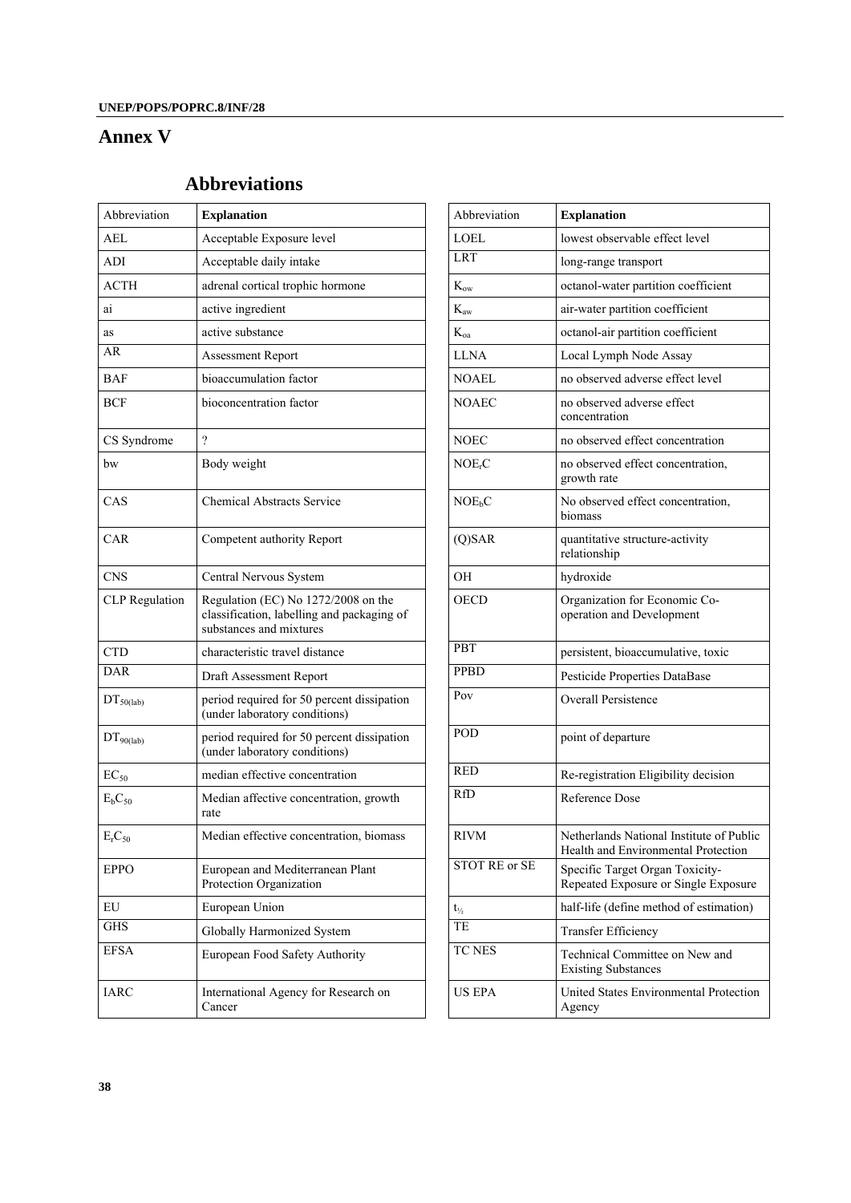# Annex V

## Abbreviations

| Abbreviation | **Explanation** |
|---|---|
| AEL | Acceptable Exposure level |
| ADI | Acceptable daily intake |
| ACTH | adrenal cortical trophic hormone |
| ai | active ingredient |
| as | active substance |
| AR | Assessment Report |
| BAF | bioaccumulation factor |
| BCF | bioconcentration factor |
| CS Syndrome | ? |
| bw | Body weight |
| CAS | Chemical Abstracts Service |
| CAR | Competent authority Report |
| CNS | Central Nervous System |
| CLP Regulation | Regulation (EC) No 1272/2008 on the classification, labelling and packaging of substances and mixtures |
| CTD | characteristic travel distance |
| DAR | Draft Assessment Report |
| $DT_{50(lab)}$ | period required for 50 percent dissipation (under laboratory conditions) |
| $DT_{90(lab)}$ | period required for 50 percent dissipation (under laboratory conditions) |
| $EC_{50}$ | median effective concentration |
| $E_bC_{50}$ | Median affective concentration, growth rate |
| $E_rC_{50}$ | Median effective concentration, biomass |
| EPPO | European and Mediterranean Plant Protection Organization |
| EU | European Union |
| GHS | Globally Harmonized System |
| EFSA | European Food Safety Authority |
| IARC | International Agency for Research on Cancer |
| LOEL | lowest observable effect level |
| LRT | long-range transport |
| $K_{ow}$ | octanol-water partition coefficient |
| $K_{aw}$ | air-water partition coefficient |
| $K_{oa}$ | octanol-air partition coefficient |
| LLNA | Local Lymph Node Assay |
| NOAEL | no observed adverse effect level |
| NOAEC | no observed adverse effect concentration |
| NOEC | no observed effect concentration |
| $NOE_rC$ | no observed effect concentration, growth rate |
| $NOE_bC$ | No observed effect concentration, biomass |
| (Q)SAR | quantitative structure-activity relationship |
| OH | hydroxide |
| OECD | Organization for Economic Co-operation and Development |
| PBT | persistent, bioaccumulative, toxic |
| PPBD | Pesticide Properties DataBase |
| Pov | Overall Persistence |
| POD | point of departure |
| RED | Re-registration Eligibility decision |
| RfD | Reference Dose |
| RIVM | Netherlands National Institute of Public Health and Environmental Protection |
| STOT RE or SE | Specific Target Organ Toxicity-Repeated Exposure or Single Exposure |
| $t_{½}$ | half-life (define method of estimation) |
| TE | Transfer Efficiency |
| TC NES | Technical Committee on New and Existing Substances |
| US EPA | United States Environmental Protection Agency |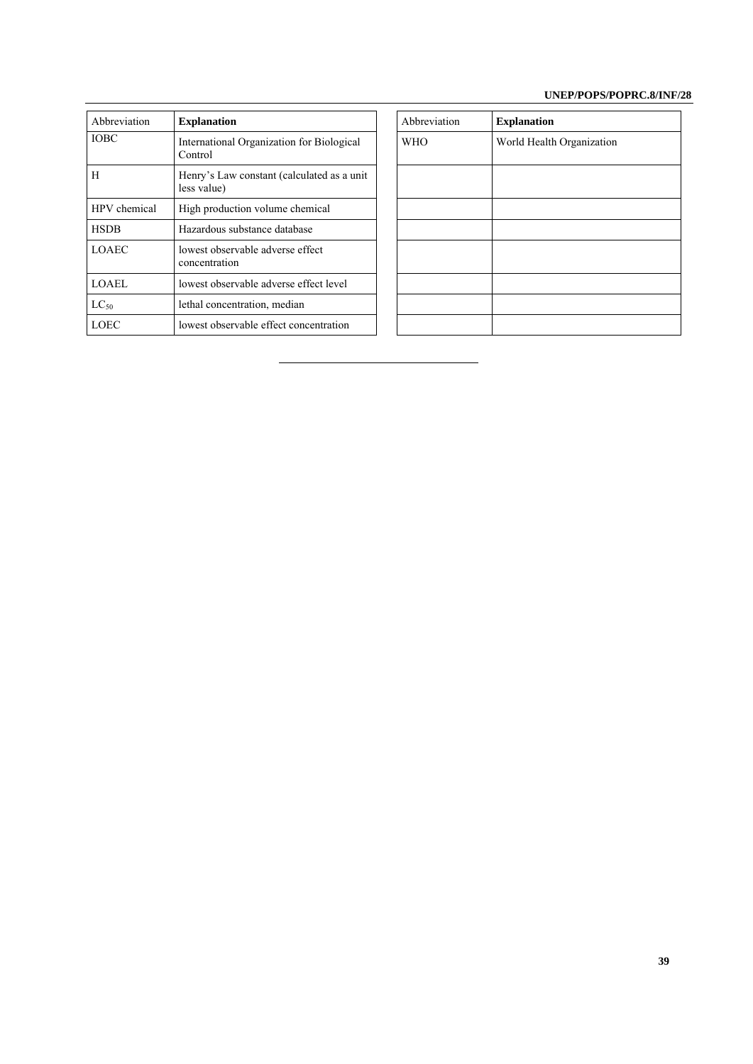| Abbreviation | Explanation | Abbreviation | Explanation |
| --- | --- | --- | --- |
| IOBC | International Organization for Biological Control | WHO | World Health Organization |
| H | Henry's Law constant (calculated as a unit less value) | | |
| HPV chemical | High production volume chemical | | |
| HSDB | Hazardous substance database | | |
| LOAEC | lowest observable adverse effect concentration | | |
| LOAEL | lowest observable adverse effect level | | |
| $LC_{50}$ | lethal concentration, median | | |
| LOEC | lowest observable effect concentration | | |